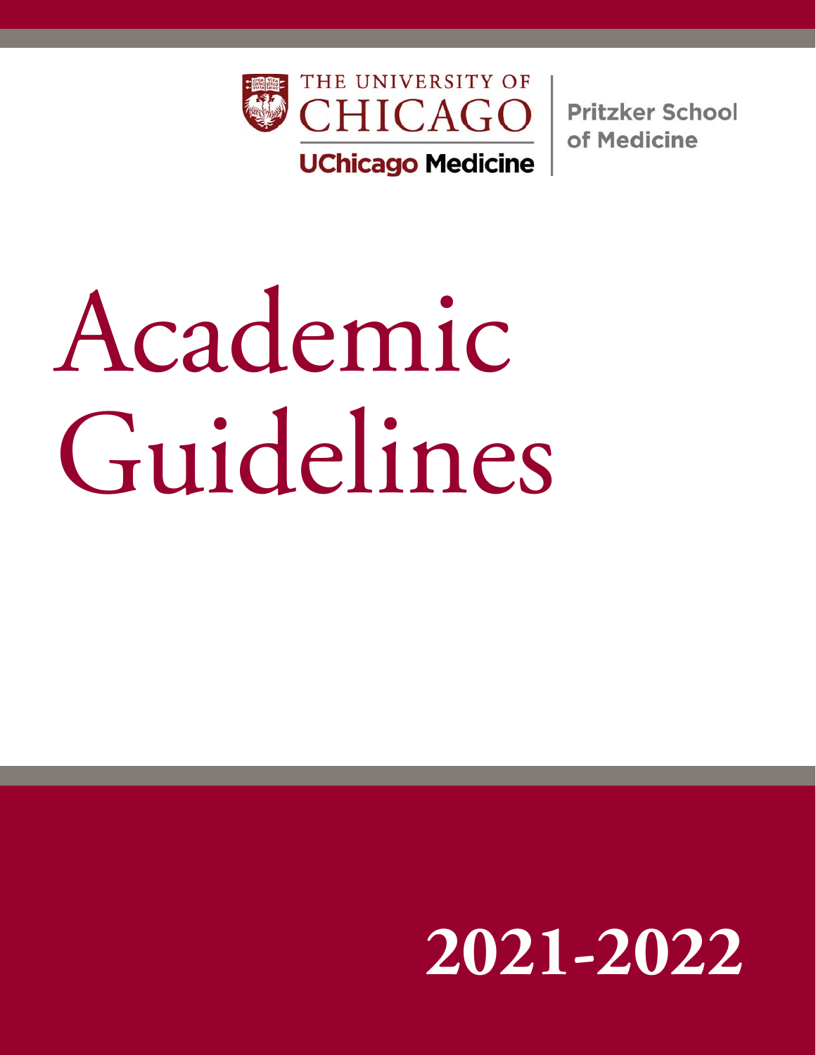THE UNIVERSITY OF CHICAGO

UChicago Medicine

Pritzker School of Medicine

# Academic Guidelines

## 2021-2022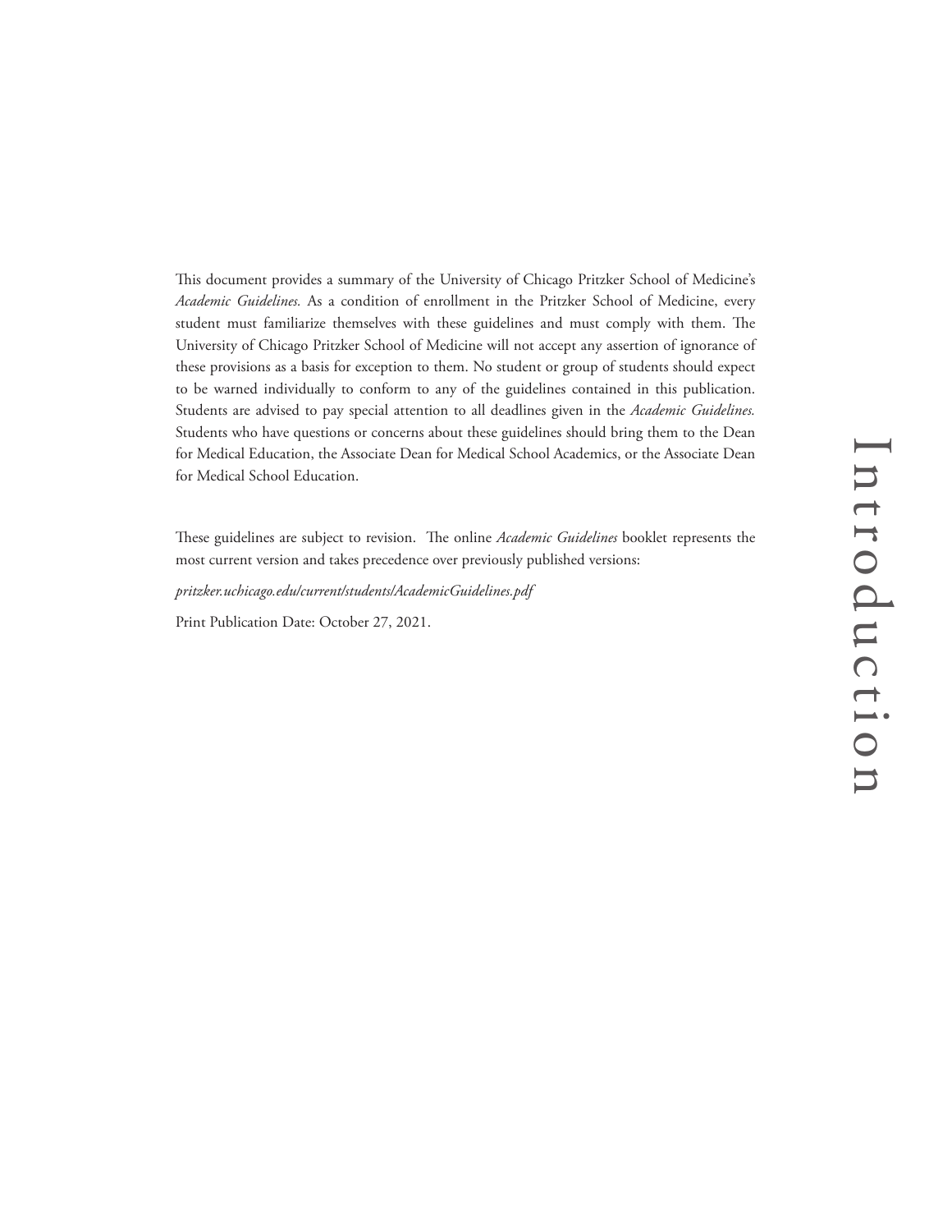# Introduction

This document provides a summary of the University of Chicago Pritzker School of Medicine's *Academic Guidelines.* As a condition of enrollment in the Pritzker School of Medicine, every student must familiarize themselves with these guidelines and must comply with them. The University of Chicago Pritzker School of Medicine will not accept any assertion of ignorance of these provisions as a basis for exception to them. No student or group of students should expect to be warned individually to conform to any of the guidelines contained in this publication. Students are advised to pay special attention to all deadlines given in the *Academic Guidelines.* Students who have questions or concerns about these guidelines should bring them to the Dean for Medical Education, the Associate Dean for Medical School Academics, or the Associate Dean for Medical School Education.

These guidelines are subject to revision. The online *Academic Guidelines* booklet represents the most current version and takes precedence over previously published versions:

*pritzker.uchicago.edu/current/students/AcademicGuidelines.pdf*

Print Publication Date: October 27, 2021.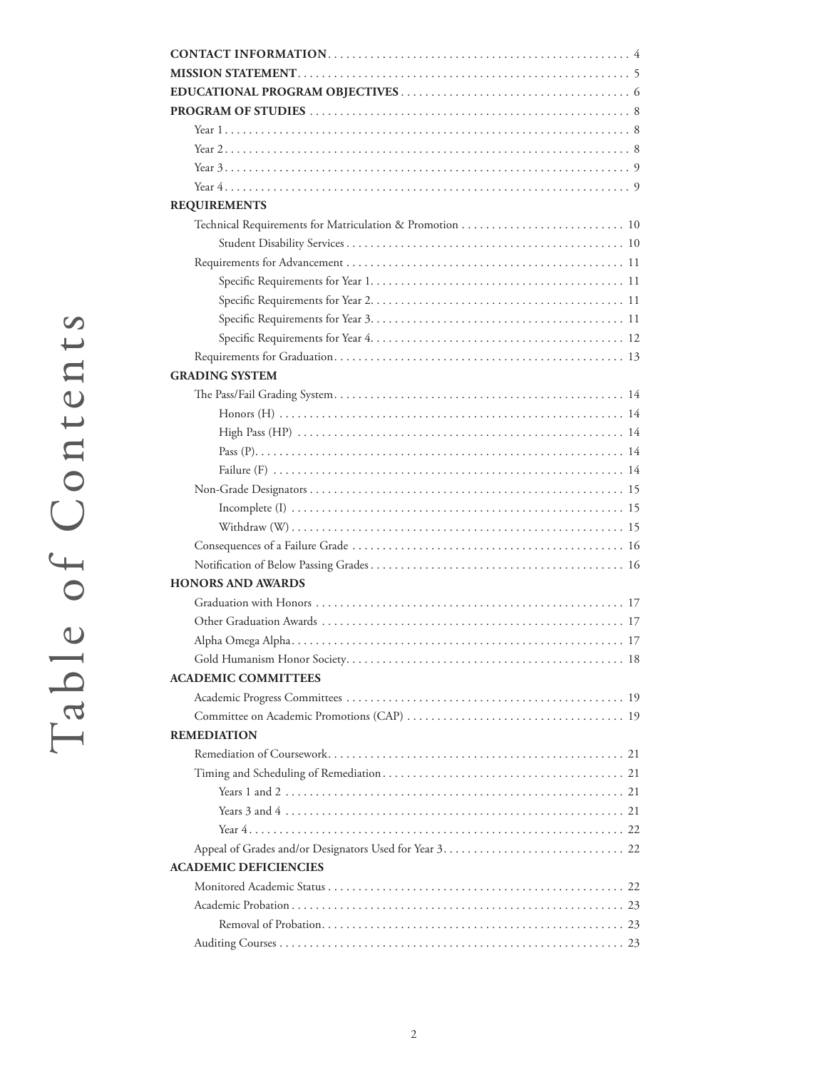# Table of Contents

**CONTACT INFORMATION** . . . . . . . . . . . . . . . . . . . . . . . . . . . . . . . . . . . . . . . . . . . . . . . . . . 4

**MISSION STATEMENT** . . . . . . . . . . . . . . . . . . . . . . . . . . . . . . . . . . . . . . . . . . . . . . . . . . . . . 5

**EDUCATIONAL PROGRAM OBJECTIVES** . . . . . . . . . . . . . . . . . . . . . . . . . . . . . . . . . . . . . 6

**PROGRAM OF STUDIES** . . . . . . . . . . . . . . . . . . . . . . . . . . . . . . . . . . . . . . . . . . . . . . . . . . . 8

- Year 1 . . . . . . . . . . . . . . . . . . . . . . . . . . . . . . . . . . . . . . . . . . . . . . . . . . . . . . . . . . . . . . . . . 8
- Year 2 . . . . . . . . . . . . . . . . . . . . . . . . . . . . . . . . . . . . . . . . . . . . . . . . . . . . . . . . . . . . . . . . . 8
- Year 3 . . . . . . . . . . . . . . . . . . . . . . . . . . . . . . . . . . . . . . . . . . . . . . . . . . . . . . . . . . . . . . . . . 9
- Year 4 . . . . . . . . . . . . . . . . . . . . . . . . . . . . . . . . . . . . . . . . . . . . . . . . . . . . . . . . . . . . . . . . . 9

**REQUIREMENTS**

- Technical Requirements for Matriculation & Promotion . . . . . . . . . . . . . . . . . . . . . . . . . . . 10
  - Student Disability Services . . . . . . . . . . . . . . . . . . . . . . . . . . . . . . . . . . . . . . . . . . . . . 10
- Requirements for Advancement . . . . . . . . . . . . . . . . . . . . . . . . . . . . . . . . . . . . . . . . . . . . . 11
  - Specific Requirements for Year 1 . . . . . . . . . . . . . . . . . . . . . . . . . . . . . . . . . . . . . . . . . 11
  - Specific Requirements for Year 2 . . . . . . . . . . . . . . . . . . . . . . . . . . . . . . . . . . . . . . . . . 11
  - Specific Requirements for Year 3 . . . . . . . . . . . . . . . . . . . . . . . . . . . . . . . . . . . . . . . . . 11
  - Specific Requirements for Year 4 . . . . . . . . . . . . . . . . . . . . . . . . . . . . . . . . . . . . . . . . . 12
- Requirements for Graduation . . . . . . . . . . . . . . . . . . . . . . . . . . . . . . . . . . . . . . . . . . . . . . 13

**GRADING SYSTEM**

- The Pass/Fail Grading System . . . . . . . . . . . . . . . . . . . . . . . . . . . . . . . . . . . . . . . . . . . . . . 14
  - Honors (H) . . . . . . . . . . . . . . . . . . . . . . . . . . . . . . . . . . . . . . . . . . . . . . . . . . . . . . . . . 14
  - High Pass (HP) . . . . . . . . . . . . . . . . . . . . . . . . . . . . . . . . . . . . . . . . . . . . . . . . . . . . . . 14
  - Pass (P) . . . . . . . . . . . . . . . . . . . . . . . . . . . . . . . . . . . . . . . . . . . . . . . . . . . . . . . . . . . . 14
  - Failure (F) . . . . . . . . . . . . . . . . . . . . . . . . . . . . . . . . . . . . . . . . . . . . . . . . . . . . . . . . . 14
- Non-Grade Designators . . . . . . . . . . . . . . . . . . . . . . . . . . . . . . . . . . . . . . . . . . . . . . . . . . . 15
  - Incomplete (I) . . . . . . . . . . . . . . . . . . . . . . . . . . . . . . . . . . . . . . . . . . . . . . . . . . . . . . . 15
  - Withdraw (W) . . . . . . . . . . . . . . . . . . . . . . . . . . . . . . . . . . . . . . . . . . . . . . . . . . . . . . . 15
- Consequences of a Failure Grade . . . . . . . . . . . . . . . . . . . . . . . . . . . . . . . . . . . . . . . . . . . 16
- Notification of Below Passing Grades . . . . . . . . . . . . . . . . . . . . . . . . . . . . . . . . . . . . . . . . 16

**HONORS AND AWARDS**

- Graduation with Honors . . . . . . . . . . . . . . . . . . . . . . . . . . . . . . . . . . . . . . . . . . . . . . . . . . 17
- Other Graduation Awards . . . . . . . . . . . . . . . . . . . . . . . . . . . . . . . . . . . . . . . . . . . . . . . . . 17
- Alpha Omega Alpha . . . . . . . . . . . . . . . . . . . . . . . . . . . . . . . . . . . . . . . . . . . . . . . . . . . . . . 17
- Gold Humanism Honor Society . . . . . . . . . . . . . . . . . . . . . . . . . . . . . . . . . . . . . . . . . . . . . 18

**ACADEMIC COMMITTEES**

- Academic Progress Committees . . . . . . . . . . . . . . . . . . . . . . . . . . . . . . . . . . . . . . . . . . . . . 19
- Committee on Academic Promotions (CAP) . . . . . . . . . . . . . . . . . . . . . . . . . . . . . . . . . . . 19

**REMEDIATION**

- Remediation of Coursework . . . . . . . . . . . . . . . . . . . . . . . . . . . . . . . . . . . . . . . . . . . . . . . . 21
- Timing and Scheduling of Remediation . . . . . . . . . . . . . . . . . . . . . . . . . . . . . . . . . . . . . . . 21
  - Years 1 and 2 . . . . . . . . . . . . . . . . . . . . . . . . . . . . . . . . . . . . . . . . . . . . . . . . . . . . . . . 21
  - Years 3 and 4 . . . . . . . . . . . . . . . . . . . . . . . . . . . . . . . . . . . . . . . . . . . . . . . . . . . . . . . 21
  - Year 4 . . . . . . . . . . . . . . . . . . . . . . . . . . . . . . . . . . . . . . . . . . . . . . . . . . . . . . . . . . . . . 22
- Appeal of Grades and/or Designators Used for Year 3 . . . . . . . . . . . . . . . . . . . . . . . . . . . . 22

**ACADEMIC DEFICIENCIES**

- Monitored Academic Status . . . . . . . . . . . . . . . . . . . . . . . . . . . . . . . . . . . . . . . . . . . . . . . . 22
- Academic Probation . . . . . . . . . . . . . . . . . . . . . . . . . . . . . . . . . . . . . . . . . . . . . . . . . . . . . . 23
  - Removal of Probation . . . . . . . . . . . . . . . . . . . . . . . . . . . . . . . . . . . . . . . . . . . . . . . . . . 23
- Auditing Courses . . . . . . . . . . . . . . . . . . . . . . . . . . . . . . . . . . . . . . . . . . . . . . . . . . . . . . . . 23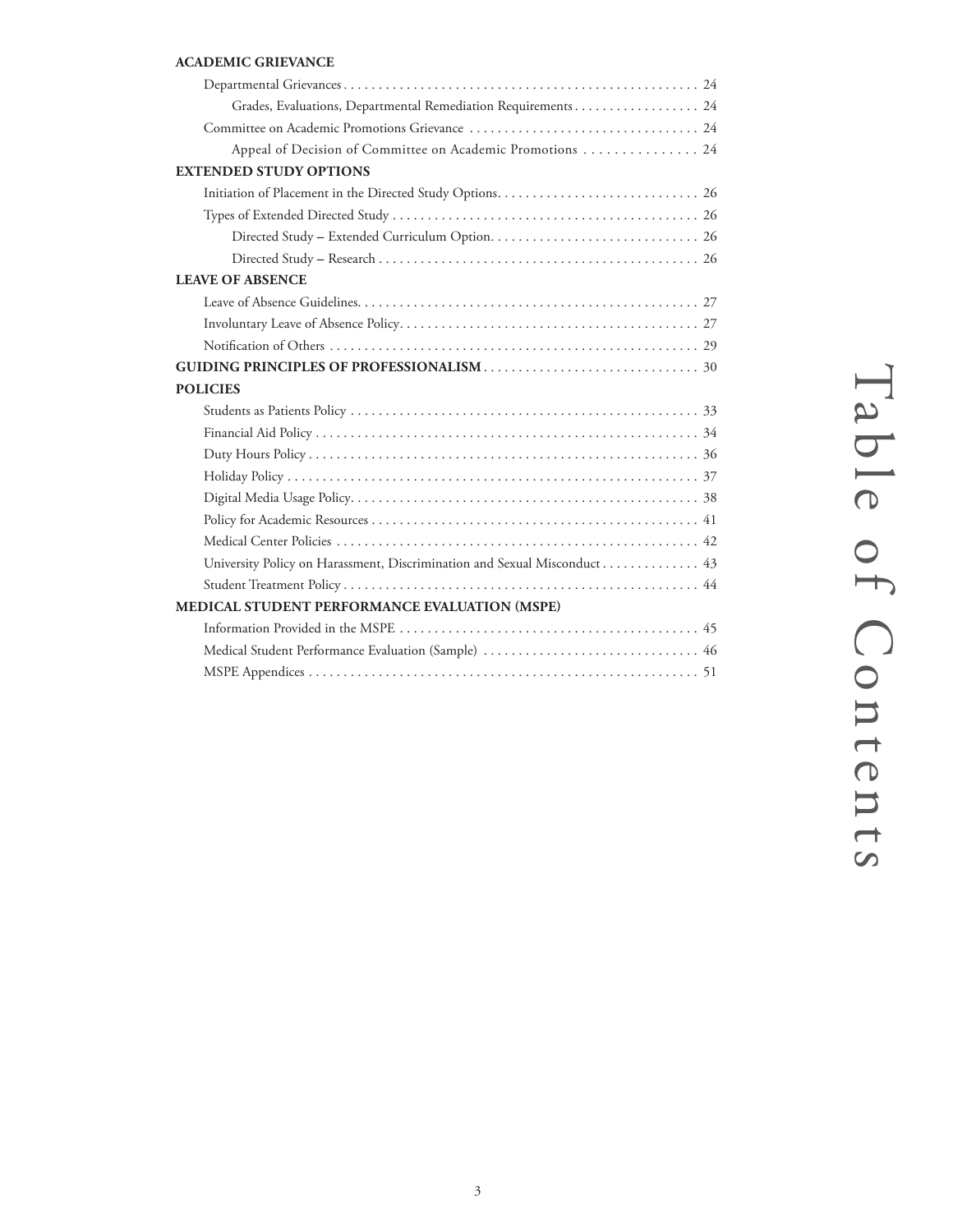**ACADEMIC GRIEVANCE**

- Departmental Grievances . . . 24
    - Grades, Evaluations, Departmental Remediation Requirements . . . 24
- Committee on Academic Promotions Grievance . . . 24
    - Appeal of Decision of Committee on Academic Promotions . . . 24

**EXTENDED STUDY OPTIONS**

- Initiation of Placement in the Directed Study Options . . . 26
- Types of Extended Directed Study . . . 26
    - Directed Study – Extended Curriculum Option . . . 26
    - Directed Study – Research . . . 26

**LEAVE OF ABSENCE**

- Leave of Absence Guidelines . . . 27
- Involuntary Leave of Absence Policy . . . 27
- Notification of Others . . . 29

**GUIDING PRINCIPLES OF PROFESSIONALISM** . . . 30

**POLICIES**

- Students as Patients Policy . . . 33
- Financial Aid Policy . . . 34
- Duty Hours Policy . . . 36
- Holiday Policy . . . 37
- Digital Media Usage Policy . . . 38
- Policy for Academic Resources . . . 41
- Medical Center Policies . . . 42
- University Policy on Harassment, Discrimination and Sexual Misconduct . . . 43
- Student Treatment Policy . . . 44

**MEDICAL STUDENT PERFORMANCE EVALUATION (MSPE)**

- Information Provided in the MSPE . . . 45
- Medical Student Performance Evaluation (Sample) . . . 46
- MSPE Appendices . . . 51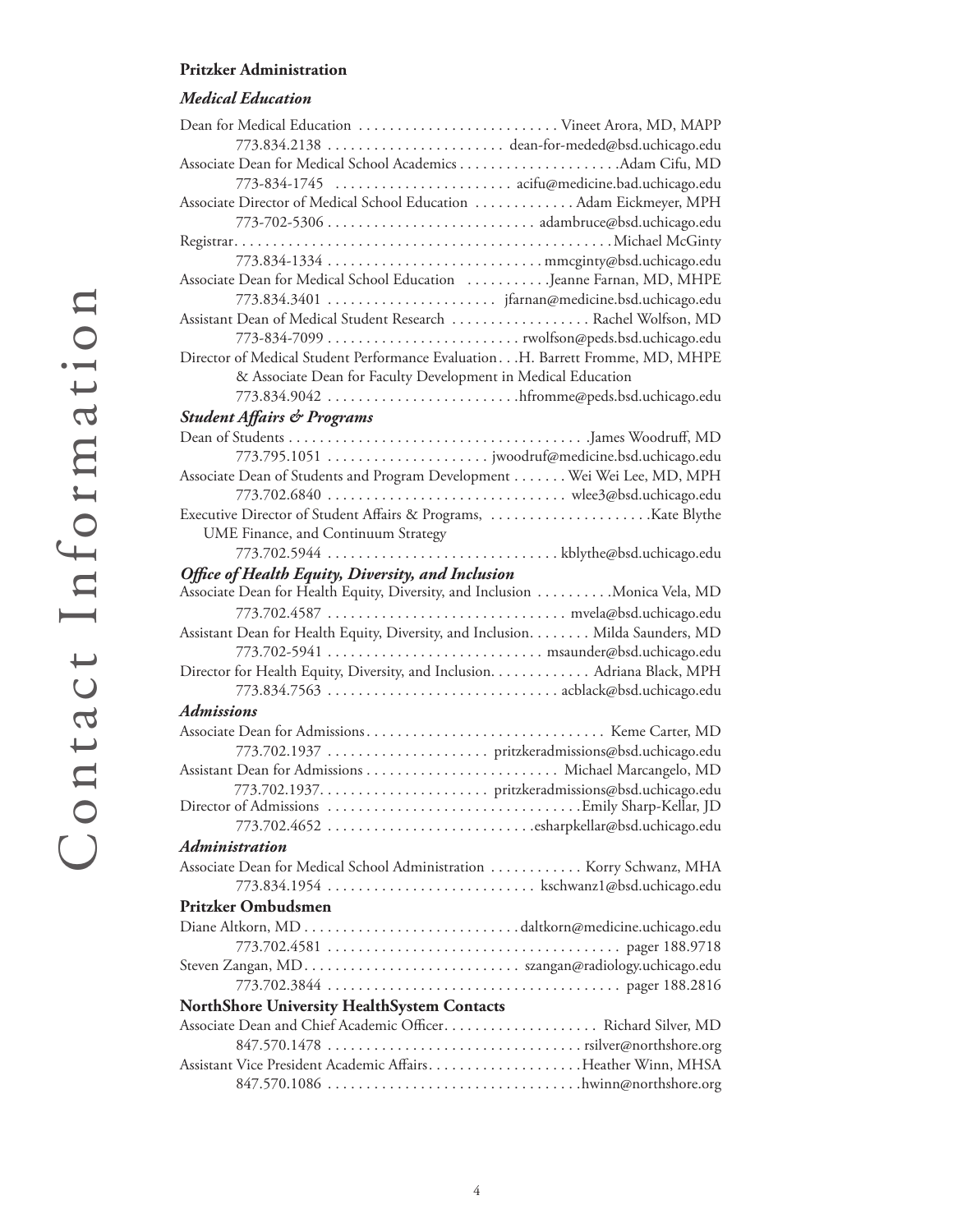## Pritzker Administration

### *Medical Education*

Dean for Medical Education . . . . . . . . . . . . . . . . . . . . . . . . . . Vineet Arora, MD, MAPP
773.834.2138 . . . . . . . . . . . . . . . . . . . . . . . dean-for-meded@bsd.uchicago.edu

Associate Dean for Medical School Academics . . . . . . . . . . . . . . . . . . . . .Adam Cifu, MD
773-834-1745 . . . . . . . . . . . . . . . . . . . . . . acifu@medicine.bad.uchicago.edu

Associate Director of Medical School Education . . . . . . . . . . . . . Adam Eickmeyer, MPH
773-702-5306 . . . . . . . . . . . . . . . . . . . . . . . . . . adambruce@bsd.uchicago.edu

Registrar. . . . . . . . . . . . . . . . . . . . . . . . . . . . . . . . . . . . . . . . . . . . . . . .Michael McGinty
773.834-1334 . . . . . . . . . . . . . . . . . . . . . . . . . . . mmcginty@bsd.uchicago.edu

Associate Dean for Medical School Education . . . . . . . . . . .Jeanne Farnan, MD, MHPE
773.834.3401 . . . . . . . . . . . . . . . . . . . . . jfarnan@medicine.bsd.uchicago.edu

Assistant Dean of Medical Student Research . . . . . . . . . . . . . . . . . . Rachel Wolfson, MD
773-834-7099 . . . . . . . . . . . . . . . . . . . . . . . . . rwolfson@peds.bsd.uchicago.edu

Director of Medical Student Performance Evaluation. . .H. Barrett Fromme, MD, MHPE
& Associate Dean for Faculty Development in Medical Education
773.834.9042 . . . . . . . . . . . . . . . . . . . . . . . . .hfromme@peds.bsd.uchicago.edu

### *Student Affairs & Programs*

Dean of Students . . . . . . . . . . . . . . . . . . . . . . . . . . . . . . . . . . . . . . .James Woodruff, MD
773.795.1051 . . . . . . . . . . . . . . . . . . . . jwoodruf@medicine.bsd.uchicago.edu

Associate Dean of Students and Program Development . . . . . . . Wei Wei Lee, MD, MPH
773.702.6840 . . . . . . . . . . . . . . . . . . . . . . . . . . . . . . wlee3@bsd.uchicago.edu

Executive Director of Student Affairs & Programs, . . . . . . . . . . . . . . . . . . . . .Kate Blythe
UME Finance, and Continuum Strategy
773.702.5944 . . . . . . . . . . . . . . . . . . . . . . . . . . . . . kblythe@bsd.uchicago.edu

### *Office of Health Equity, Diversity, and Inclusion*

Associate Dean for Health Equity, Diversity, and Inclusion . . . . . . . . . .Monica Vela, MD
773.702.4587 . . . . . . . . . . . . . . . . . . . . . . . . . . . . . . mvela@bsd.uchicago.edu

Assistant Dean for Health Equity, Diversity, and Inclusion. . . . . . . . Milda Saunders, MD
773.702-5941 . . . . . . . . . . . . . . . . . . . . . . . . . . . msaunder@bsd.uchicago.edu

Director for Health Equity, Diversity, and Inclusion. . . . . . . . . . . . Adriana Black, MPH
773.834.7563 . . . . . . . . . . . . . . . . . . . . . . . . . . . . . acblack@bsd.uchicago.edu

### *Admissions*

Associate Dean for Admissions. . . . . . . . . . . . . . . . . . . . . . . . . . . . . . Keme Carter, MD
773.702.1937 . . . . . . . . . . . . . . . . . . . . pritzkeradmissions@bsd.uchicago.edu

Assistant Dean for Admissions . . . . . . . . . . . . . . . . . . . . . . . . . Michael Marcangelo, MD
773.702.1937. . . . . . . . . . . . . . . . . . . . . pritzkeradmissions@bsd.uchicago.edu

Director of Admissions . . . . . . . . . . . . . . . . . . . . . . . . . . . . . . . . .Emily Sharp-Kellar, JD
773.702.4652 . . . . . . . . . . . . . . . . . . . . . . . . . . .esharpkellar@bsd.uchicago.edu

### *Administration*

Associate Dean for Medical School Administration . . . . . . . . . . . . Korry Schwanz, MHA
773.834.1954 . . . . . . . . . . . . . . . . . . . . . . . . . . kschwanz1@bsd.uchicago.edu

## Pritzker Ombudsmen

Diane Altkorn, MD . . . . . . . . . . . . . . . . . . . . . . . . . . . .daltkorn@medicine.uchicago.edu
773.702.4581 . . . . . . . . . . . . . . . . . . . . . . . . . . . . . . . . . . . . . . pager 188.9718

Steven Zangan, MD. . . . . . . . . . . . . . . . . . . . . . . . . . . . szangan@radiology.uchicago.edu
773.702.3844 . . . . . . . . . . . . . . . . . . . . . . . . . . . . . . . . . . . . . . pager 188.2816

## NorthShore University HealthSystem Contacts

Associate Dean and Chief Academic Officer. . . . . . . . . . . . . . . . . . . . Richard Silver, MD
847.570.1478 . . . . . . . . . . . . . . . . . . . . . . . . . . . . . . . . rsilver@northshore.org

Assistant Vice President Academic Affairs. . . . . . . . . . . . . . . . . . . .Heather Winn, MHSA
847.570.1086 . . . . . . . . . . . . . . . . . . . . . . . . . . . . . . . .hwinn@northshore.org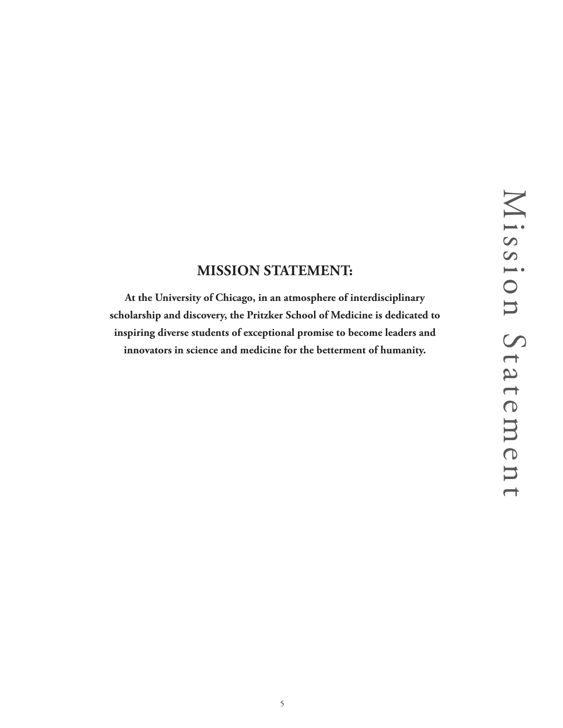## MISSION STATEMENT:

**At the University of Chicago, in an atmosphere of interdisciplinary scholarship and discovery, the Pritzker School of Medicine is dedicated to inspiring diverse students of exceptional promise to become leaders and innovators in science and medicine for the betterment of humanity.**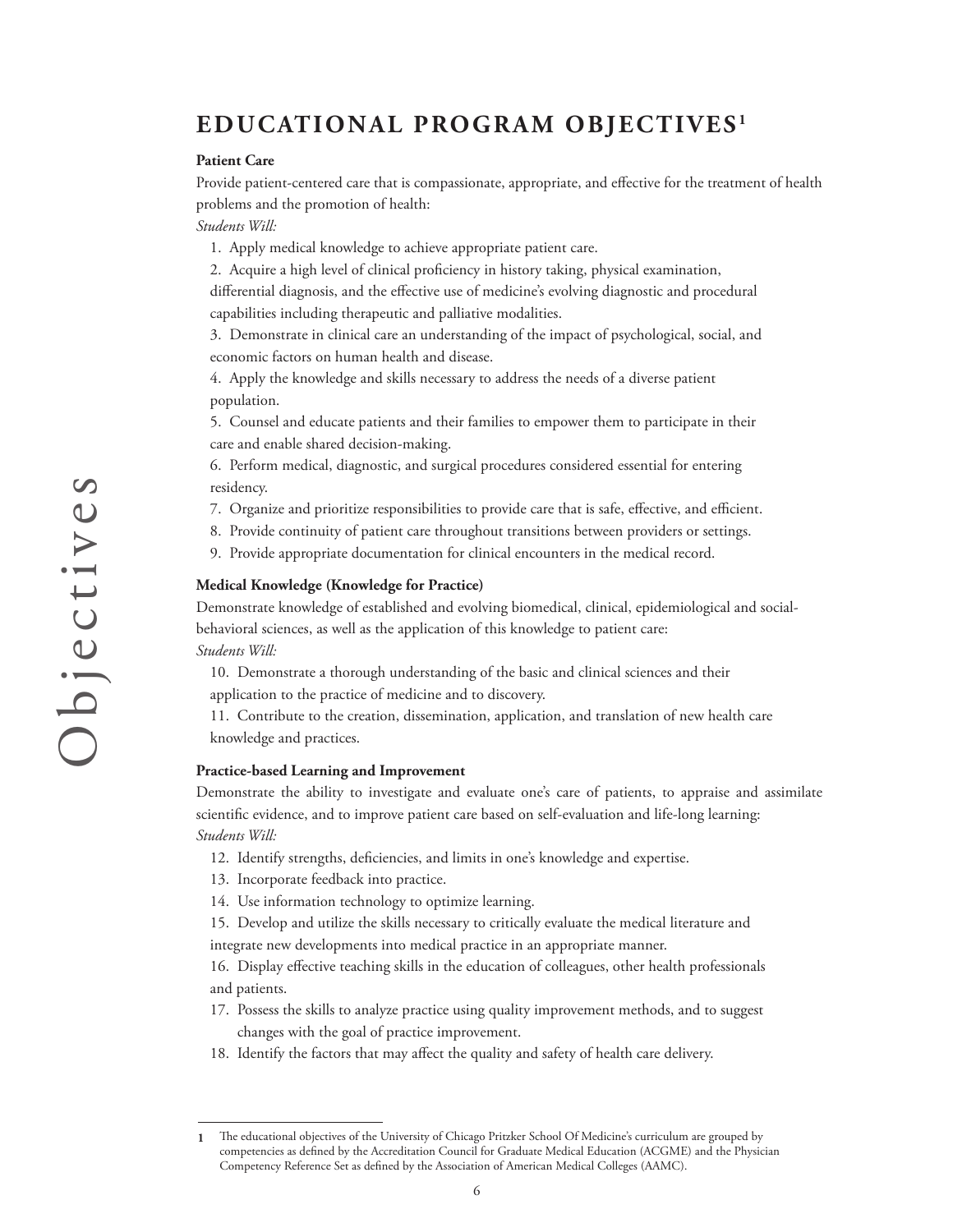# EDUCATIONAL PROGRAM OBJECTIVES[1]

**Patient Care**

Provide patient-centered care that is compassionate, appropriate, and effective for the treatment of health problems and the promotion of health:

*Students Will:*

1. Apply medical knowledge to achieve appropriate patient care.
2. Acquire a high level of clinical proficiency in history taking, physical examination, differential diagnosis, and the effective use of medicine's evolving diagnostic and procedural capabilities including therapeutic and palliative modalities.
3. Demonstrate in clinical care an understanding of the impact of psychological, social, and economic factors on human health and disease.
4. Apply the knowledge and skills necessary to address the needs of a diverse patient population.
5. Counsel and educate patients and their families to empower them to participate in their care and enable shared decision-making.
6. Perform medical, diagnostic, and surgical procedures considered essential for entering residency.
7. Organize and prioritize responsibilities to provide care that is safe, effective, and efficient.
8. Provide continuity of patient care throughout transitions between providers or settings.
9. Provide appropriate documentation for clinical encounters in the medical record.

**Medical Knowledge (Knowledge for Practice)**

Demonstrate knowledge of established and evolving biomedical, clinical, epidemiological and social-behavioral sciences, as well as the application of this knowledge to patient care:

*Students Will:*

10. Demonstrate a thorough understanding of the basic and clinical sciences and their application to the practice of medicine and to discovery.
11. Contribute to the creation, dissemination, application, and translation of new health care knowledge and practices.

**Practice-based Learning and Improvement**

Demonstrate the ability to investigate and evaluate one's care of patients, to appraise and assimilate scientific evidence, and to improve patient care based on self-evaluation and life-long learning:

*Students Will:*

12. Identify strengths, deficiencies, and limits in one's knowledge and expertise.
13. Incorporate feedback into practice.
14. Use information technology to optimize learning.
15. Develop and utilize the skills necessary to critically evaluate the medical literature and integrate new developments into medical practice in an appropriate manner.
16. Display effective teaching skills in the education of colleagues, other health professionals and patients.
17. Possess the skills to analyze practice using quality improvement methods, and to suggest changes with the goal of practice improvement.
18. Identify the factors that may affect the quality and safety of health care delivery.

---

[1] The educational objectives of the University of Chicago Pritzker School Of Medicine's curriculum are grouped by competencies as defined by the Accreditation Council for Graduate Medical Education (ACGME) and the Physician Competency Reference Set as defined by the Association of American Medical Colleges (AAMC).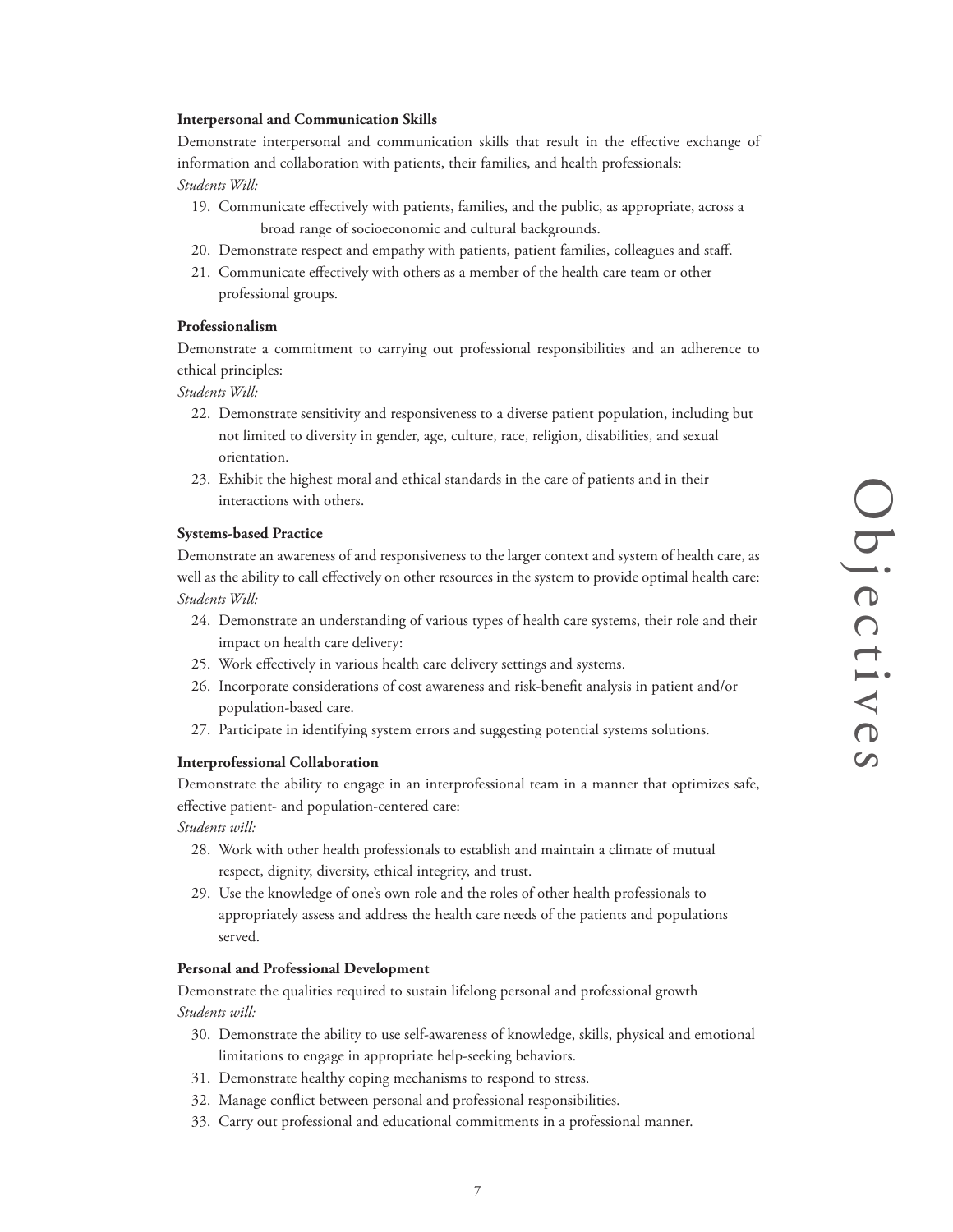**Interpersonal and Communication Skills**

Demonstrate interpersonal and communication skills that result in the effective exchange of information and collaboration with patients, their families, and health professionals:

*Students Will:*

19. Communicate effectively with patients, families, and the public, as appropriate, across a broad range of socioeconomic and cultural backgrounds.
20. Demonstrate respect and empathy with patients, patient families, colleagues and staff.
21. Communicate effectively with others as a member of the health care team or other professional groups.

**Professionalism**

Demonstrate a commitment to carrying out professional responsibilities and an adherence to ethical principles:

*Students Will:*

22. Demonstrate sensitivity and responsiveness to a diverse patient population, including but not limited to diversity in gender, age, culture, race, religion, disabilities, and sexual orientation.
23. Exhibit the highest moral and ethical standards in the care of patients and in their interactions with others.

**Systems-based Practice**

Demonstrate an awareness of and responsiveness to the larger context and system of health care, as well as the ability to call effectively on other resources in the system to provide optimal health care:

*Students Will:*

24. Demonstrate an understanding of various types of health care systems, their role and their impact on health care delivery:
25. Work effectively in various health care delivery settings and systems.
26. Incorporate considerations of cost awareness and risk-benefit analysis in patient and/or population-based care.
27. Participate in identifying system errors and suggesting potential systems solutions.

**Interprofessional Collaboration**

Demonstrate the ability to engage in an interprofessional team in a manner that optimizes safe, effective patient- and population-centered care:

*Students will:*

28. Work with other health professionals to establish and maintain a climate of mutual respect, dignity, diversity, ethical integrity, and trust.
29. Use the knowledge of one's own role and the roles of other health professionals to appropriately assess and address the health care needs of the patients and populations served.

**Personal and Professional Development**

Demonstrate the qualities required to sustain lifelong personal and professional growth

*Students will:*

30. Demonstrate the ability to use self-awareness of knowledge, skills, physical and emotional limitations to engage in appropriate help-seeking behaviors.
31. Demonstrate healthy coping mechanisms to respond to stress.
32. Manage conflict between personal and professional responsibilities.
33. Carry out professional and educational commitments in a professional manner.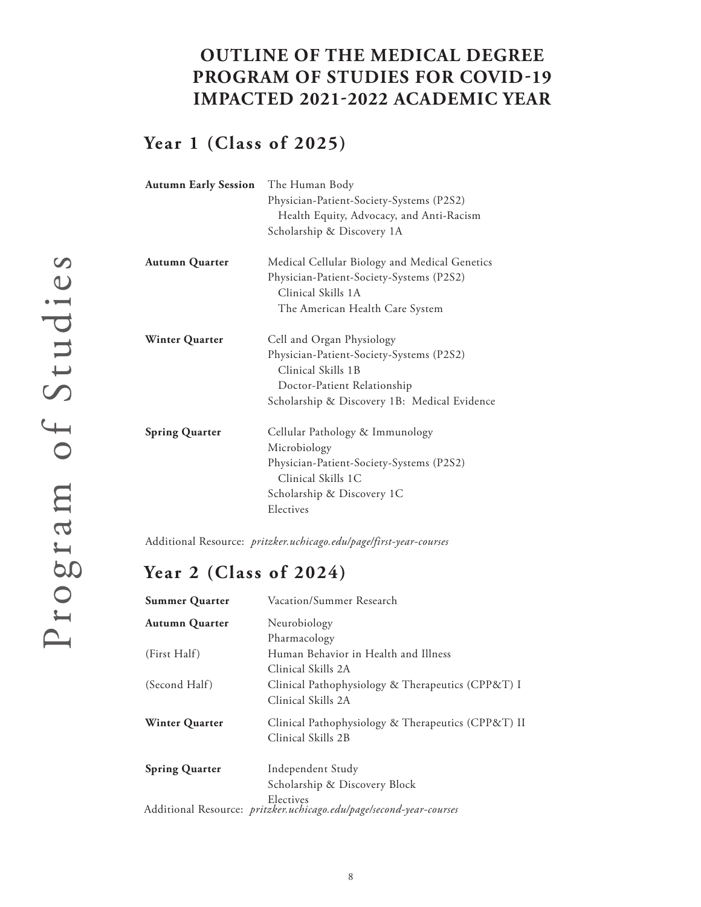# OUTLINE OF THE MEDICAL DEGREE PROGRAM OF STUDIES FOR COVID-19 IMPACTED 2021-2022 ACADEMIC YEAR

## Year 1 (Class of 2025)

| | |
|---|---|
| **Autumn Early Session** | The Human Body<br>Physician-Patient-Society-Systems (P2S2)<br>  Health Equity, Advocacy, and Anti-Racism<br>Scholarship & Discovery 1A |
| **Autumn Quarter** | Medical Cellular Biology and Medical Genetics<br>Physician-Patient-Society-Systems (P2S2)<br>  Clinical Skills 1A<br>  The American Health Care System |
| **Winter Quarter** | Cell and Organ Physiology<br>Physician-Patient-Society-Systems (P2S2)<br>  Clinical Skills 1B<br>  Doctor-Patient Relationship<br>Scholarship & Discovery 1B: Medical Evidence |
| **Spring Quarter** | Cellular Pathology & Immunology<br>Microbiology<br>Physician-Patient-Society-Systems (P2S2)<br>  Clinical Skills 1C<br>Scholarship & Discovery 1C<br>Electives |

Additional Resource: *pritzker.uchicago.edu/page/first-year-courses*

## Year 2 (Class of 2024)

| | |
|---|---|
| **Summer Quarter** | Vacation/Summer Research |
| **Autumn Quarter** | Neurobiology<br>Pharmacology |
| (First Half) | Human Behavior in Health and Illness<br>Clinical Skills 2A |
| (Second Half) | Clinical Pathophysiology & Therapeutics (CPP&T) I<br>Clinical Skills 2A |
| **Winter Quarter** | Clinical Pathophysiology & Therapeutics (CPP&T) II<br>Clinical Skills 2B |
| **Spring Quarter** | Independent Study<br>Scholarship & Discovery Block<br>Electives |

Additional Resource: *pritzker.uchicago.edu/page/second-year-courses*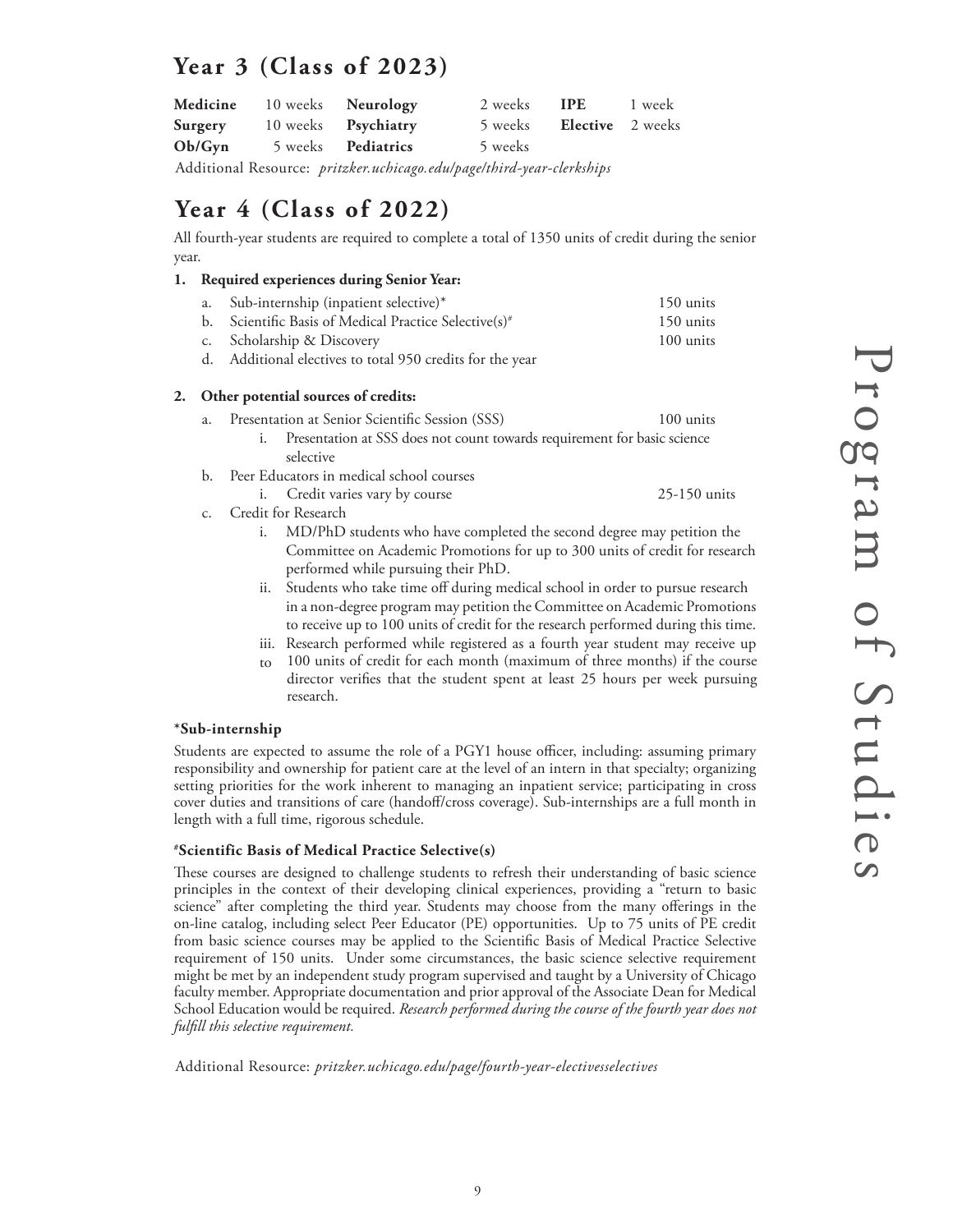## Year 3 (Class of 2023)

| | | | | | | |
|---|---|---|---|---|---|---|
| **Medicine** | 10 weeks | **Neurology** | 2 weeks | **IPE** | 1 week |
| **Surgery** | 10 weeks | **Psychiatry** | 5 weeks | **Elective** | 2 weeks |
| **Ob/Gyn** | 5 weeks | **Pediatrics** | 5 weeks | | |

Additional Resource: *pritzker.uchicago.edu/page/third-year-clerkships*

## Year 4 (Class of 2022)

All fourth-year students are required to complete a total of 1350 units of credit during the senior year.

1. **Required experiences during Senior Year:**
    a. Sub-internship (inpatient selective)* — 150 units
    b. Scientific Basis of Medical Practice Selective(s)# — 150 units
    c. Scholarship & Discovery — 100 units
    d. Additional electives to total 950 credits for the year

2. **Other potential sources of credits:**
    a. Presentation at Senior Scientific Session (SSS) — 100 units
        i. Presentation at SSS does not count towards requirement for basic science selective
    b. Peer Educators in medical school courses
        i. Credit varies vary by course — 25-150 units
    c. Credit for Research
        i. MD/PhD students who have completed the second degree may petition the Committee on Academic Promotions for up to 300 units of credit for research performed while pursuing their PhD.
        ii. Students who take time off during medical school in order to pursue research in a non-degree program may petition the Committee on Academic Promotions to receive up to 100 units of credit for the research performed during this time.
        iii. Research performed while registered as a fourth year student may receive up to 100 units of credit for each month (maximum of three months) if the course director verifies that the student spent at least 25 hours per week pursuing research.

### *Sub-internship

Students are expected to assume the role of a PGY1 house officer, including: assuming primary responsibility and ownership for patient care at the level of an intern in that specialty; organizing setting priorities for the work inherent to managing an inpatient service; participating in cross cover duties and transitions of care (handoff/cross coverage). Sub-internships are a full month in length with a full time, rigorous schedule.

### #Scientific Basis of Medical Practice Selective(s)

These courses are designed to challenge students to refresh their understanding of basic science principles in the context of their developing clinical experiences, providing a "return to basic science" after completing the third year. Students may choose from the many offerings in the on-line catalog, including select Peer Educator (PE) opportunities. Up to 75 units of PE credit from basic science courses may be applied to the Scientific Basis of Medical Practice Selective requirement of 150 units. Under some circumstances, the basic science selective requirement might be met by an independent study program supervised and taught by a University of Chicago faculty member. Appropriate documentation and prior approval of the Associate Dean for Medical School Education would be required. *Research performed during the course of the fourth year does not fulfill this selective requirement.*

Additional Resource: *pritzker.uchicago.edu/page/fourth-year-electivesselectives*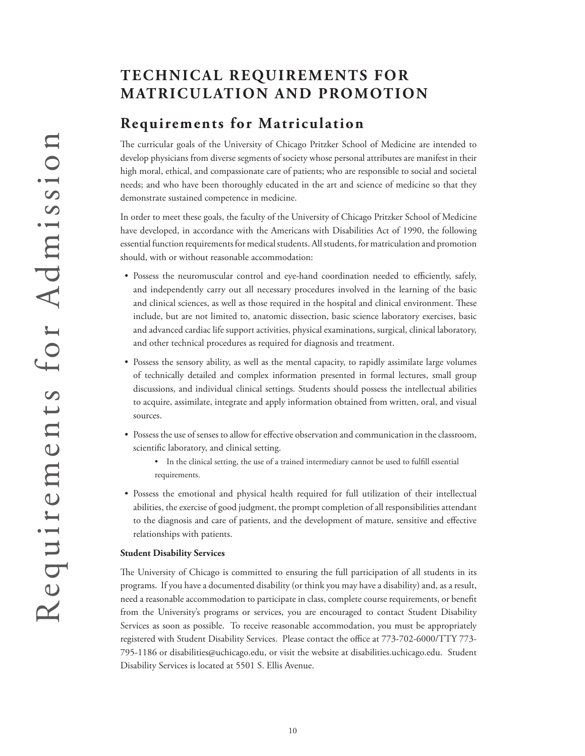# TECHNICAL REQUIREMENTS FOR MATRICULATION AND PROMOTION

## Requirements for Matriculation

The curricular goals of the University of Chicago Pritzker School of Medicine are intended to develop physicians from diverse segments of society whose personal attributes are manifest in their high moral, ethical, and compassionate care of patients; who are responsible to social and societal needs; and who have been thoroughly educated in the art and science of medicine so that they demonstrate sustained competence in medicine.

In order to meet these goals, the faculty of the University of Chicago Pritzker School of Medicine have developed, in accordance with the Americans with Disabilities Act of 1990, the following essential function requirements for medical students. All students, for matriculation and promotion should, with or without reasonable accommodation:

- Possess the neuromuscular control and eye-hand coordination needed to efficiently, safely, and independently carry out all necessary procedures involved in the learning of the basic and clinical sciences, as well as those required in the hospital and clinical environment. These include, but are not limited to, anatomic dissection, basic science laboratory exercises, basic and advanced cardiac life support activities, physical examinations, surgical, clinical laboratory, and other technical procedures as required for diagnosis and treatment.
- Possess the sensory ability, as well as the mental capacity, to rapidly assimilate large volumes of technically detailed and complex information presented in formal lectures, small group discussions, and individual clinical settings. Students should possess the intellectual abilities to acquire, assimilate, integrate and apply information obtained from written, oral, and visual sources.
- Possess the use of senses to allow for effective observation and communication in the classroom, scientific laboratory, and clinical setting.
  - In the clinical setting, the use of a trained intermediary cannot be used to fulfill essential requirements.
- Possess the emotional and physical health required for full utilization of their intellectual abilities, the exercise of good judgment, the prompt completion of all responsibilities attendant to the diagnosis and care of patients, and the development of mature, sensitive and effective relationships with patients.

**Student Disability Services**

The University of Chicago is committed to ensuring the full participation of all students in its programs. If you have a documented disability (or think you may have a disability) and, as a result, need a reasonable accommodation to participate in class, complete course requirements, or benefit from the University's programs or services, you are encouraged to contact Student Disability Services as soon as possible. To receive reasonable accommodation, you must be appropriately registered with Student Disability Services. Please contact the office at 773-702-6000/TTY 773-795-1186 or disabilities@uchicago.edu, or visit the website at disabilities.uchicago.edu. Student Disability Services is located at 5501 S. Ellis Avenue.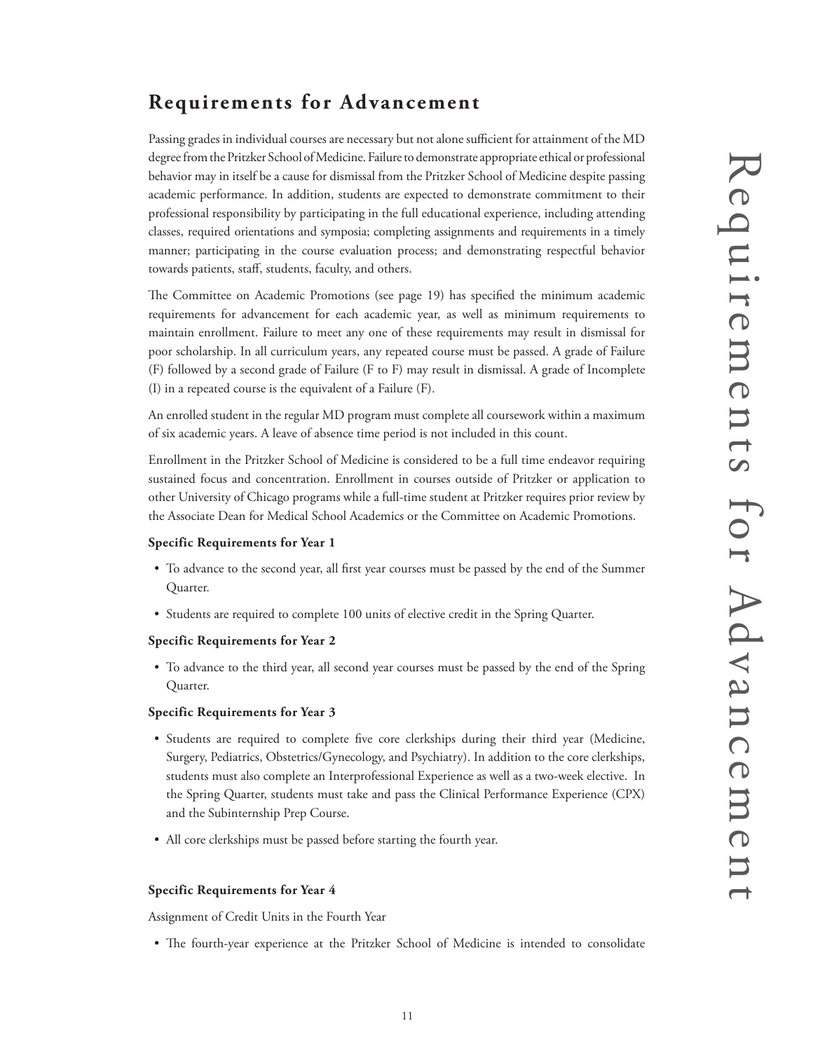## Requirements for Advancement

Passing grades in individual courses are necessary but not alone sufficient for attainment of the MD degree from the Pritzker School of Medicine. Failure to demonstrate appropriate ethical or professional behavior may in itself be a cause for dismissal from the Pritzker School of Medicine despite passing academic performance. In addition, students are expected to demonstrate commitment to their professional responsibility by participating in the full educational experience, including attending classes, required orientations and symposia; completing assignments and requirements in a timely manner; participating in the course evaluation process; and demonstrating respectful behavior towards patients, staff, students, faculty, and others.

The Committee on Academic Promotions (see page 19) has specified the minimum academic requirements for advancement for each academic year, as well as minimum requirements to maintain enrollment. Failure to meet any one of these requirements may result in dismissal for poor scholarship. In all curriculum years, any repeated course must be passed. A grade of Failure (F) followed by a second grade of Failure (F to F) may result in dismissal. A grade of Incomplete (I) in a repeated course is the equivalent of a Failure (F).

An enrolled student in the regular MD program must complete all coursework within a maximum of six academic years. A leave of absence time period is not included in this count.

Enrollment in the Pritzker School of Medicine is considered to be a full time endeavor requiring sustained focus and concentration. Enrollment in courses outside of Pritzker or application to other University of Chicago programs while a full-time student at Pritzker requires prior review by the Associate Dean for Medical School Academics or the Committee on Academic Promotions.

**Specific Requirements for Year 1**

- To advance to the second year, all first year courses must be passed by the end of the Summer Quarter.
- Students are required to complete 100 units of elective credit in the Spring Quarter.

**Specific Requirements for Year 2**

- To advance to the third year, all second year courses must be passed by the end of the Spring Quarter.

**Specific Requirements for Year 3**

- Students are required to complete five core clerkships during their third year (Medicine, Surgery, Pediatrics, Obstetrics/Gynecology, and Psychiatry). In addition to the core clerkships, students must also complete an Interprofessional Experience as well as a two-week elective. In the Spring Quarter, students must take and pass the Clinical Performance Experience (CPX) and the Subinternship Prep Course.
- All core clerkships must be passed before starting the fourth year.

**Specific Requirements for Year 4**

Assignment of Credit Units in the Fourth Year

- The fourth-year experience at the Pritzker School of Medicine is intended to consolidate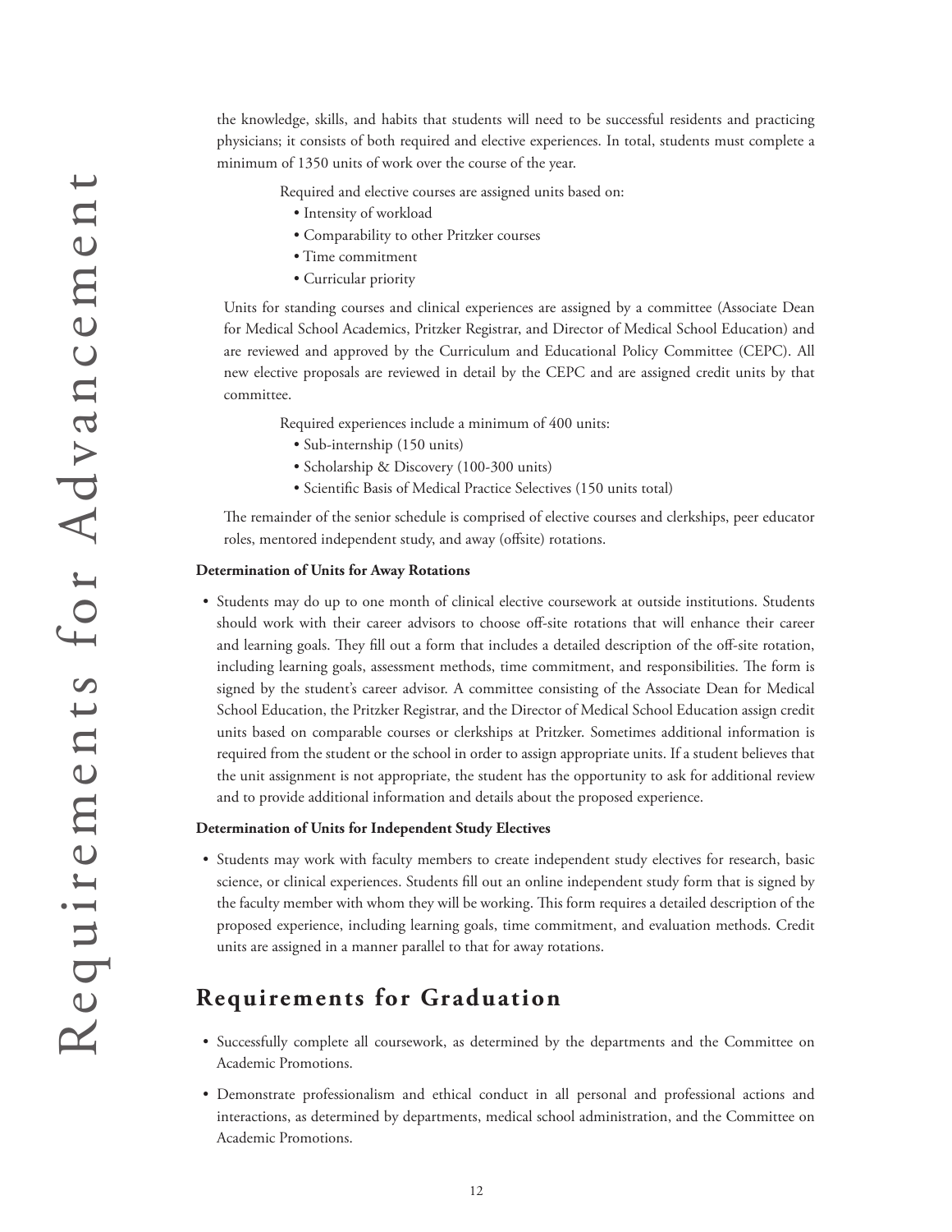the knowledge, skills, and habits that students will need to be successful residents and practicing physicians; it consists of both required and elective experiences. In total, students must complete a minimum of 1350 units of work over the course of the year.

Required and elective courses are assigned units based on:

- Intensity of workload
- Comparability to other Pritzker courses
- Time commitment
- Curricular priority

Units for standing courses and clinical experiences are assigned by a committee (Associate Dean for Medical School Academics, Pritzker Registrar, and Director of Medical School Education) and are reviewed and approved by the Curriculum and Educational Policy Committee (CEPC). All new elective proposals are reviewed in detail by the CEPC and are assigned credit units by that committee.

Required experiences include a minimum of 400 units:

- Sub-internship (150 units)
- Scholarship & Discovery (100-300 units)
- Scientific Basis of Medical Practice Selectives (150 units total)

The remainder of the senior schedule is comprised of elective courses and clerkships, peer educator roles, mentored independent study, and away (offsite) rotations.

**Determination of Units for Away Rotations**

- Students may do up to one month of clinical elective coursework at outside institutions. Students should work with their career advisors to choose off-site rotations that will enhance their career and learning goals. They fill out a form that includes a detailed description of the off-site rotation, including learning goals, assessment methods, time commitment, and responsibilities. The form is signed by the student's career advisor. A committee consisting of the Associate Dean for Medical School Education, the Pritzker Registrar, and the Director of Medical School Education assign credit units based on comparable courses or clerkships at Pritzker. Sometimes additional information is required from the student or the school in order to assign appropriate units. If a student believes that the unit assignment is not appropriate, the student has the opportunity to ask for additional review and to provide additional information and details about the proposed experience.

**Determination of Units for Independent Study Electives**

- Students may work with faculty members to create independent study electives for research, basic science, or clinical experiences. Students fill out an online independent study form that is signed by the faculty member with whom they will be working. This form requires a detailed description of the proposed experience, including learning goals, time commitment, and evaluation methods. Credit units are assigned in a manner parallel to that for away rotations.

## Requirements for Graduation

- Successfully complete all coursework, as determined by the departments and the Committee on Academic Promotions.
- Demonstrate professionalism and ethical conduct in all personal and professional actions and interactions, as determined by departments, medical school administration, and the Committee on Academic Promotions.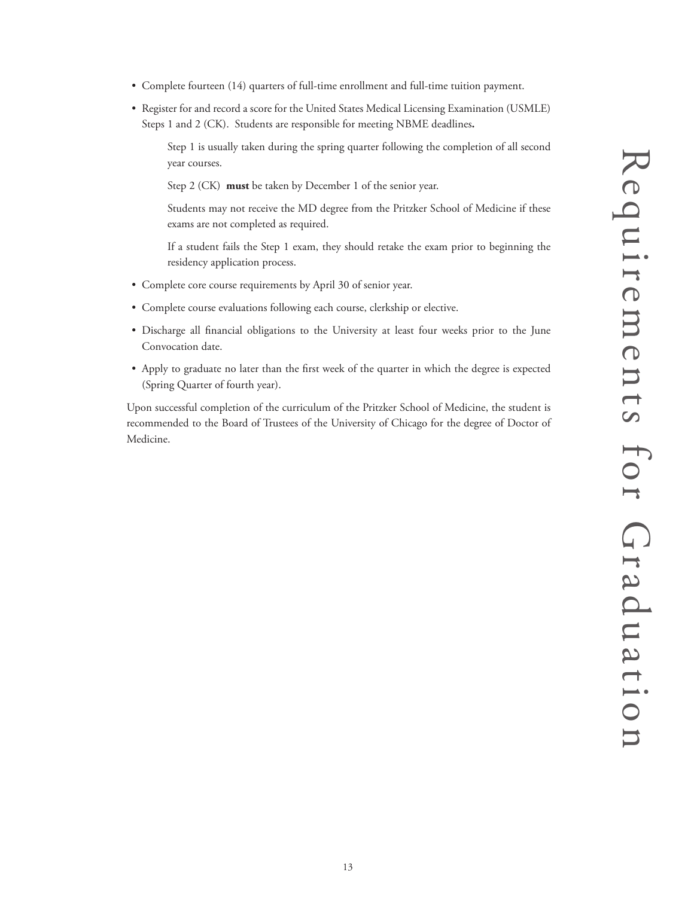- Complete fourteen (14) quarters of full-time enrollment and full-time tuition payment.
- Register for and record a score for the United States Medical Licensing Examination (USMLE) Steps 1 and 2 (CK). Students are responsible for meeting NBME deadlines**.**

  Step 1 is usually taken during the spring quarter following the completion of all second year courses.

  Step 2 (CK) **must** be taken by December 1 of the senior year.

  Students may not receive the MD degree from the Pritzker School of Medicine if these exams are not completed as required.

  If a student fails the Step 1 exam, they should retake the exam prior to beginning the residency application process.

- Complete core course requirements by April 30 of senior year.
- Complete course evaluations following each course, clerkship or elective.
- Discharge all financial obligations to the University at least four weeks prior to the June Convocation date.
- Apply to graduate no later than the first week of the quarter in which the degree is expected (Spring Quarter of fourth year).

Upon successful completion of the curriculum of the Pritzker School of Medicine, the student is recommended to the Board of Trustees of the University of Chicago for the degree of Doctor of Medicine.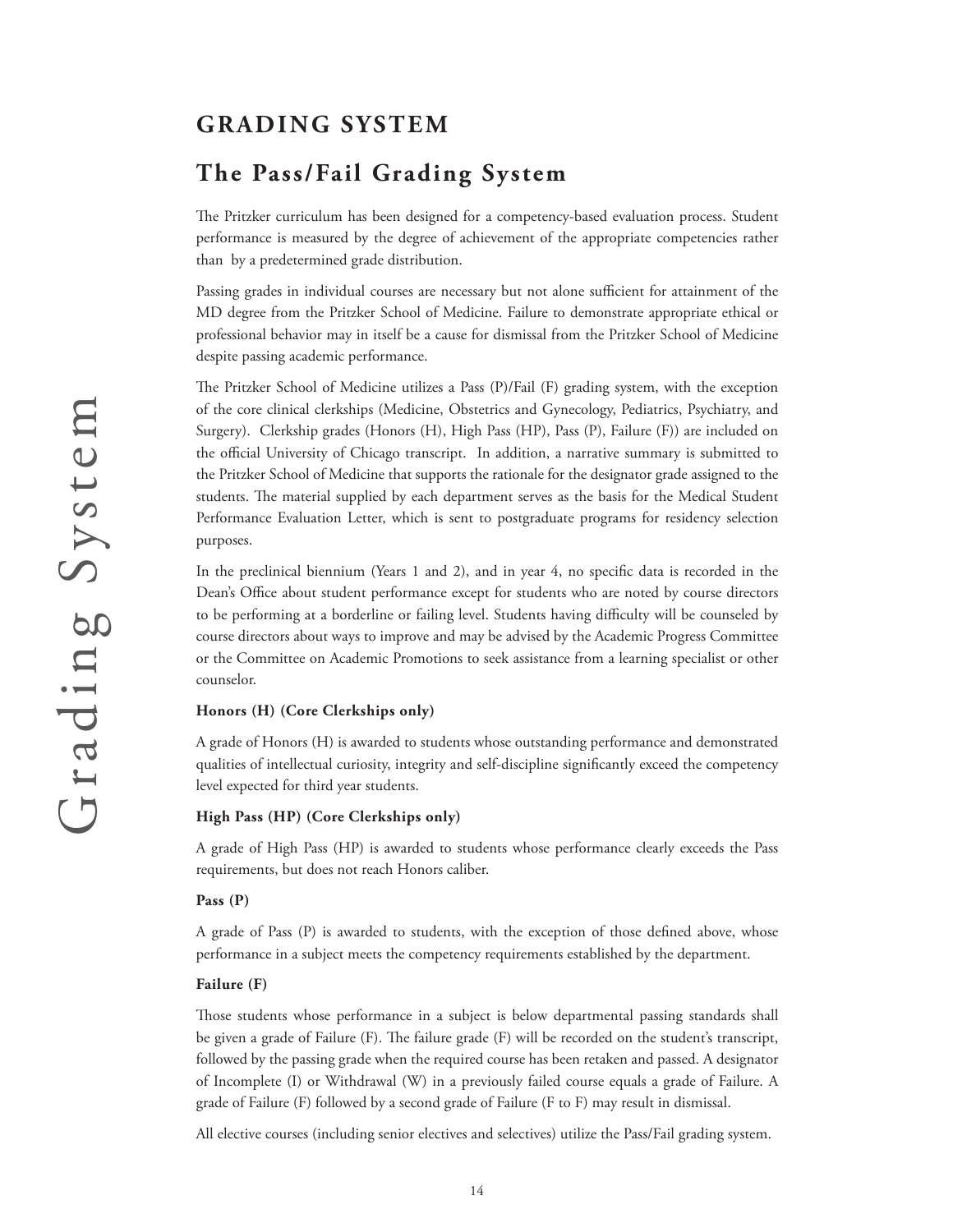# GRADING SYSTEM

## The Pass/Fail Grading System

The Pritzker curriculum has been designed for a competency-based evaluation process. Student performance is measured by the degree of achievement of the appropriate competencies rather than by a predetermined grade distribution.

Passing grades in individual courses are necessary but not alone sufficient for attainment of the MD degree from the Pritzker School of Medicine. Failure to demonstrate appropriate ethical or professional behavior may in itself be a cause for dismissal from the Pritzker School of Medicine despite passing academic performance.

The Pritzker School of Medicine utilizes a Pass (P)/Fail (F) grading system, with the exception of the core clinical clerkships (Medicine, Obstetrics and Gynecology, Pediatrics, Psychiatry, and Surgery). Clerkship grades (Honors (H), High Pass (HP), Pass (P), Failure (F)) are included on the official University of Chicago transcript. In addition, a narrative summary is submitted to the Pritzker School of Medicine that supports the rationale for the designator grade assigned to the students. The material supplied by each department serves as the basis for the Medical Student Performance Evaluation Letter, which is sent to postgraduate programs for residency selection purposes.

In the preclinical biennium (Years 1 and 2), and in year 4, no specific data is recorded in the Dean's Office about student performance except for students who are noted by course directors to be performing at a borderline or failing level. Students having difficulty will be counseled by course directors about ways to improve and may be advised by the Academic Progress Committee or the Committee on Academic Promotions to seek assistance from a learning specialist or other counselor.

**Honors (H) (Core Clerkships only)**

A grade of Honors (H) is awarded to students whose outstanding performance and demonstrated qualities of intellectual curiosity, integrity and self-discipline significantly exceed the competency level expected for third year students.

**High Pass (HP) (Core Clerkships only)**

A grade of High Pass (HP) is awarded to students whose performance clearly exceeds the Pass requirements, but does not reach Honors caliber.

**Pass (P)**

A grade of Pass (P) is awarded to students, with the exception of those defined above, whose performance in a subject meets the competency requirements established by the department.

**Failure (F)**

Those students whose performance in a subject is below departmental passing standards shall be given a grade of Failure (F). The failure grade (F) will be recorded on the student's transcript, followed by the passing grade when the required course has been retaken and passed. A designator of Incomplete (I) or Withdrawal (W) in a previously failed course equals a grade of Failure. A grade of Failure (F) followed by a second grade of Failure (F to F) may result in dismissal.

All elective courses (including senior electives and selectives) utilize the Pass/Fail grading system.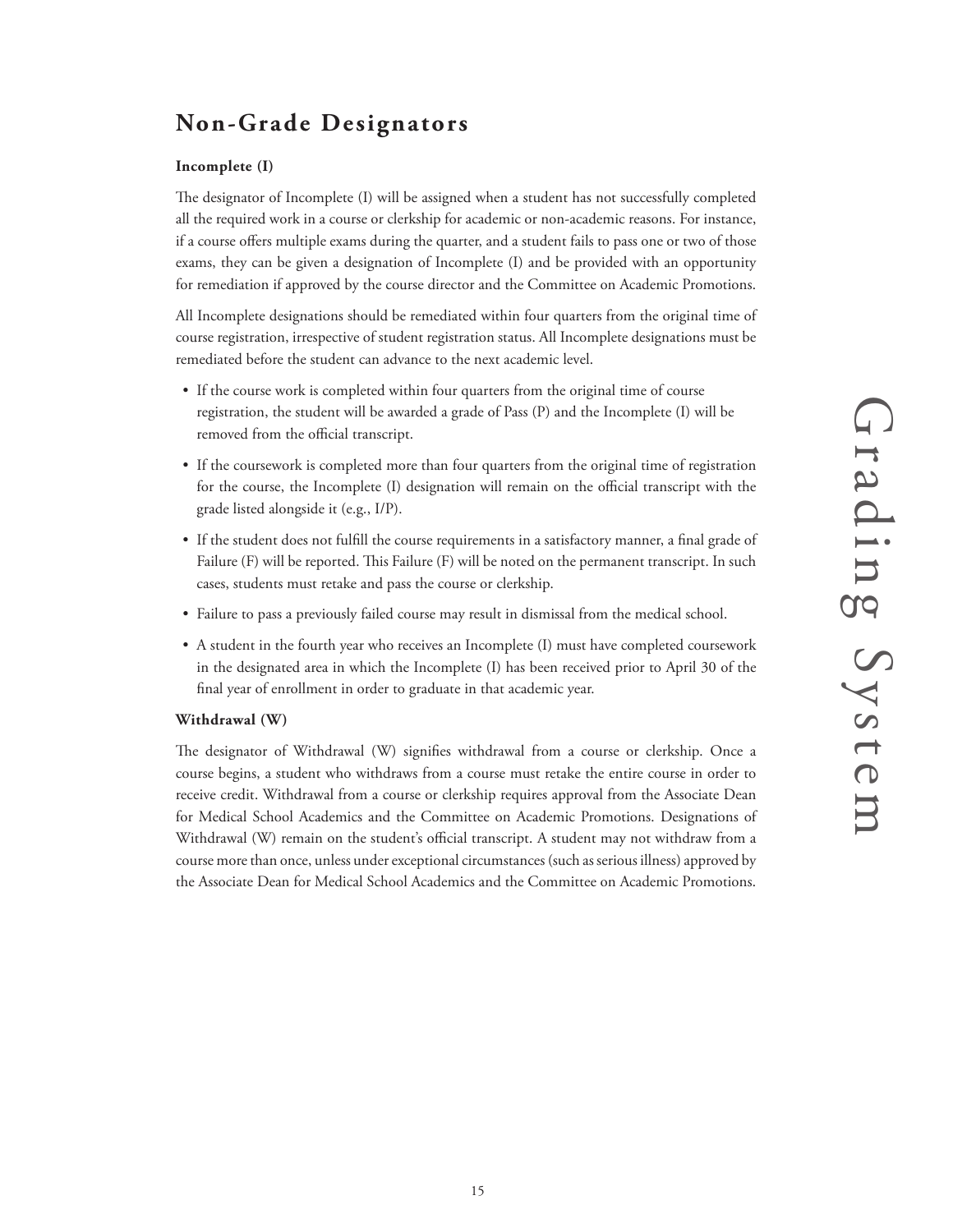## Non-Grade Designators

**Incomplete (I)**

The designator of Incomplete (I) will be assigned when a student has not successfully completed all the required work in a course or clerkship for academic or non-academic reasons. For instance, if a course offers multiple exams during the quarter, and a student fails to pass one or two of those exams, they can be given a designation of Incomplete (I) and be provided with an opportunity for remediation if approved by the course director and the Committee on Academic Promotions.

All Incomplete designations should be remediated within four quarters from the original time of course registration, irrespective of student registration status. All Incomplete designations must be remediated before the student can advance to the next academic level.

- If the course work is completed within four quarters from the original time of course registration, the student will be awarded a grade of Pass (P) and the Incomplete (I) will be removed from the official transcript.
- If the coursework is completed more than four quarters from the original time of registration for the course, the Incomplete (I) designation will remain on the official transcript with the grade listed alongside it (e.g., I/P).
- If the student does not fulfill the course requirements in a satisfactory manner, a final grade of Failure (F) will be reported. This Failure (F) will be noted on the permanent transcript. In such cases, students must retake and pass the course or clerkship.
- Failure to pass a previously failed course may result in dismissal from the medical school.
- A student in the fourth year who receives an Incomplete (I) must have completed coursework in the designated area in which the Incomplete (I) has been received prior to April 30 of the final year of enrollment in order to graduate in that academic year.

**Withdrawal (W)**

The designator of Withdrawal (W) signifies withdrawal from a course or clerkship. Once a course begins, a student who withdraws from a course must retake the entire course in order to receive credit. Withdrawal from a course or clerkship requires approval from the Associate Dean for Medical School Academics and the Committee on Academic Promotions. Designations of Withdrawal (W) remain on the student's official transcript. A student may not withdraw from a course more than once, unless under exceptional circumstances (such as serious illness) approved by the Associate Dean for Medical School Academics and the Committee on Academic Promotions.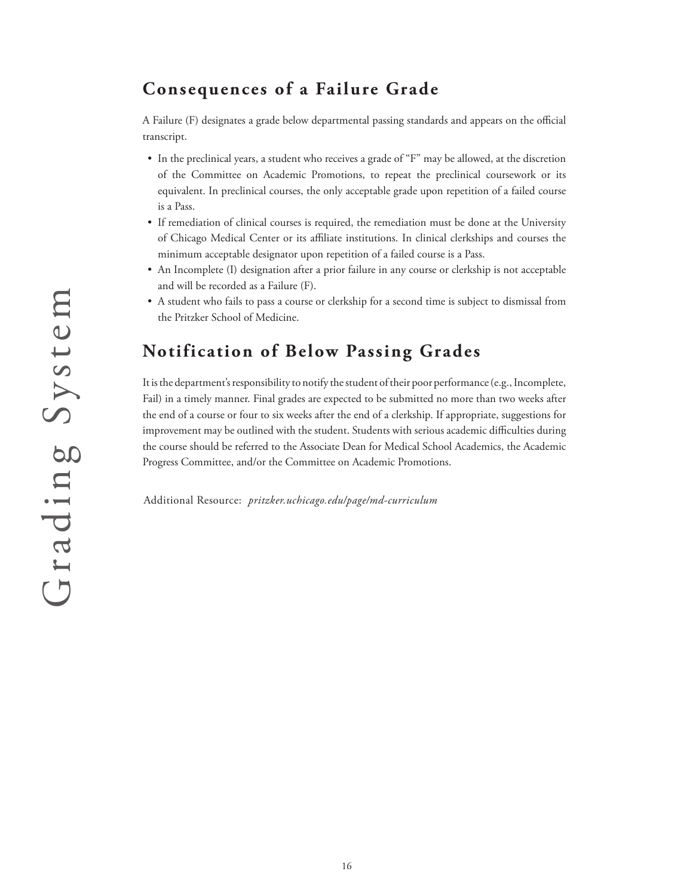## Consequences of a Failure Grade

A Failure (F) designates a grade below departmental passing standards and appears on the official transcript.

- In the preclinical years, a student who receives a grade of "F" may be allowed, at the discretion of the Committee on Academic Promotions, to repeat the preclinical coursework or its equivalent. In preclinical courses, the only acceptable grade upon repetition of a failed course is a Pass.
- If remediation of clinical courses is required, the remediation must be done at the University of Chicago Medical Center or its affiliate institutions. In clinical clerkships and courses the minimum acceptable designator upon repetition of a failed course is a Pass.
- An Incomplete (I) designation after a prior failure in any course or clerkship is not acceptable and will be recorded as a Failure (F).
- A student who fails to pass a course or clerkship for a second time is subject to dismissal from the Pritzker School of Medicine.

## Notification of Below Passing Grades

It is the department's responsibility to notify the student of their poor performance (e.g., Incomplete, Fail) in a timely manner. Final grades are expected to be submitted no more than two weeks after the end of a course or four to six weeks after the end of a clerkship. If appropriate, suggestions for improvement may be outlined with the student. Students with serious academic difficulties during the course should be referred to the Associate Dean for Medical School Academics, the Academic Progress Committee, and/or the Committee on Academic Promotions.

Additional Resource: *pritzker.uchicago.edu/page/md-curriculum*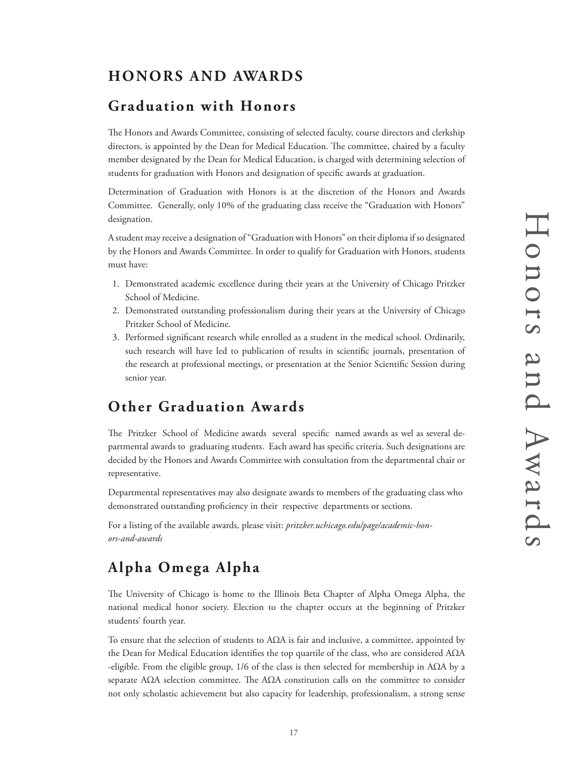# HONORS AND AWARDS

## Graduation with Honors

The Honors and Awards Committee, consisting of selected faculty, course directors and clerkship directors, is appointed by the Dean for Medical Education. The committee, chaired by a faculty member designated by the Dean for Medical Education, is charged with determining selection of students for graduation with Honors and designation of specific awards at graduation.

Determination of Graduation with Honors is at the discretion of the Honors and Awards Committee. Generally, only 10% of the graduating class receive the "Graduation with Honors" designation.

A student may receive a designation of "Graduation with Honors" on their diploma if so designated by the Honors and Awards Committee. In order to qualify for Graduation with Honors, students must have:

1. Demonstrated academic excellence during their years at the University of Chicago Pritzker School of Medicine.
2. Demonstrated outstanding professionalism during their years at the University of Chicago Pritzker School of Medicine.
3. Performed significant research while enrolled as a student in the medical school. Ordinarily, such research will have led to publication of results in scientific journals, presentation of the research at professional meetings, or presentation at the Senior Scientific Session during senior year.

## Other Graduation Awards

The Pritzker School of Medicine awards several specific named awards as wel as several departmental awards to graduating students. Each award has specific criteria. Such designations are decided by the Honors and Awards Committee with consultation from the departmental chair or representative.

Departmental representatives may also designate awards to members of the graduating class who demonstrated outstanding proficiency in their respective departments or sections.

For a listing of the available awards, please visit: *pritzker.uchicago.edu/page/academic-honors-and-awards*

## Alpha Omega Alpha

The University of Chicago is home to the Illinois Beta Chapter of Alpha Omega Alpha, the national medical honor society. Election to the chapter occurs at the beginning of Pritzker students' fourth year.

To ensure that the selection of students to AΩA is fair and inclusive, a committee, appointed by the Dean for Medical Education identifies the top quartile of the class, who are considered AΩA -eligible. From the eligible group, 1/6 of the class is then selected for membership in AΩA by a separate AΩA selection committee. The AΩA constitution calls on the committee to consider not only scholastic achievement but also capacity for leadership, professionalism, a strong sense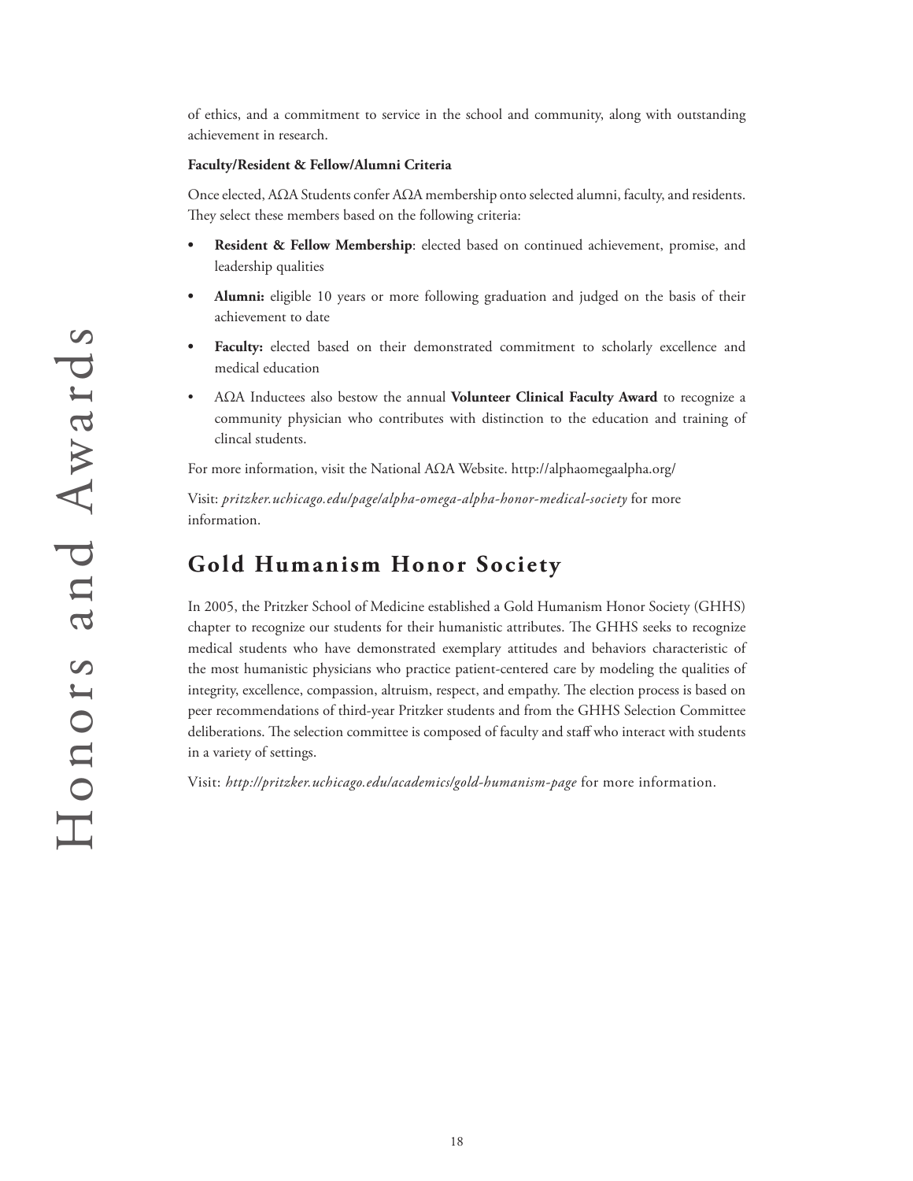of ethics, and a commitment to service in the school and community, along with outstanding achievement in research.

**Faculty/Resident & Fellow/Alumni Criteria**

Once elected, AΩA Students confer AΩA membership onto selected alumni, faculty, and residents. They select these members based on the following criteria:

- **Resident & Fellow Membership**: elected based on continued achievement, promise, and leadership qualities
- **Alumni:** eligible 10 years or more following graduation and judged on the basis of their achievement to date
- **Faculty:** elected based on their demonstrated commitment to scholarly excellence and medical education
- AΩA Inductees also bestow the annual **Volunteer Clinical Faculty Award** to recognize a community physician who contributes with distinction to the education and training of clincal students.

For more information, visit the National AΩA Website. http://alphaomegaalpha.org/

Visit: *pritzker.uchicago.edu/page/alpha-omega-alpha-honor-medical-society* for more information.

## Gold Humanism Honor Society

In 2005, the Pritzker School of Medicine established a Gold Humanism Honor Society (GHHS) chapter to recognize our students for their humanistic attributes. The GHHS seeks to recognize medical students who have demonstrated exemplary attitudes and behaviors characteristic of the most humanistic physicians who practice patient-centered care by modeling the qualities of integrity, excellence, compassion, altruism, respect, and empathy. The election process is based on peer recommendations of third-year Pritzker students and from the GHHS Selection Committee deliberations. The selection committee is composed of faculty and staff who interact with students in a variety of settings.

Visit: *http://pritzker.uchicago.edu/academics/gold-humanism-page* for more information.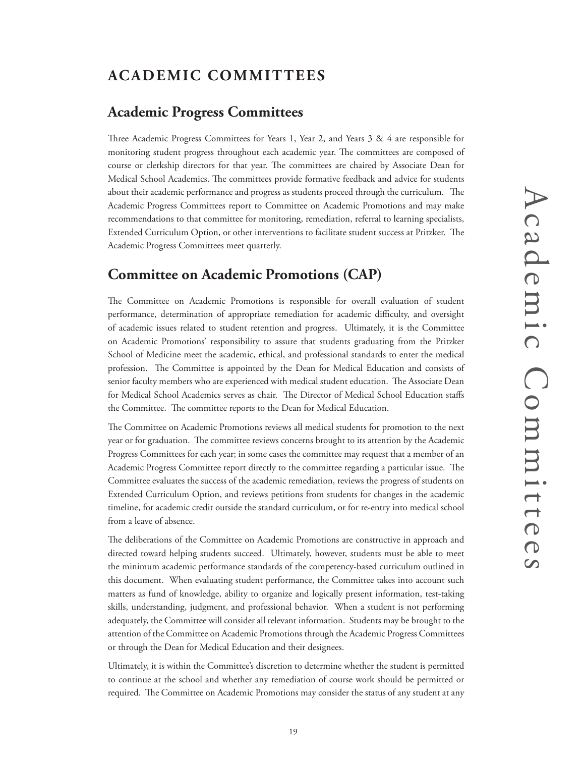# ACADEMIC COMMITTEES

## Academic Progress Committees

Three Academic Progress Committees for Years 1, Year 2, and Years 3 & 4 are responsible for monitoring student progress throughout each academic year. The committees are composed of course or clerkship directors for that year. The committees are chaired by Associate Dean for Medical School Academics. The committees provide formative feedback and advice for students about their academic performance and progress as students proceed through the curriculum. The Academic Progress Committees report to Committee on Academic Promotions and may make recommendations to that committee for monitoring, remediation, referral to learning specialists, Extended Curriculum Option, or other interventions to facilitate student success at Pritzker. The Academic Progress Committees meet quarterly.

## Committee on Academic Promotions (CAP)

The Committee on Academic Promotions is responsible for overall evaluation of student performance, determination of appropriate remediation for academic difficulty, and oversight of academic issues related to student retention and progress. Ultimately, it is the Committee on Academic Promotions' responsibility to assure that students graduating from the Pritzker School of Medicine meet the academic, ethical, and professional standards to enter the medical profession. The Committee is appointed by the Dean for Medical Education and consists of senior faculty members who are experienced with medical student education. The Associate Dean for Medical School Academics serves as chair. The Director of Medical School Education staffs the Committee. The committee reports to the Dean for Medical Education.

The Committee on Academic Promotions reviews all medical students for promotion to the next year or for graduation. The committee reviews concerns brought to its attention by the Academic Progress Committees for each year; in some cases the committee may request that a member of an Academic Progress Committee report directly to the committee regarding a particular issue. The Committee evaluates the success of the academic remediation, reviews the progress of students on Extended Curriculum Option, and reviews petitions from students for changes in the academic timeline, for academic credit outside the standard curriculum, or for re-entry into medical school from a leave of absence.

The deliberations of the Committee on Academic Promotions are constructive in approach and directed toward helping students succeed. Ultimately, however, students must be able to meet the minimum academic performance standards of the competency-based curriculum outlined in this document. When evaluating student performance, the Committee takes into account such matters as fund of knowledge, ability to organize and logically present information, test-taking skills, understanding, judgment, and professional behavior. When a student is not performing adequately, the Committee will consider all relevant information. Students may be brought to the attention of the Committee on Academic Promotions through the Academic Progress Committees or through the Dean for Medical Education and their designees.

Ultimately, it is within the Committee's discretion to determine whether the student is permitted to continue at the school and whether any remediation of course work should be permitted or required. The Committee on Academic Promotions may consider the status of any student at any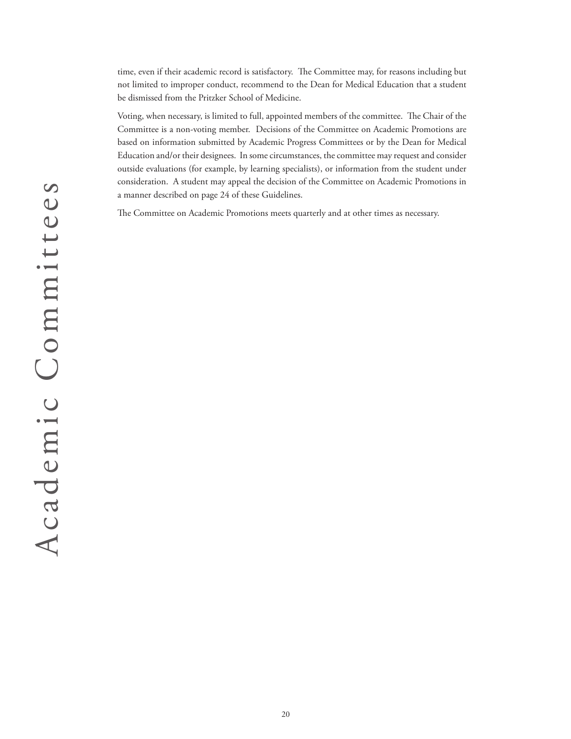time, even if their academic record is satisfactory. The Committee may, for reasons including but not limited to improper conduct, recommend to the Dean for Medical Education that a student be dismissed from the Pritzker School of Medicine.

Voting, when necessary, is limited to full, appointed members of the committee. The Chair of the Committee is a non-voting member. Decisions of the Committee on Academic Promotions are based on information submitted by Academic Progress Committees or by the Dean for Medical Education and/or their designees. In some circumstances, the committee may request and consider outside evaluations (for example, by learning specialists), or information from the student under consideration. A student may appeal the decision of the Committee on Academic Promotions in a manner described on page 24 of these Guidelines.

The Committee on Academic Promotions meets quarterly and at other times as necessary.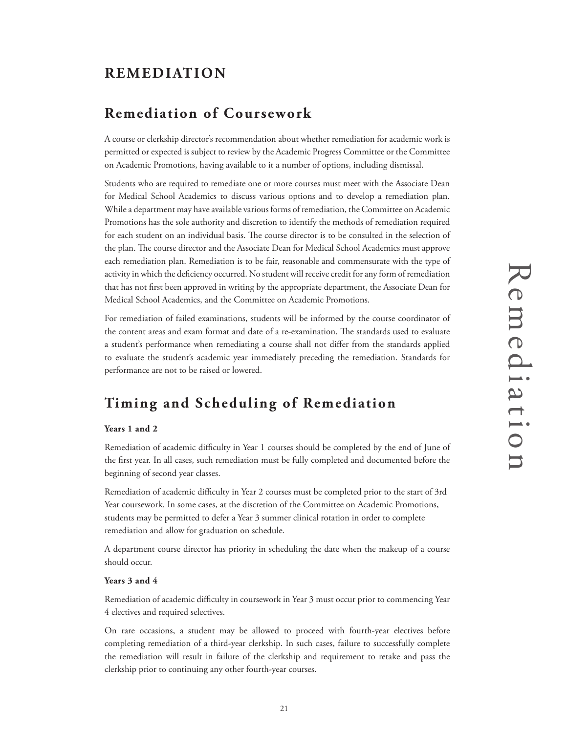# REMEDIATION

## Remediation of Coursework

A course or clerkship director's recommendation about whether remediation for academic work is permitted or expected is subject to review by the Academic Progress Committee or the Committee on Academic Promotions, having available to it a number of options, including dismissal.

Students who are required to remediate one or more courses must meet with the Associate Dean for Medical School Academics to discuss various options and to develop a remediation plan. While a department may have available various forms of remediation, the Committee on Academic Promotions has the sole authority and discretion to identify the methods of remediation required for each student on an individual basis. The course director is to be consulted in the selection of the plan. The course director and the Associate Dean for Medical School Academics must approve each remediation plan. Remediation is to be fair, reasonable and commensurate with the type of activity in which the deficiency occurred. No student will receive credit for any form of remediation that has not first been approved in writing by the appropriate department, the Associate Dean for Medical School Academics, and the Committee on Academic Promotions.

For remediation of failed examinations, students will be informed by the course coordinator of the content areas and exam format and date of a re-examination. The standards used to evaluate a student's performance when remediating a course shall not differ from the standards applied to evaluate the student's academic year immediately preceding the remediation. Standards for performance are not to be raised or lowered.

## Timing and Scheduling of Remediation

**Years 1 and 2**

Remediation of academic difficulty in Year 1 courses should be completed by the end of June of the first year. In all cases, such remediation must be fully completed and documented before the beginning of second year classes.

Remediation of academic difficulty in Year 2 courses must be completed prior to the start of 3rd Year coursework. In some cases, at the discretion of the Committee on Academic Promotions, students may be permitted to defer a Year 3 summer clinical rotation in order to complete remediation and allow for graduation on schedule.

A department course director has priority in scheduling the date when the makeup of a course should occur.

**Years 3 and 4**

Remediation of academic difficulty in coursework in Year 3 must occur prior to commencing Year 4 electives and required selectives.

On rare occasions, a student may be allowed to proceed with fourth-year electives before completing remediation of a third-year clerkship. In such cases, failure to successfully complete the remediation will result in failure of the clerkship and requirement to retake and pass the clerkship prior to continuing any other fourth-year courses.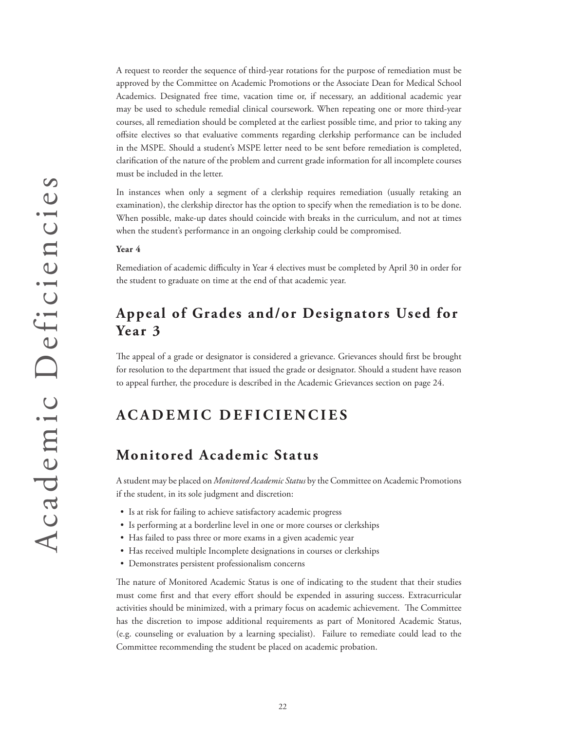A request to reorder the sequence of third-year rotations for the purpose of remediation must be approved by the Committee on Academic Promotions or the Associate Dean for Medical School Academics. Designated free time, vacation time or, if necessary, an additional academic year may be used to schedule remedial clinical coursework. When repeating one or more third-year courses, all remediation should be completed at the earliest possible time, and prior to taking any offsite electives so that evaluative comments regarding clerkship performance can be included in the MSPE. Should a student's MSPE letter need to be sent before remediation is completed, clarification of the nature of the problem and current grade information for all incomplete courses must be included in the letter.

In instances when only a segment of a clerkship requires remediation (usually retaking an examination), the clerkship director has the option to specify when the remediation is to be done. When possible, make-up dates should coincide with breaks in the curriculum, and not at times when the student's performance in an ongoing clerkship could be compromised.

**Year 4**

Remediation of academic difficulty in Year 4 electives must be completed by April 30 in order for the student to graduate on time at the end of that academic year.

## Appeal of Grades and/or Designators Used for Year 3

The appeal of a grade or designator is considered a grievance. Grievances should first be brought for resolution to the department that issued the grade or designator. Should a student have reason to appeal further, the procedure is described in the Academic Grievances section on page 24.

# ACADEMIC DEFICIENCIES

## Monitored Academic Status

A student may be placed on *Monitored Academic Status* by the Committee on Academic Promotions if the student, in its sole judgment and discretion:

- Is at risk for failing to achieve satisfactory academic progress
- Is performing at a borderline level in one or more courses or clerkships
- Has failed to pass three or more exams in a given academic year
- Has received multiple Incomplete designations in courses or clerkships
- Demonstrates persistent professionalism concerns

The nature of Monitored Academic Status is one of indicating to the student that their studies must come first and that every effort should be expended in assuring success. Extracurricular activities should be minimized, with a primary focus on academic achievement. The Committee has the discretion to impose additional requirements as part of Monitored Academic Status, (e.g. counseling or evaluation by a learning specialist). Failure to remediate could lead to the Committee recommending the student be placed on academic probation.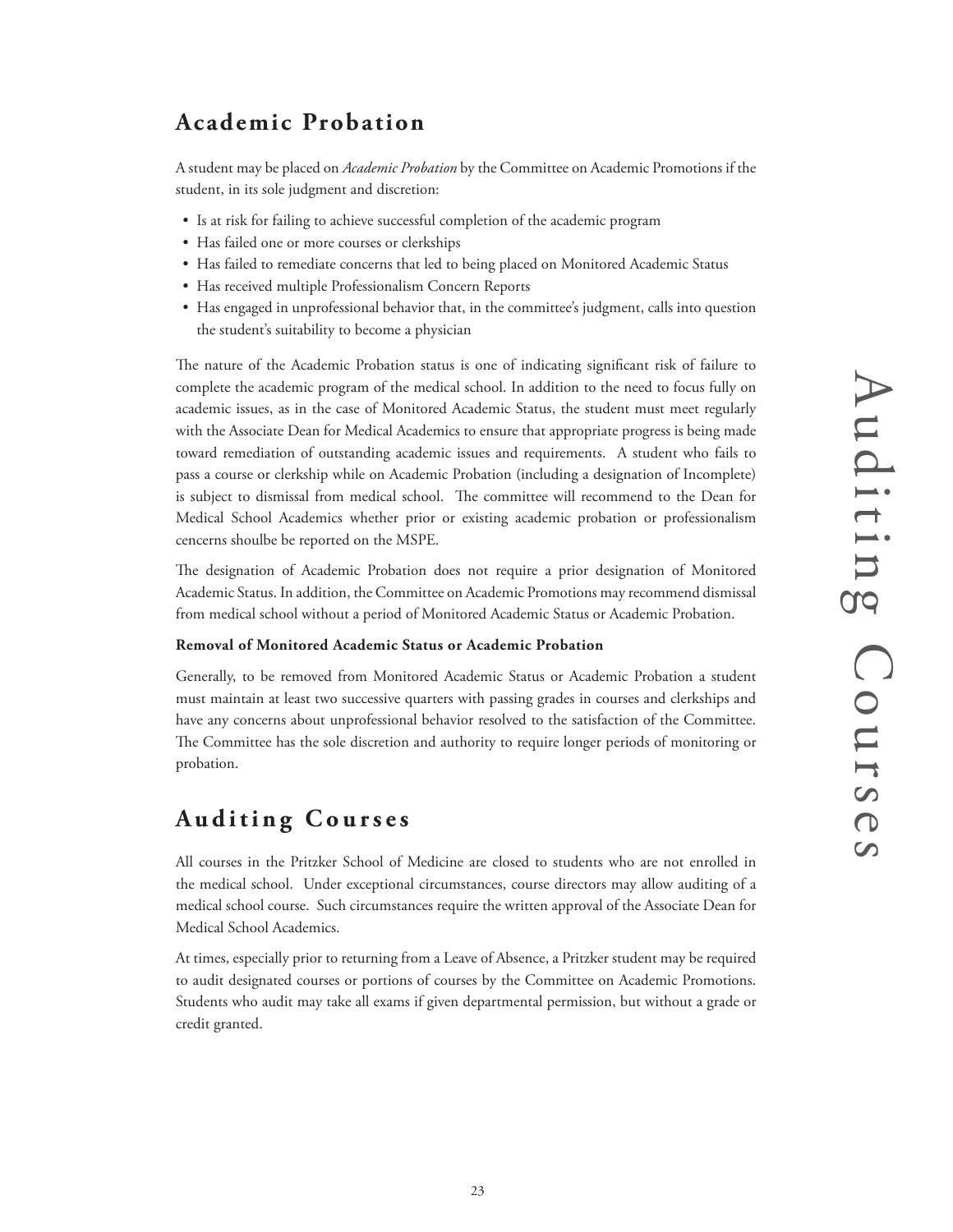## Academic Probation

A student may be placed on *Academic Probation* by the Committee on Academic Promotions if the student, in its sole judgment and discretion:

- Is at risk for failing to achieve successful completion of the academic program
- Has failed one or more courses or clerkships
- Has failed to remediate concerns that led to being placed on Monitored Academic Status
- Has received multiple Professionalism Concern Reports
- Has engaged in unprofessional behavior that, in the committee's judgment, calls into question the student's suitability to become a physician

The nature of the Academic Probation status is one of indicating significant risk of failure to complete the academic program of the medical school. In addition to the need to focus fully on academic issues, as in the case of Monitored Academic Status, the student must meet regularly with the Associate Dean for Medical Academics to ensure that appropriate progress is being made toward remediation of outstanding academic issues and requirements. A student who fails to pass a course or clerkship while on Academic Probation (including a designation of Incomplete) is subject to dismissal from medical school. The committee will recommend to the Dean for Medical School Academics whether prior or existing academic probation or professionalism cencerns shoulbe be reported on the MSPE.

The designation of Academic Probation does not require a prior designation of Monitored Academic Status. In addition, the Committee on Academic Promotions may recommend dismissal from medical school without a period of Monitored Academic Status or Academic Probation.

**Removal of Monitored Academic Status or Academic Probation**

Generally, to be removed from Monitored Academic Status or Academic Probation a student must maintain at least two successive quarters with passing grades in courses and clerkships and have any concerns about unprofessional behavior resolved to the satisfaction of the Committee. The Committee has the sole discretion and authority to require longer periods of monitoring or probation.

## Auditing Courses

All courses in the Pritzker School of Medicine are closed to students who are not enrolled in the medical school. Under exceptional circumstances, course directors may allow auditing of a medical school course. Such circumstances require the written approval of the Associate Dean for Medical School Academics.

At times, especially prior to returning from a Leave of Absence, a Pritzker student may be required to audit designated courses or portions of courses by the Committee on Academic Promotions. Students who audit may take all exams if given departmental permission, but without a grade or credit granted.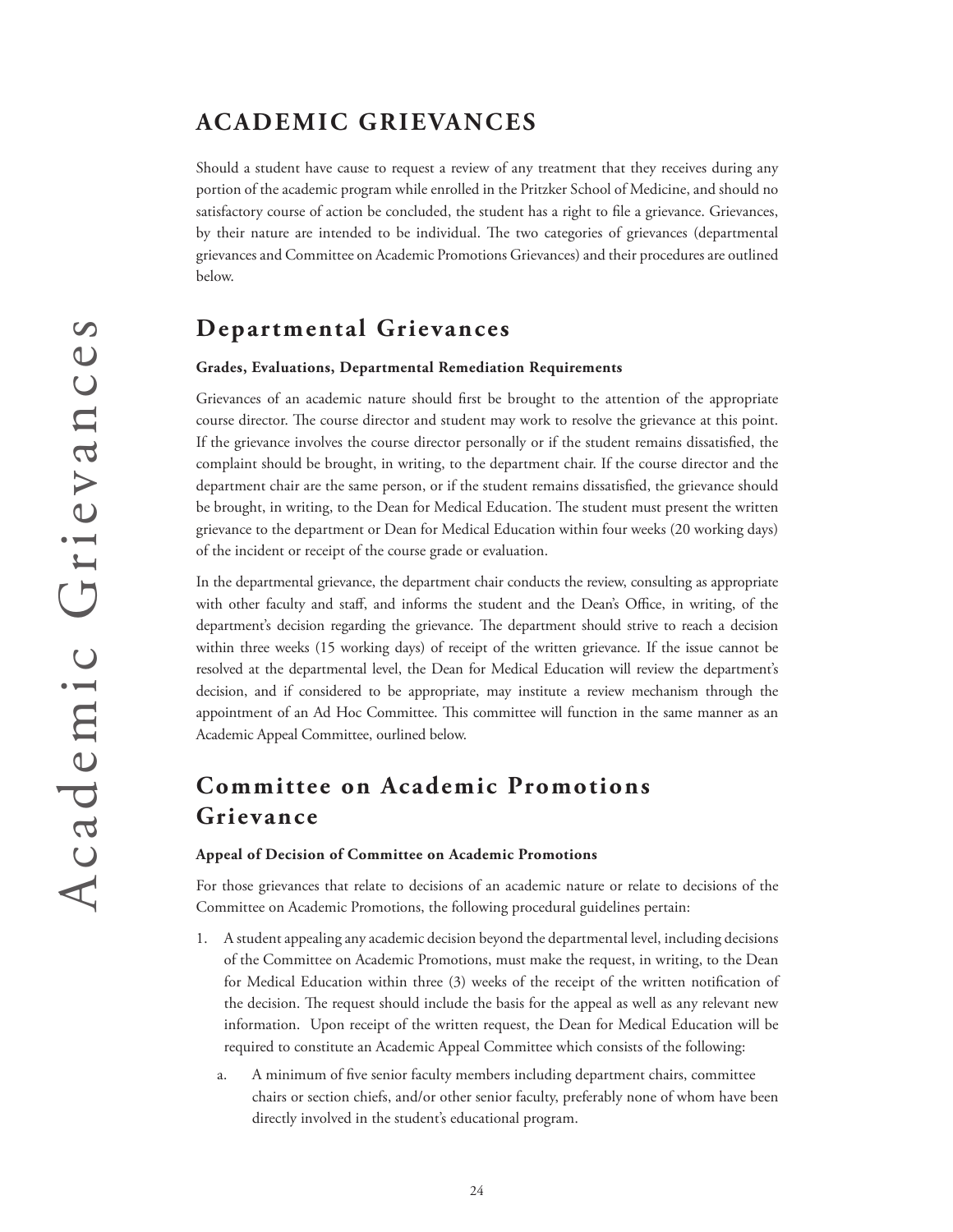# ACADEMIC GRIEVANCES

Should a student have cause to request a review of any treatment that they receives during any portion of the academic program while enrolled in the Pritzker School of Medicine, and should no satisfactory course of action be concluded, the student has a right to file a grievance. Grievances, by their nature are intended to be individual. The two categories of grievances (departmental grievances and Committee on Academic Promotions Grievances) and their procedures are outlined below.

## Departmental Grievances

**Grades, Evaluations, Departmental Remediation Requirements**

Grievances of an academic nature should first be brought to the attention of the appropriate course director. The course director and student may work to resolve the grievance at this point. If the grievance involves the course director personally or if the student remains dissatisfied, the complaint should be brought, in writing, to the department chair. If the course director and the department chair are the same person, or if the student remains dissatisfied, the grievance should be brought, in writing, to the Dean for Medical Education. The student must present the written grievance to the department or Dean for Medical Education within four weeks (20 working days) of the incident or receipt of the course grade or evaluation.

In the departmental grievance, the department chair conducts the review, consulting as appropriate with other faculty and staff, and informs the student and the Dean's Office, in writing, of the department's decision regarding the grievance. The department should strive to reach a decision within three weeks (15 working days) of receipt of the written grievance. If the issue cannot be resolved at the departmental level, the Dean for Medical Education will review the department's decision, and if considered to be appropriate, may institute a review mechanism through the appointment of an Ad Hoc Committee. This committee will function in the same manner as an Academic Appeal Committee, ourlined below.

## Committee on Academic Promotions Grievance

**Appeal of Decision of Committee on Academic Promotions**

For those grievances that relate to decisions of an academic nature or relate to decisions of the Committee on Academic Promotions, the following procedural guidelines pertain:

1. A student appealing any academic decision beyond the departmental level, including decisions of the Committee on Academic Promotions, must make the request, in writing, to the Dean for Medical Education within three (3) weeks of the receipt of the written notification of the decision. The request should include the basis for the appeal as well as any relevant new information. Upon receipt of the written request, the Dean for Medical Education will be required to constitute an Academic Appeal Committee which consists of the following:

   a. A minimum of five senior faculty members including department chairs, committee chairs or section chiefs, and/or other senior faculty, preferably none of whom have been directly involved in the student's educational program.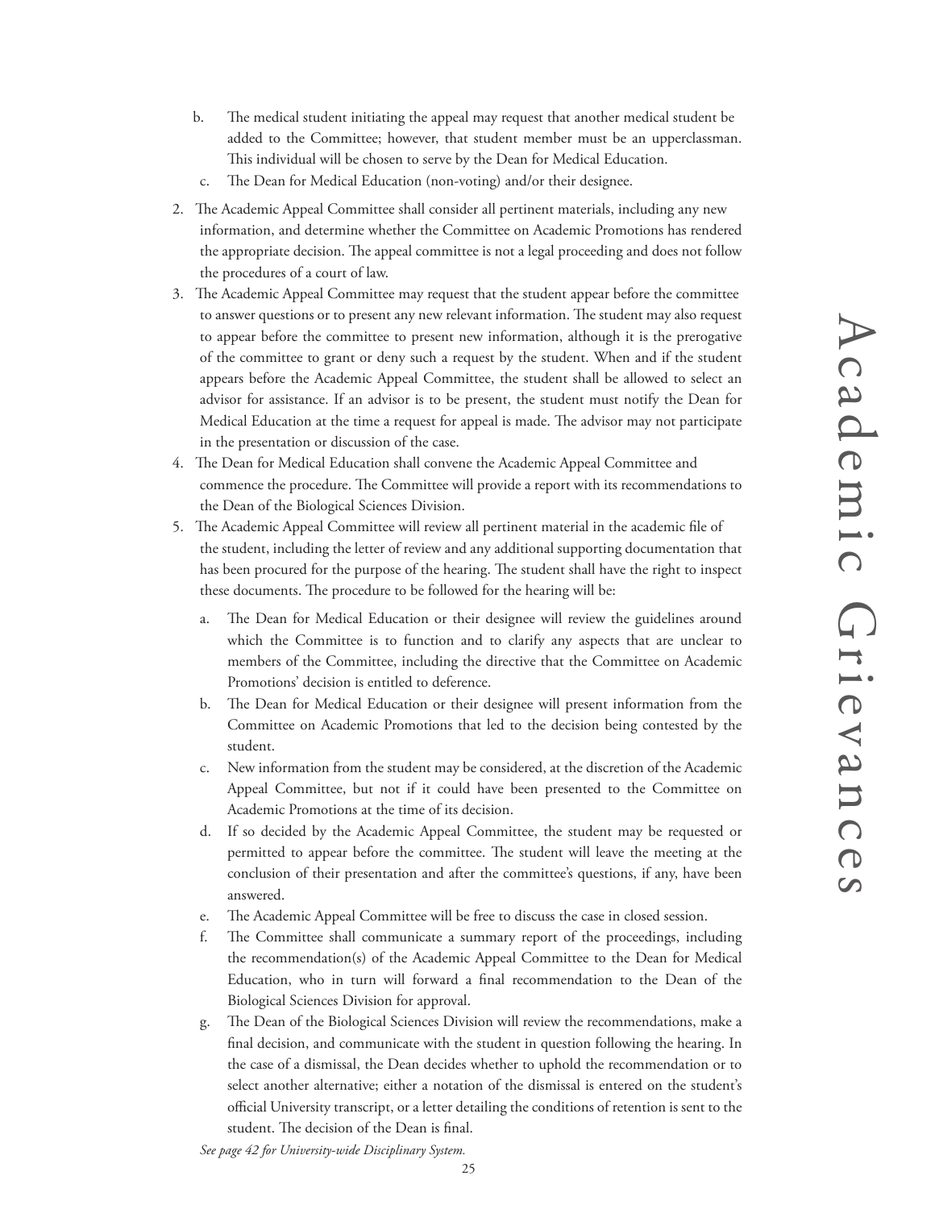b. The medical student initiating the appeal may request that another medical student be added to the Committee; however, that student member must be an upperclassman. This individual will be chosen to serve by the Dean for Medical Education.
   c. The Dean for Medical Education (non-voting) and/or their designee.

2. The Academic Appeal Committee shall consider all pertinent materials, including any new information, and determine whether the Committee on Academic Promotions has rendered the appropriate decision. The appeal committee is not a legal proceeding and does not follow the procedures of a court of law.
3. The Academic Appeal Committee may request that the student appear before the committee to answer questions or to present any new relevant information. The student may also request to appear before the committee to present new information, although it is the prerogative of the committee to grant or deny such a request by the student. When and if the student appears before the Academic Appeal Committee, the student shall be allowed to select an advisor for assistance. If an advisor is to be present, the student must notify the Dean for Medical Education at the time a request for appeal is made. The advisor may not participate in the presentation or discussion of the case.
4. The Dean for Medical Education shall convene the Academic Appeal Committee and commence the procedure. The Committee will provide a report with its recommendations to the Dean of the Biological Sciences Division.
5. The Academic Appeal Committee will review all pertinent material in the academic file of the student, including the letter of review and any additional supporting documentation that has been procured for the purpose of the hearing. The student shall have the right to inspect these documents. The procedure to be followed for the hearing will be:
   a. The Dean for Medical Education or their designee will review the guidelines around which the Committee is to function and to clarify any aspects that are unclear to members of the Committee, including the directive that the Committee on Academic Promotions' decision is entitled to deference.
   b. The Dean for Medical Education or their designee will present information from the Committee on Academic Promotions that led to the decision being contested by the student.
   c. New information from the student may be considered, at the discretion of the Academic Appeal Committee, but not if it could have been presented to the Committee on Academic Promotions at the time of its decision.
   d. If so decided by the Academic Appeal Committee, the student may be requested or permitted to appear before the committee. The student will leave the meeting at the conclusion of their presentation and after the committee's questions, if any, have been answered.
   e. The Academic Appeal Committee will be free to discuss the case in closed session.
   f. The Committee shall communicate a summary report of the proceedings, including the recommendation(s) of the Academic Appeal Committee to the Dean for Medical Education, who in turn will forward a final recommendation to the Dean of the Biological Sciences Division for approval.
   g. The Dean of the Biological Sciences Division will review the recommendations, make a final decision, and communicate with the student in question following the hearing. In the case of a dismissal, the Dean decides whether to uphold the recommendation or to select another alternative; either a notation of the dismissal is entered on the student's official University transcript, or a letter detailing the conditions of retention is sent to the student. The decision of the Dean is final.

*See page 42 for University-wide Disciplinary System.*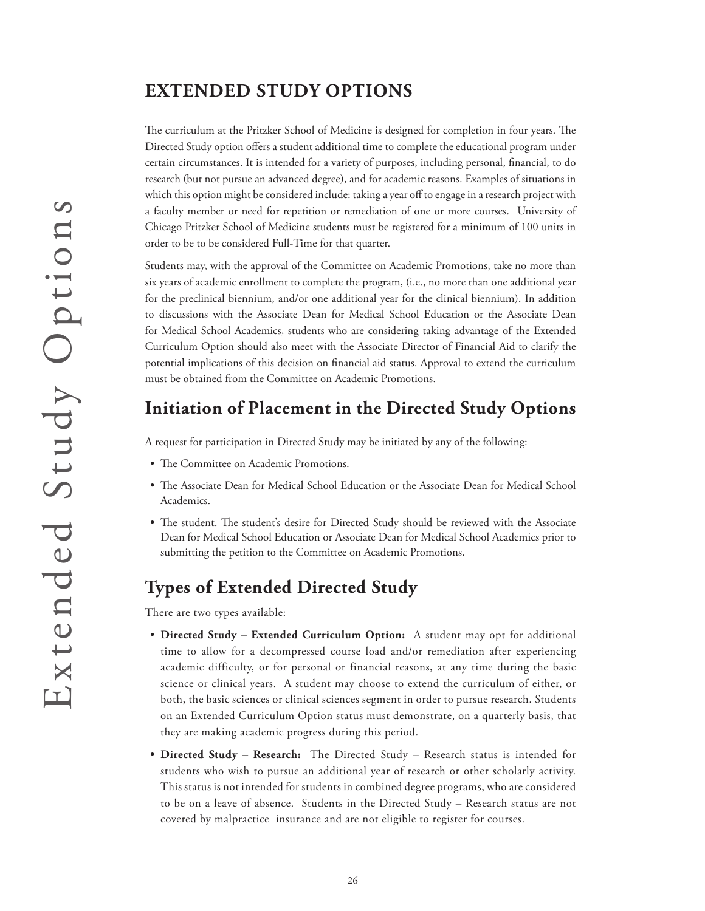## EXTENDED STUDY OPTIONS

The curriculum at the Pritzker School of Medicine is designed for completion in four years. The Directed Study option offers a student additional time to complete the educational program under certain circumstances. It is intended for a variety of purposes, including personal, financial, to do research (but not pursue an advanced degree), and for academic reasons. Examples of situations in which this option might be considered include: taking a year off to engage in a research project with a faculty member or need for repetition or remediation of one or more courses. University of Chicago Pritzker School of Medicine students must be registered for a minimum of 100 units in order to be to be considered Full-Time for that quarter.

Students may, with the approval of the Committee on Academic Promotions, take no more than six years of academic enrollment to complete the program, (i.e., no more than one additional year for the preclinical biennium, and/or one additional year for the clinical biennium). In addition to discussions with the Associate Dean for Medical School Education or the Associate Dean for Medical School Academics, students who are considering taking advantage of the Extended Curriculum Option should also meet with the Associate Director of Financial Aid to clarify the potential implications of this decision on financial aid status. Approval to extend the curriculum must be obtained from the Committee on Academic Promotions.

### Initiation of Placement in the Directed Study Options

A request for participation in Directed Study may be initiated by any of the following:

- The Committee on Academic Promotions.
- The Associate Dean for Medical School Education or the Associate Dean for Medical School Academics.
- The student. The student's desire for Directed Study should be reviewed with the Associate Dean for Medical School Education or Associate Dean for Medical School Academics prior to submitting the petition to the Committee on Academic Promotions.

### Types of Extended Directed Study

There are two types available:

- **Directed Study – Extended Curriculum Option:** A student may opt for additional time to allow for a decompressed course load and/or remediation after experiencing academic difficulty, or for personal or financial reasons, at any time during the basic science or clinical years. A student may choose to extend the curriculum of either, or both, the basic sciences or clinical sciences segment in order to pursue research. Students on an Extended Curriculum Option status must demonstrate, on a quarterly basis, that they are making academic progress during this period.
- **Directed Study – Research:** The Directed Study – Research status is intended for students who wish to pursue an additional year of research or other scholarly activity. This status is not intended for students in combined degree programs, who are considered to be on a leave of absence. Students in the Directed Study – Research status are not covered by malpractice insurance and are not eligible to register for courses.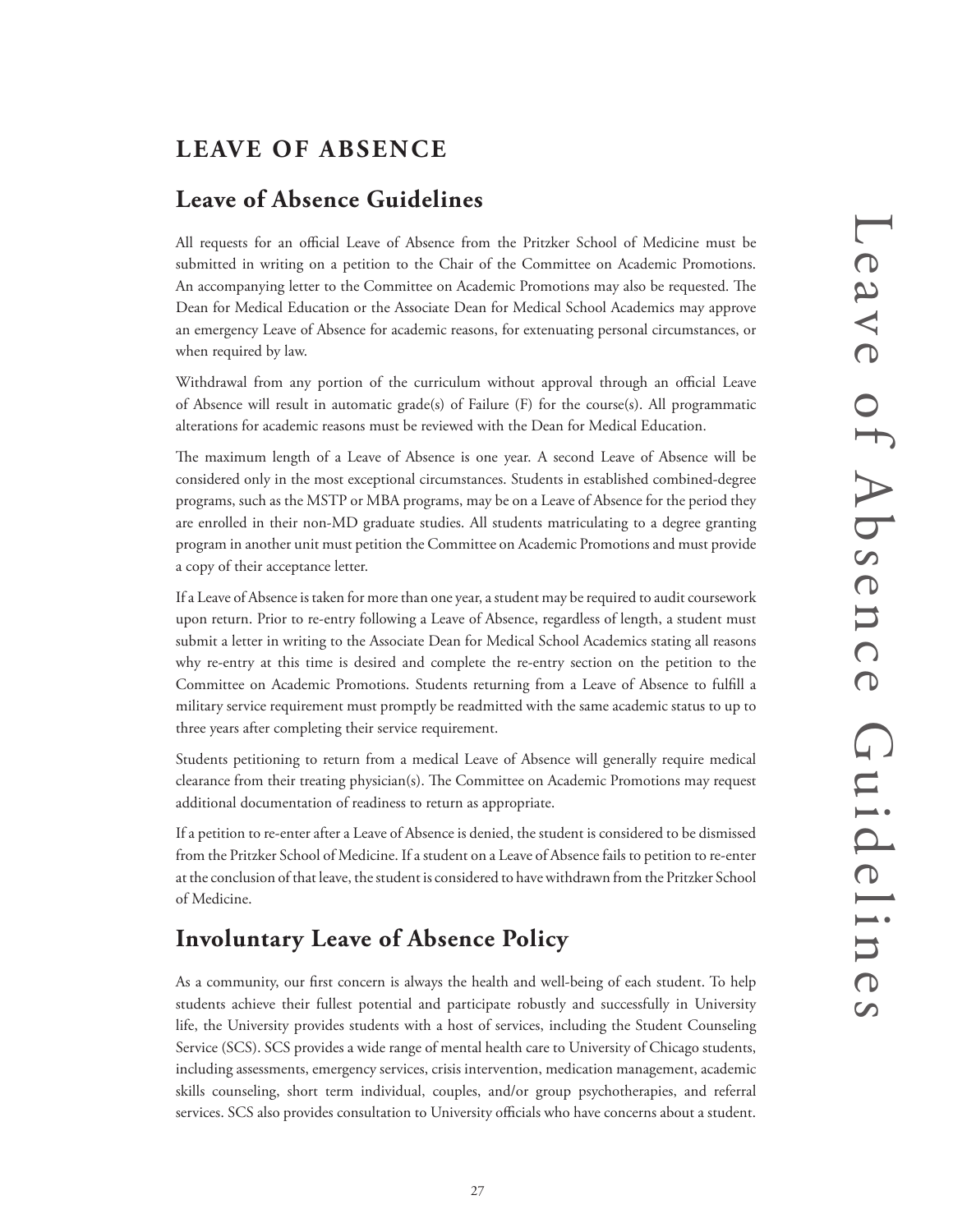# LEAVE OF ABSENCE

## Leave of Absence Guidelines

All requests for an official Leave of Absence from the Pritzker School of Medicine must be submitted in writing on a petition to the Chair of the Committee on Academic Promotions. An accompanying letter to the Committee on Academic Promotions may also be requested. The Dean for Medical Education or the Associate Dean for Medical School Academics may approve an emergency Leave of Absence for academic reasons, for extenuating personal circumstances, or when required by law.

Withdrawal from any portion of the curriculum without approval through an official Leave of Absence will result in automatic grade(s) of Failure (F) for the course(s). All programmatic alterations for academic reasons must be reviewed with the Dean for Medical Education.

The maximum length of a Leave of Absence is one year. A second Leave of Absence will be considered only in the most exceptional circumstances. Students in established combined-degree programs, such as the MSTP or MBA programs, may be on a Leave of Absence for the period they are enrolled in their non-MD graduate studies. All students matriculating to a degree granting program in another unit must petition the Committee on Academic Promotions and must provide a copy of their acceptance letter.

If a Leave of Absence is taken for more than one year, a student may be required to audit coursework upon return. Prior to re-entry following a Leave of Absence, regardless of length, a student must submit a letter in writing to the Associate Dean for Medical School Academics stating all reasons why re-entry at this time is desired and complete the re-entry section on the petition to the Committee on Academic Promotions. Students returning from a Leave of Absence to fulfill a military service requirement must promptly be readmitted with the same academic status to up to three years after completing their service requirement.

Students petitioning to return from a medical Leave of Absence will generally require medical clearance from their treating physician(s). The Committee on Academic Promotions may request additional documentation of readiness to return as appropriate.

If a petition to re-enter after a Leave of Absence is denied, the student is considered to be dismissed from the Pritzker School of Medicine. If a student on a Leave of Absence fails to petition to re-enter at the conclusion of that leave, the student is considered to have withdrawn from the Pritzker School of Medicine.

## Involuntary Leave of Absence Policy

As a community, our first concern is always the health and well-being of each student. To help students achieve their fullest potential and participate robustly and successfully in University life, the University provides students with a host of services, including the Student Counseling Service (SCS). SCS provides a wide range of mental health care to University of Chicago students, including assessments, emergency services, crisis intervention, medication management, academic skills counseling, short term individual, couples, and/or group psychotherapies, and referral services. SCS also provides consultation to University officials who have concerns about a student.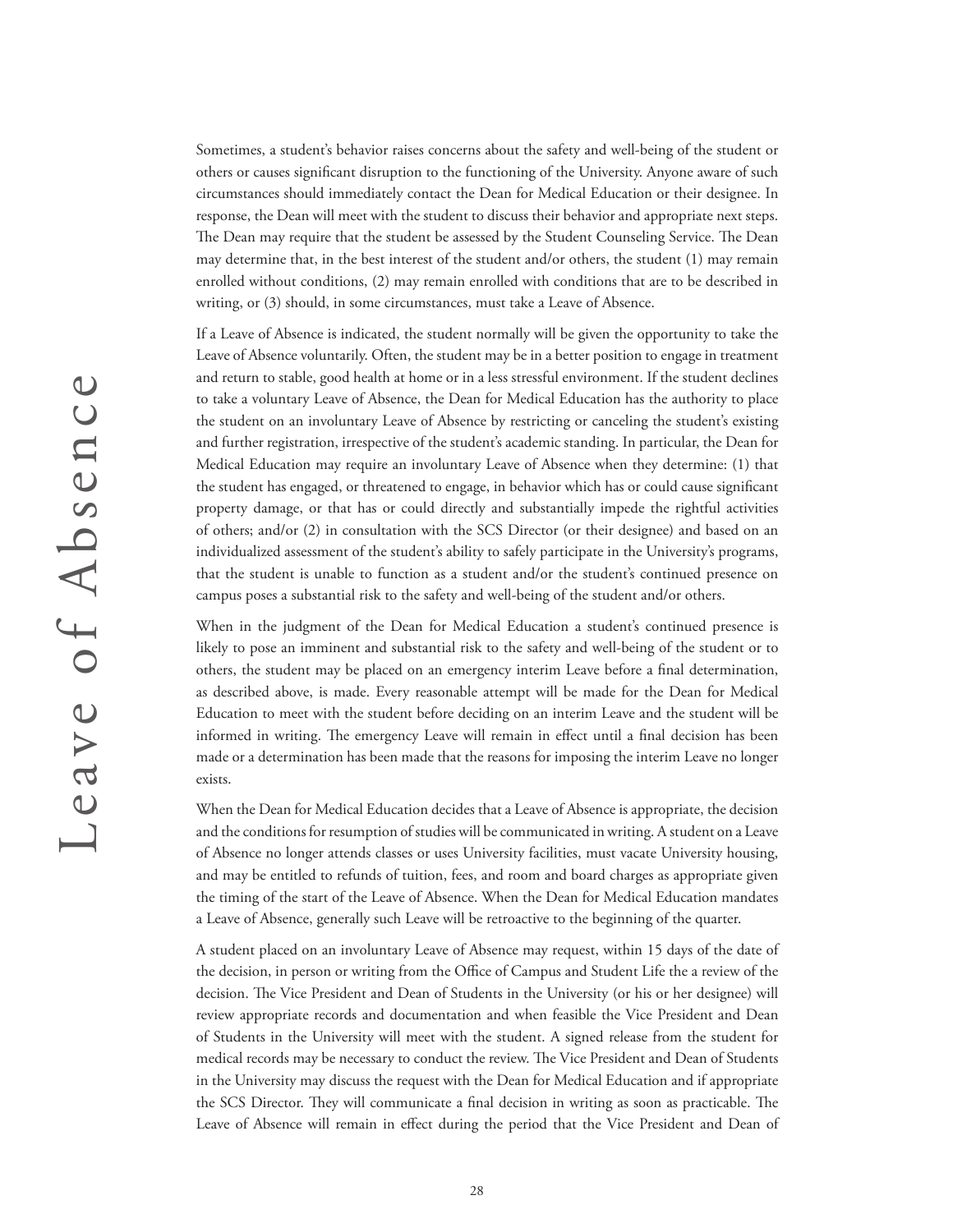Sometimes, a student's behavior raises concerns about the safety and well-being of the student or others or causes significant disruption to the functioning of the University. Anyone aware of such circumstances should immediately contact the Dean for Medical Education or their designee. In response, the Dean will meet with the student to discuss their behavior and appropriate next steps. The Dean may require that the student be assessed by the Student Counseling Service. The Dean may determine that, in the best interest of the student and/or others, the student (1) may remain enrolled without conditions, (2) may remain enrolled with conditions that are to be described in writing, or (3) should, in some circumstances, must take a Leave of Absence.

If a Leave of Absence is indicated, the student normally will be given the opportunity to take the Leave of Absence voluntarily. Often, the student may be in a better position to engage in treatment and return to stable, good health at home or in a less stressful environment. If the student declines to take a voluntary Leave of Absence, the Dean for Medical Education has the authority to place the student on an involuntary Leave of Absence by restricting or canceling the student's existing and further registration, irrespective of the student's academic standing. In particular, the Dean for Medical Education may require an involuntary Leave of Absence when they determine: (1) that the student has engaged, or threatened to engage, in behavior which has or could cause significant property damage, or that has or could directly and substantially impede the rightful activities of others; and/or (2) in consultation with the SCS Director (or their designee) and based on an individualized assessment of the student's ability to safely participate in the University's programs, that the student is unable to function as a student and/or the student's continued presence on campus poses a substantial risk to the safety and well-being of the student and/or others.

When in the judgment of the Dean for Medical Education a student's continued presence is likely to pose an imminent and substantial risk to the safety and well-being of the student or to others, the student may be placed on an emergency interim Leave before a final determination, as described above, is made. Every reasonable attempt will be made for the Dean for Medical Education to meet with the student before deciding on an interim Leave and the student will be informed in writing. The emergency Leave will remain in effect until a final decision has been made or a determination has been made that the reasons for imposing the interim Leave no longer exists.

When the Dean for Medical Education decides that a Leave of Absence is appropriate, the decision and the conditions for resumption of studies will be communicated in writing. A student on a Leave of Absence no longer attends classes or uses University facilities, must vacate University housing, and may be entitled to refunds of tuition, fees, and room and board charges as appropriate given the timing of the start of the Leave of Absence. When the Dean for Medical Education mandates a Leave of Absence, generally such Leave will be retroactive to the beginning of the quarter.

A student placed on an involuntary Leave of Absence may request, within 15 days of the date of the decision, in person or writing from the Office of Campus and Student Life the a review of the decision. The Vice President and Dean of Students in the University (or his or her designee) will review appropriate records and documentation and when feasible the Vice President and Dean of Students in the University will meet with the student. A signed release from the student for medical records may be necessary to conduct the review. The Vice President and Dean of Students in the University may discuss the request with the Dean for Medical Education and if appropriate the SCS Director. They will communicate a final decision in writing as soon as practicable. The Leave of Absence will remain in effect during the period that the Vice President and Dean of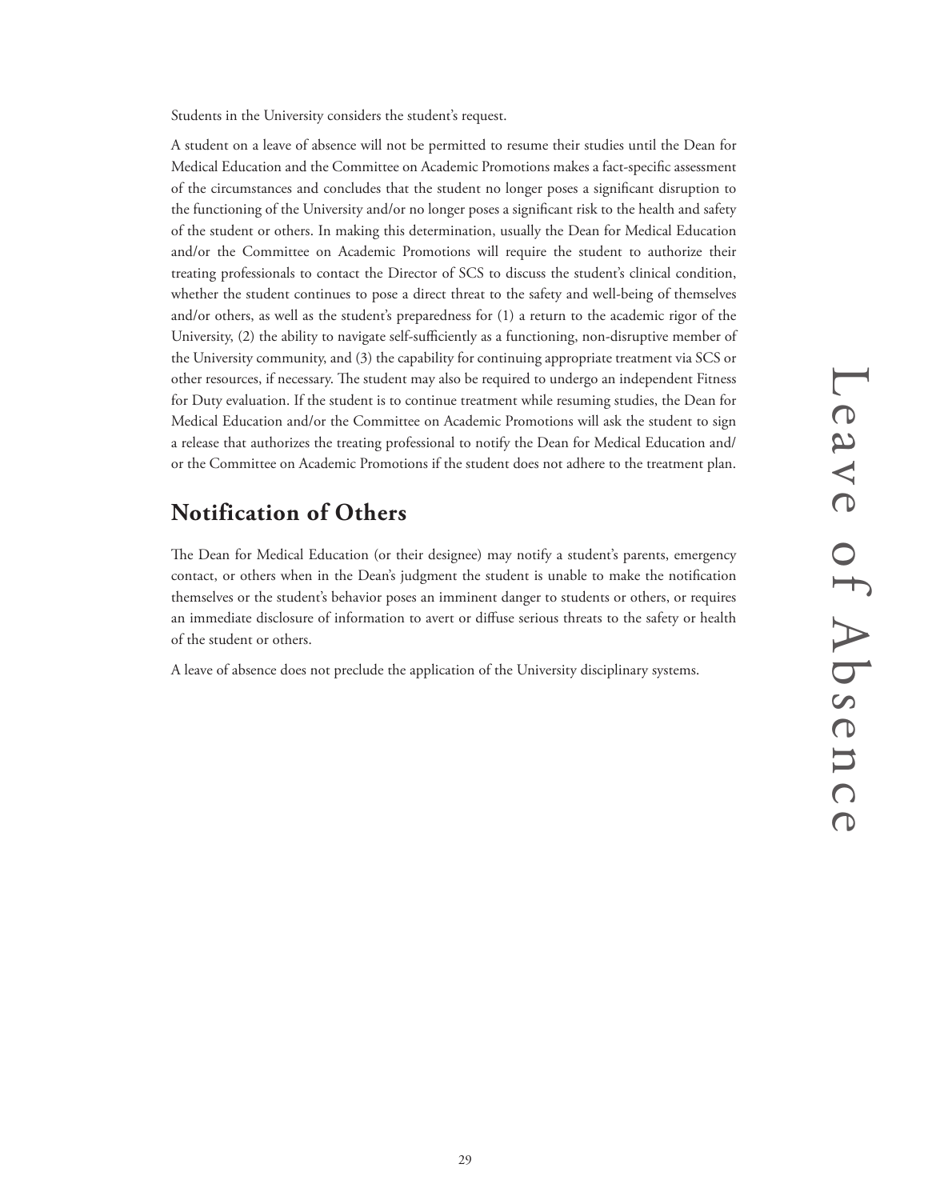Students in the University considers the student's request.

A student on a leave of absence will not be permitted to resume their studies until the Dean for Medical Education and the Committee on Academic Promotions makes a fact-specific assessment of the circumstances and concludes that the student no longer poses a significant disruption to the functioning of the University and/or no longer poses a significant risk to the health and safety of the student or others. In making this determination, usually the Dean for Medical Education and/or the Committee on Academic Promotions will require the student to authorize their treating professionals to contact the Director of SCS to discuss the student's clinical condition, whether the student continues to pose a direct threat to the safety and well-being of themselves and/or others, as well as the student's preparedness for (1) a return to the academic rigor of the University, (2) the ability to navigate self-sufficiently as a functioning, non-disruptive member of the University community, and (3) the capability for continuing appropriate treatment via SCS or other resources, if necessary. The student may also be required to undergo an independent Fitness for Duty evaluation. If the student is to continue treatment while resuming studies, the Dean for Medical Education and/or the Committee on Academic Promotions will ask the student to sign a release that authorizes the treating professional to notify the Dean for Medical Education and/or the Committee on Academic Promotions if the student does not adhere to the treatment plan.

## Notification of Others

The Dean for Medical Education (or their designee) may notify a student's parents, emergency contact, or others when in the Dean's judgment the student is unable to make the notification themselves or the student's behavior poses an imminent danger to students or others, or requires an immediate disclosure of information to avert or diffuse serious threats to the safety or health of the student or others.

A leave of absence does not preclude the application of the University disciplinary systems.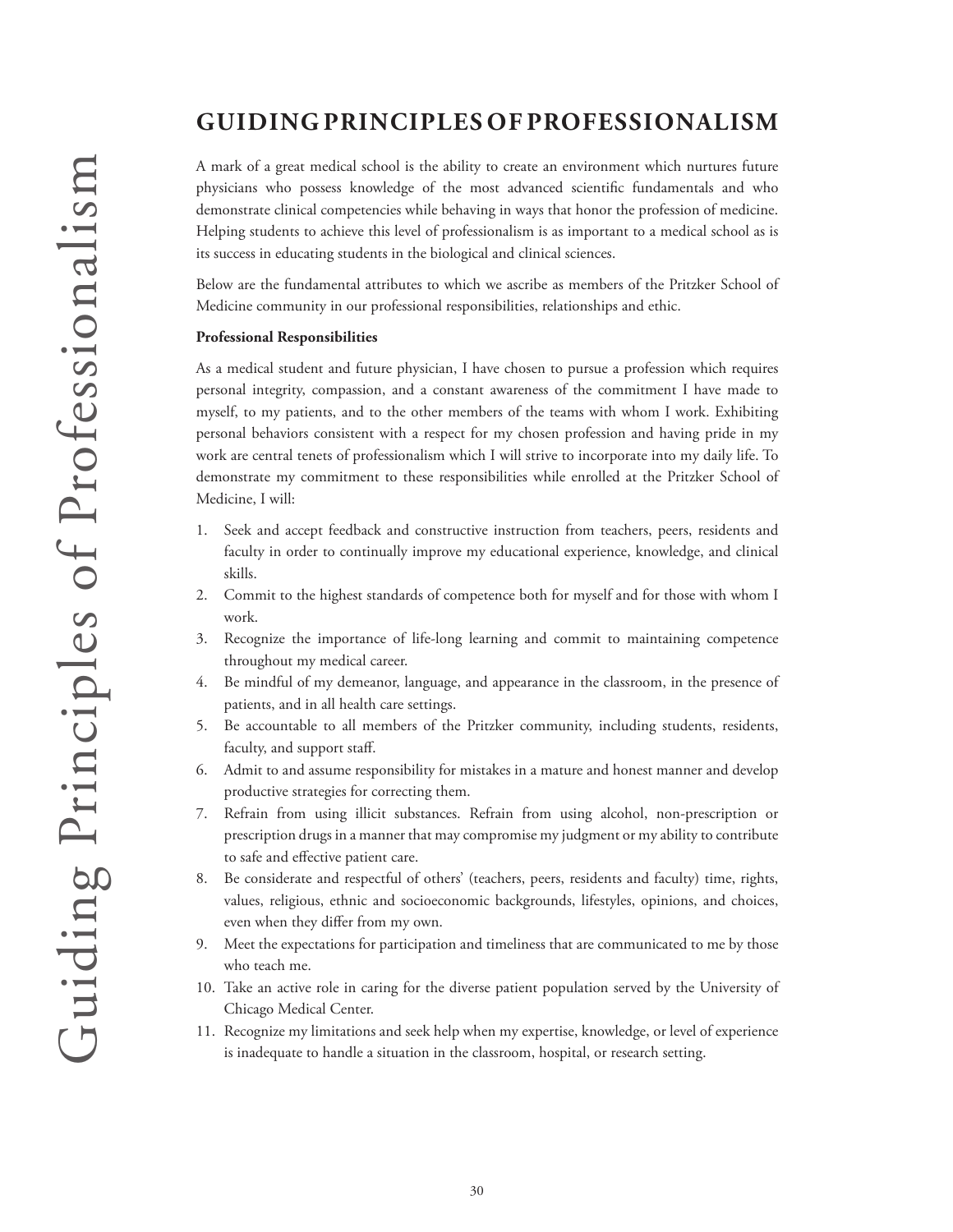# GUIDING PRINCIPLES OF PROFESSIONALISM

A mark of a great medical school is the ability to create an environment which nurtures future physicians who possess knowledge of the most advanced scientific fundamentals and who demonstrate clinical competencies while behaving in ways that honor the profession of medicine. Helping students to achieve this level of professionalism is as important to a medical school as is its success in educating students in the biological and clinical sciences.

Below are the fundamental attributes to which we ascribe as members of the Pritzker School of Medicine community in our professional responsibilities, relationships and ethic.

**Professional Responsibilities**

As a medical student and future physician, I have chosen to pursue a profession which requires personal integrity, compassion, and a constant awareness of the commitment I have made to myself, to my patients, and to the other members of the teams with whom I work. Exhibiting personal behaviors consistent with a respect for my chosen profession and having pride in my work are central tenets of professionalism which I will strive to incorporate into my daily life. To demonstrate my commitment to these responsibilities while enrolled at the Pritzker School of Medicine, I will:

1. Seek and accept feedback and constructive instruction from teachers, peers, residents and faculty in order to continually improve my educational experience, knowledge, and clinical skills.
2. Commit to the highest standards of competence both for myself and for those with whom I work.
3. Recognize the importance of life-long learning and commit to maintaining competence throughout my medical career.
4. Be mindful of my demeanor, language, and appearance in the classroom, in the presence of patients, and in all health care settings.
5. Be accountable to all members of the Pritzker community, including students, residents, faculty, and support staff.
6. Admit to and assume responsibility for mistakes in a mature and honest manner and develop productive strategies for correcting them.
7. Refrain from using illicit substances. Refrain from using alcohol, non-prescription or prescription drugs in a manner that may compromise my judgment or my ability to contribute to safe and effective patient care.
8. Be considerate and respectful of others' (teachers, peers, residents and faculty) time, rights, values, religious, ethnic and socioeconomic backgrounds, lifestyles, opinions, and choices, even when they differ from my own.
9. Meet the expectations for participation and timeliness that are communicated to me by those who teach me.
10. Take an active role in caring for the diverse patient population served by the University of Chicago Medical Center.
11. Recognize my limitations and seek help when my expertise, knowledge, or level of experience is inadequate to handle a situation in the classroom, hospital, or research setting.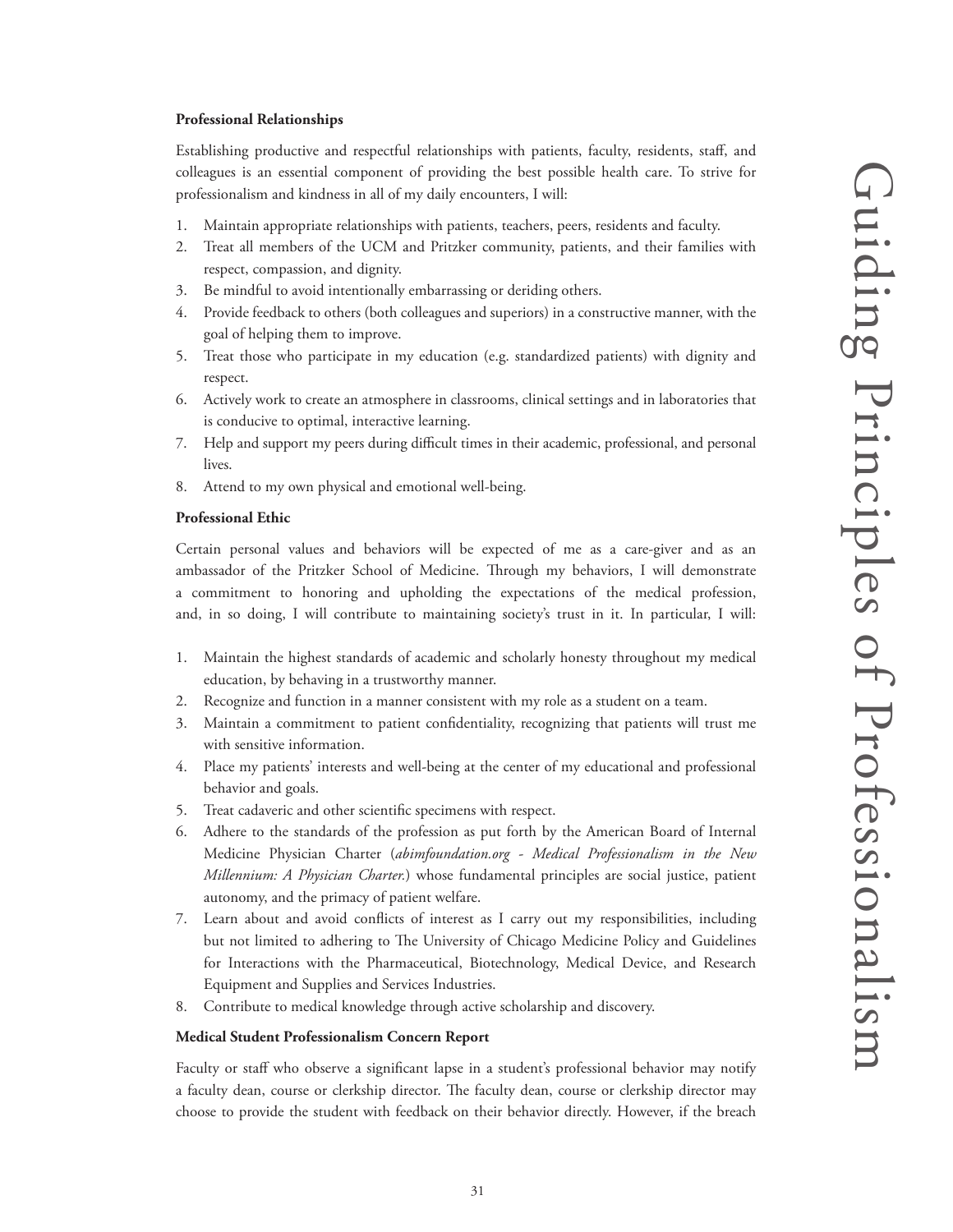**Professional Relationships**

Establishing productive and respectful relationships with patients, faculty, residents, staff, and colleagues is an essential component of providing the best possible health care. To strive for professionalism and kindness in all of my daily encounters, I will:

1. Maintain appropriate relationships with patients, teachers, peers, residents and faculty.
2. Treat all members of the UCM and Pritzker community, patients, and their families with respect, compassion, and dignity.
3. Be mindful to avoid intentionally embarrassing or deriding others.
4. Provide feedback to others (both colleagues and superiors) in a constructive manner, with the goal of helping them to improve.
5. Treat those who participate in my education (e.g. standardized patients) with dignity and respect.
6. Actively work to create an atmosphere in classrooms, clinical settings and in laboratories that is conducive to optimal, interactive learning.
7. Help and support my peers during difficult times in their academic, professional, and personal lives.
8. Attend to my own physical and emotional well-being.

**Professional Ethic**

Certain personal values and behaviors will be expected of me as a care-giver and as an ambassador of the Pritzker School of Medicine. Through my behaviors, I will demonstrate a commitment to honoring and upholding the expectations of the medical profession, and, in so doing, I will contribute to maintaining society's trust in it. In particular, I will:

1. Maintain the highest standards of academic and scholarly honesty throughout my medical education, by behaving in a trustworthy manner.
2. Recognize and function in a manner consistent with my role as a student on a team.
3. Maintain a commitment to patient confidentiality, recognizing that patients will trust me with sensitive information.
4. Place my patients' interests and well-being at the center of my educational and professional behavior and goals.
5. Treat cadaveric and other scientific specimens with respect.
6. Adhere to the standards of the profession as put forth by the American Board of Internal Medicine Physician Charter (*abimfoundation.org - Medical Professionalism in the New Millennium: A Physician Charter.*) whose fundamental principles are social justice, patient autonomy, and the primacy of patient welfare.
7. Learn about and avoid conflicts of interest as I carry out my responsibilities, including but not limited to adhering to The University of Chicago Medicine Policy and Guidelines for Interactions with the Pharmaceutical, Biotechnology, Medical Device, and Research Equipment and Supplies and Services Industries.
8. Contribute to medical knowledge through active scholarship and discovery.

**Medical Student Professionalism Concern Report**

Faculty or staff who observe a significant lapse in a student's professional behavior may notify a faculty dean, course or clerkship director. The faculty dean, course or clerkship director may choose to provide the student with feedback on their behavior directly. However, if the breach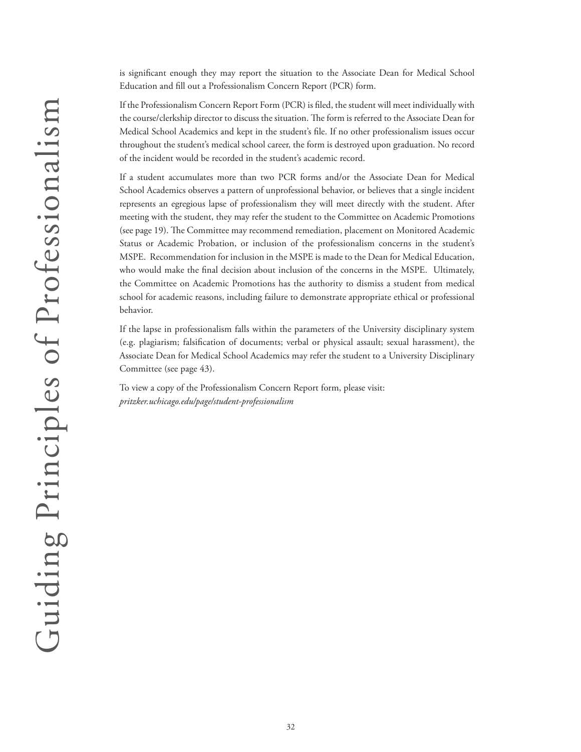is significant enough they may report the situation to the Associate Dean for Medical School Education and fill out a Professionalism Concern Report (PCR) form.

If the Professionalism Concern Report Form (PCR) is filed, the student will meet individually with the course/clerkship director to discuss the situation. The form is referred to the Associate Dean for Medical School Academics and kept in the student's file. If no other professionalism issues occur throughout the student's medical school career, the form is destroyed upon graduation. No record of the incident would be recorded in the student's academic record.

If a student accumulates more than two PCR forms and/or the Associate Dean for Medical School Academics observes a pattern of unprofessional behavior, or believes that a single incident represents an egregious lapse of professionalism they will meet directly with the student. After meeting with the student, they may refer the student to the Committee on Academic Promotions (see page 19). The Committee may recommend remediation, placement on Monitored Academic Status or Academic Probation, or inclusion of the professionalism concerns in the student's MSPE. Recommendation for inclusion in the MSPE is made to the Dean for Medical Education, who would make the final decision about inclusion of the concerns in the MSPE. Ultimately, the Committee on Academic Promotions has the authority to dismiss a student from medical school for academic reasons, including failure to demonstrate appropriate ethical or professional behavior.

If the lapse in professionalism falls within the parameters of the University disciplinary system (e.g. plagiarism; falsification of documents; verbal or physical assault; sexual harassment), the Associate Dean for Medical School Academics may refer the student to a University Disciplinary Committee (see page 43).

To view a copy of the Professionalism Concern Report form, please visit:
*pritzker.uchicago.edu/page/student-professionalism*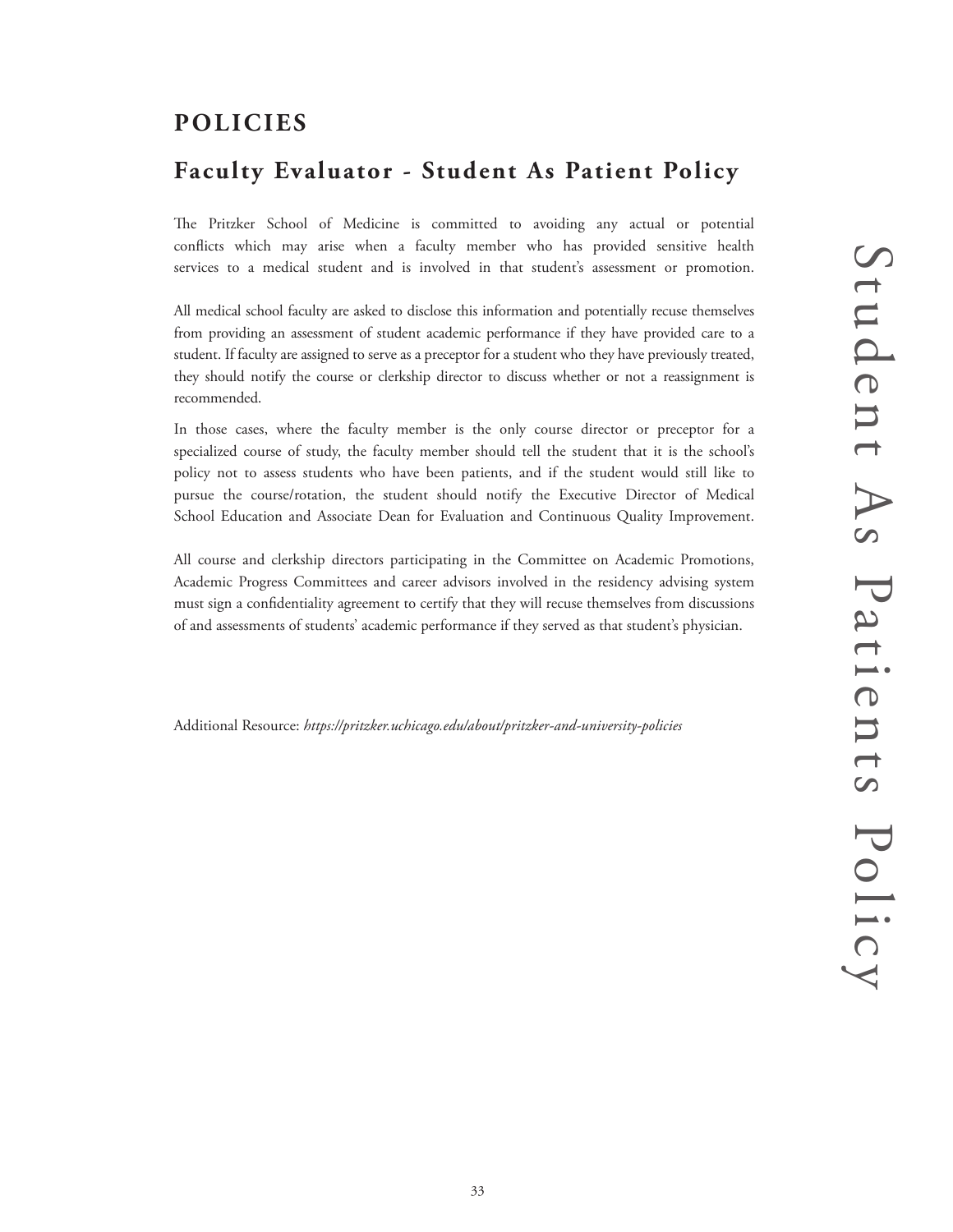# POLICIES

## Faculty Evaluator - Student As Patient Policy

The Pritzker School of Medicine is committed to avoiding any actual or potential conflicts which may arise when a faculty member who has provided sensitive health services to a medical student and is involved in that student's assessment or promotion.

All medical school faculty are asked to disclose this information and potentially recuse themselves from providing an assessment of student academic performance if they have provided care to a student. If faculty are assigned to serve as a preceptor for a student who they have previously treated, they should notify the course or clerkship director to discuss whether or not a reassignment is recommended.

In those cases, where the faculty member is the only course director or preceptor for a specialized course of study, the faculty member should tell the student that it is the school's policy not to assess students who have been patients, and if the student would still like to pursue the course/rotation, the student should notify the Executive Director of Medical School Education and Associate Dean for Evaluation and Continuous Quality Improvement.

All course and clerkship directors participating in the Committee on Academic Promotions, Academic Progress Committees and career advisors involved in the residency advising system must sign a confidentiality agreement to certify that they will recuse themselves from discussions of and assessments of students' academic performance if they served as that student's physician.

Additional Resource: *https://pritzker.uchicago.edu/about/pritzker-and-university-policies*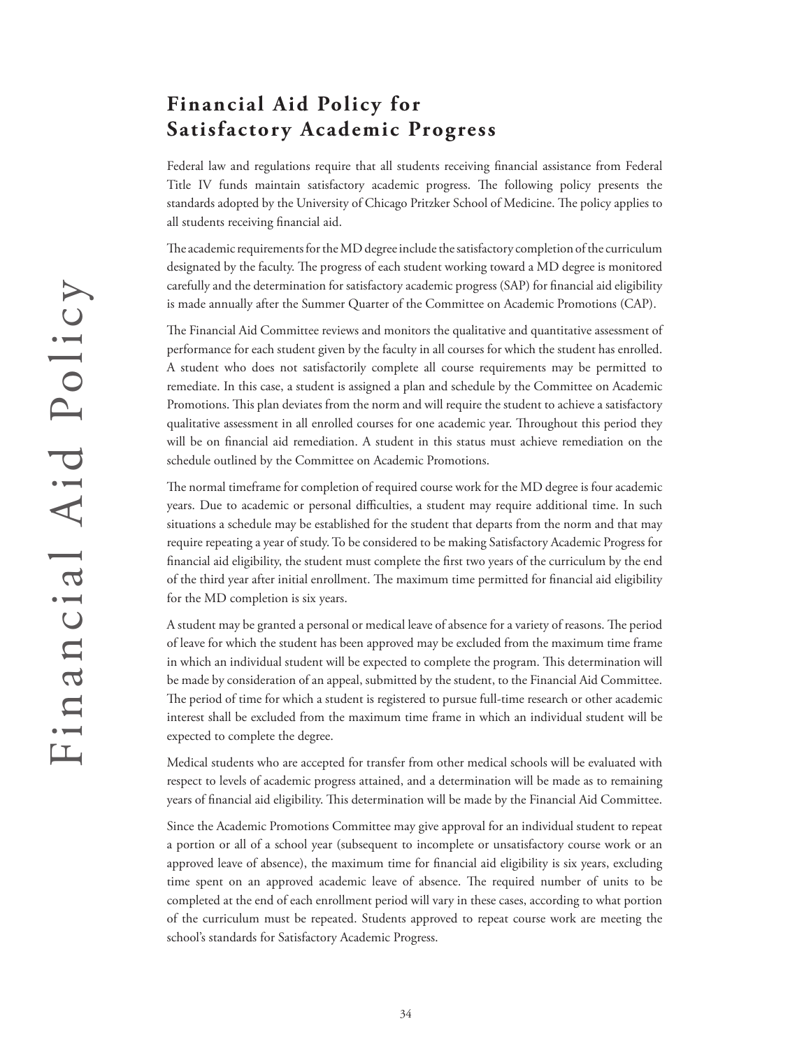## Financial Aid Policy for Satisfactory Academic Progress

Federal law and regulations require that all students receiving financial assistance from Federal Title IV funds maintain satisfactory academic progress. The following policy presents the standards adopted by the University of Chicago Pritzker School of Medicine. The policy applies to all students receiving financial aid.

The academic requirements for the MD degree include the satisfactory completion of the curriculum designated by the faculty. The progress of each student working toward a MD degree is monitored carefully and the determination for satisfactory academic progress (SAP) for financial aid eligibility is made annually after the Summer Quarter of the Committee on Academic Promotions (CAP).

The Financial Aid Committee reviews and monitors the qualitative and quantitative assessment of performance for each student given by the faculty in all courses for which the student has enrolled. A student who does not satisfactorily complete all course requirements may be permitted to remediate. In this case, a student is assigned a plan and schedule by the Committee on Academic Promotions. This plan deviates from the norm and will require the student to achieve a satisfactory qualitative assessment in all enrolled courses for one academic year. Throughout this period they will be on financial aid remediation. A student in this status must achieve remediation on the schedule outlined by the Committee on Academic Promotions.

The normal timeframe for completion of required course work for the MD degree is four academic years. Due to academic or personal difficulties, a student may require additional time. In such situations a schedule may be established for the student that departs from the norm and that may require repeating a year of study. To be considered to be making Satisfactory Academic Progress for financial aid eligibility, the student must complete the first two years of the curriculum by the end of the third year after initial enrollment. The maximum time permitted for financial aid eligibility for the MD completion is six years.

A student may be granted a personal or medical leave of absence for a variety of reasons. The period of leave for which the student has been approved may be excluded from the maximum time frame in which an individual student will be expected to complete the program. This determination will be made by consideration of an appeal, submitted by the student, to the Financial Aid Committee. The period of time for which a student is registered to pursue full-time research or other academic interest shall be excluded from the maximum time frame in which an individual student will be expected to complete the degree.

Medical students who are accepted for transfer from other medical schools will be evaluated with respect to levels of academic progress attained, and a determination will be made as to remaining years of financial aid eligibility. This determination will be made by the Financial Aid Committee.

Since the Academic Promotions Committee may give approval for an individual student to repeat a portion or all of a school year (subsequent to incomplete or unsatisfactory course work or an approved leave of absence), the maximum time for financial aid eligibility is six years, excluding time spent on an approved academic leave of absence. The required number of units to be completed at the end of each enrollment period will vary in these cases, according to what portion of the curriculum must be repeated. Students approved to repeat course work are meeting the school's standards for Satisfactory Academic Progress.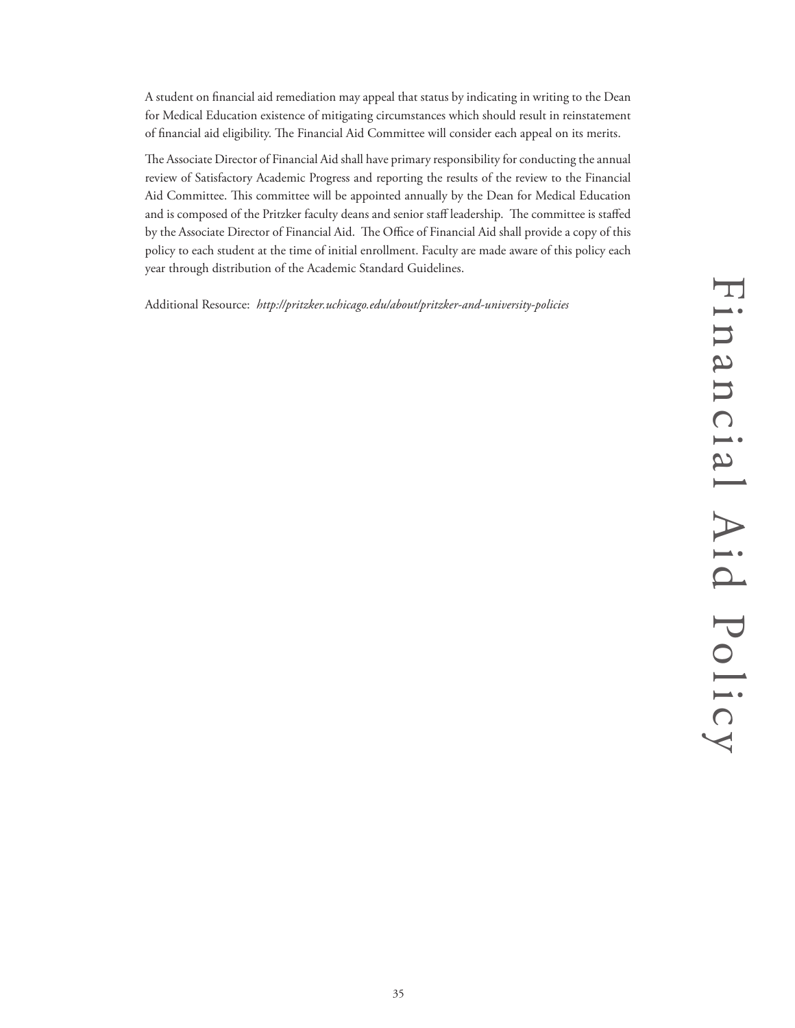A student on financial aid remediation may appeal that status by indicating in writing to the Dean for Medical Education existence of mitigating circumstances which should result in reinstatement of financial aid eligibility. The Financial Aid Committee will consider each appeal on its merits.

The Associate Director of Financial Aid shall have primary responsibility for conducting the annual review of Satisfactory Academic Progress and reporting the results of the review to the Financial Aid Committee. This committee will be appointed annually by the Dean for Medical Education and is composed of the Pritzker faculty deans and senior staff leadership. The committee is staffed by the Associate Director of Financial Aid. The Office of Financial Aid shall provide a copy of this policy to each student at the time of initial enrollment. Faculty are made aware of this policy each year through distribution of the Academic Standard Guidelines.

Additional Resource: *http://pritzker.uchicago.edu/about/pritzker-and-university-policies*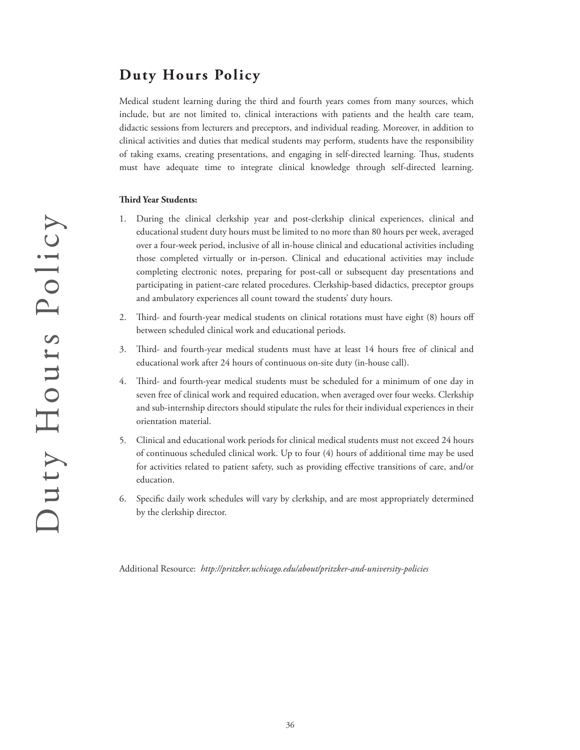## Duty Hours Policy

Medical student learning during the third and fourth years comes from many sources, which include, but are not limited to, clinical interactions with patients and the health care team, didactic sessions from lecturers and preceptors, and individual reading. Moreover, in addition to clinical activities and duties that medical students may perform, students have the responsibility of taking exams, creating presentations, and engaging in self-directed learning. Thus, students must have adequate time to integrate clinical knowledge through self-directed learning.

**Third Year Students:**

1. During the clinical clerkship year and post-clerkship clinical experiences, clinical and educational student duty hours must be limited to no more than 80 hours per week, averaged over a four-week period, inclusive of all in-house clinical and educational activities including those completed virtually or in-person. Clinical and educational activities may include completing electronic notes, preparing for post-call or subsequent day presentations and participating in patient-care related procedures. Clerkship-based didactics, preceptor groups and ambulatory experiences all count toward the students' duty hours.
2. Third- and fourth-year medical students on clinical rotations must have eight (8) hours off between scheduled clinical work and educational periods.
3. Third- and fourth-year medical students must have at least 14 hours free of clinical and educational work after 24 hours of continuous on-site duty (in-house call).
4. Third- and fourth-year medical students must be scheduled for a minimum of one day in seven free of clinical work and required education, when averaged over four weeks. Clerkship and sub-internship directors should stipulate the rules for their individual experiences in their orientation material.
5. Clinical and educational work periods for clinical medical students must not exceed 24 hours of continuous scheduled clinical work. Up to four (4) hours of additional time may be used for activities related to patient safety, such as providing effective transitions of care, and/or education.
6. Specific daily work schedules will vary by clerkship, and are most appropriately determined by the clerkship director.

Additional Resource: *http://pritzker.uchicago.edu/about/pritzker-and-university-policies*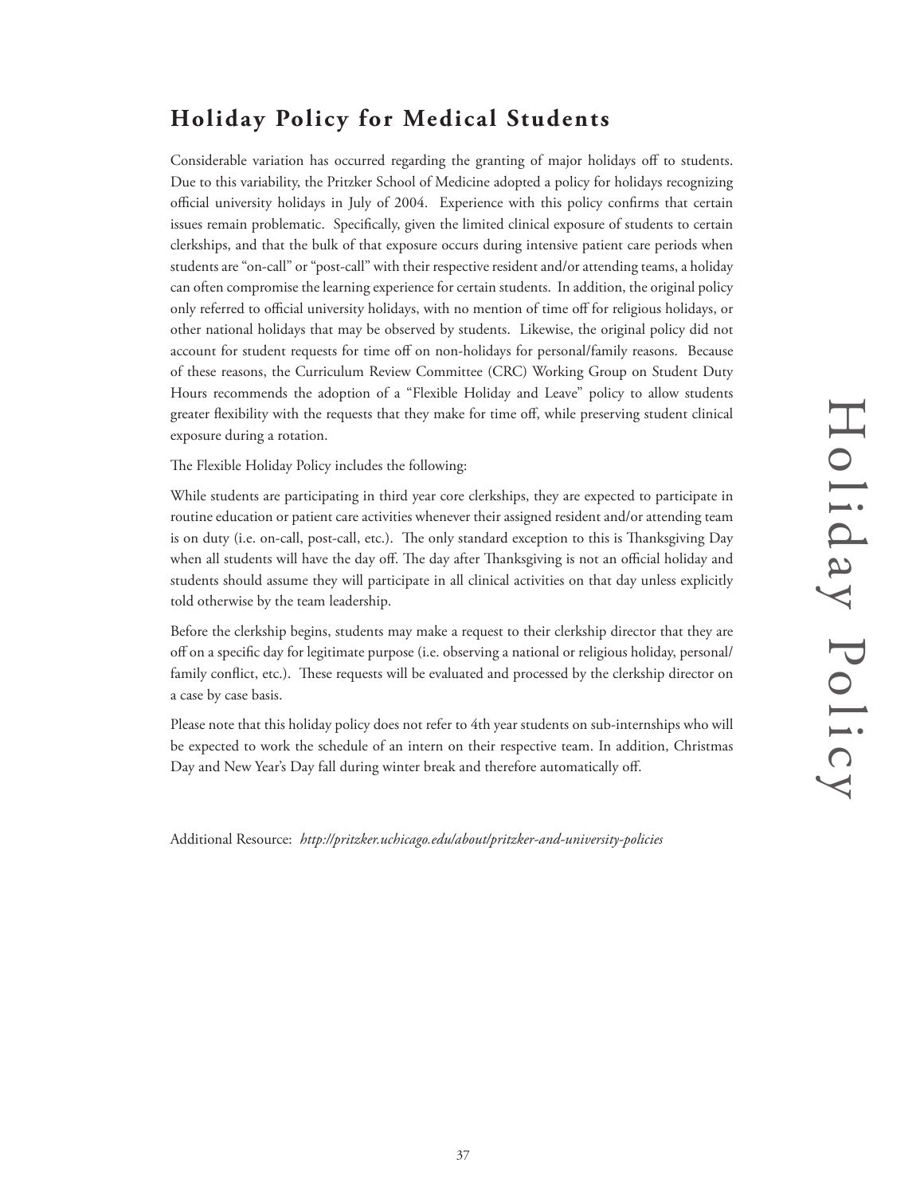## Holiday Policy for Medical Students

Considerable variation has occurred regarding the granting of major holidays off to students. Due to this variability, the Pritzker School of Medicine adopted a policy for holidays recognizing official university holidays in July of 2004. Experience with this policy confirms that certain issues remain problematic. Specifically, given the limited clinical exposure of students to certain clerkships, and that the bulk of that exposure occurs during intensive patient care periods when students are "on-call" or "post-call" with their respective resident and/or attending teams, a holiday can often compromise the learning experience for certain students. In addition, the original policy only referred to official university holidays, with no mention of time off for religious holidays, or other national holidays that may be observed by students. Likewise, the original policy did not account for student requests for time off on non-holidays for personal/family reasons. Because of these reasons, the Curriculum Review Committee (CRC) Working Group on Student Duty Hours recommends the adoption of a "Flexible Holiday and Leave" policy to allow students greater flexibility with the requests that they make for time off, while preserving student clinical exposure during a rotation.

The Flexible Holiday Policy includes the following:

While students are participating in third year core clerkships, they are expected to participate in routine education or patient care activities whenever their assigned resident and/or attending team is on duty (i.e. on-call, post-call, etc.). The only standard exception to this is Thanksgiving Day when all students will have the day off. The day after Thanksgiving is not an official holiday and students should assume they will participate in all clinical activities on that day unless explicitly told otherwise by the team leadership.

Before the clerkship begins, students may make a request to their clerkship director that they are off on a specific day for legitimate purpose (i.e. observing a national or religious holiday, personal/family conflict, etc.). These requests will be evaluated and processed by the clerkship director on a case by case basis.

Please note that this holiday policy does not refer to 4th year students on sub-internships who will be expected to work the schedule of an intern on their respective team. In addition, Christmas Day and New Year's Day fall during winter break and therefore automatically off.

Additional Resource: *http://pritzker.uchicago.edu/about/pritzker-and-university-policies*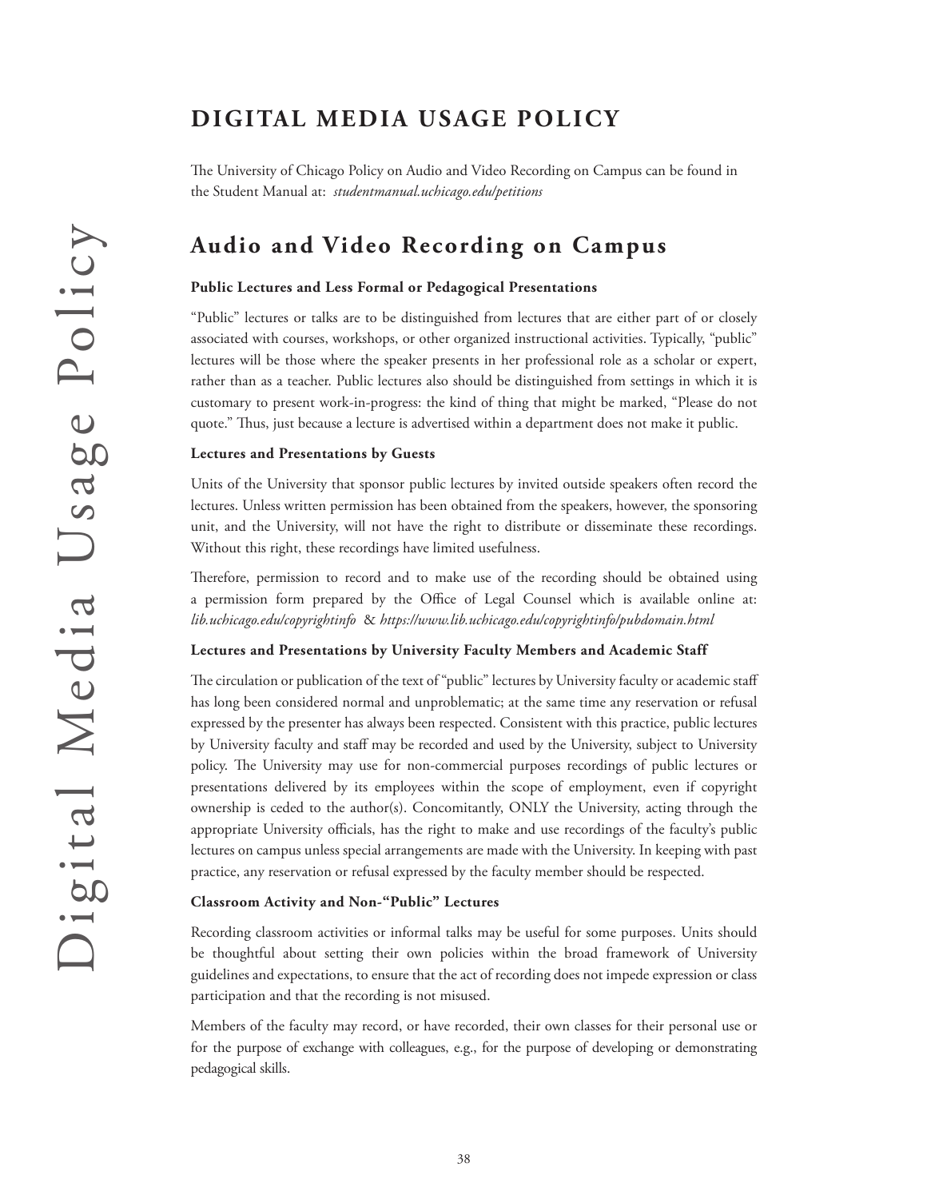# DIGITAL MEDIA USAGE POLICY

The University of Chicago Policy on Audio and Video Recording on Campus can be found in the Student Manual at: *studentmanual.uchicago.edu/petitions*

## Audio and Video Recording on Campus

**Public Lectures and Less Formal or Pedagogical Presentations**

"Public" lectures or talks are to be distinguished from lectures that are either part of or closely associated with courses, workshops, or other organized instructional activities. Typically, "public" lectures will be those where the speaker presents in her professional role as a scholar or expert, rather than as a teacher. Public lectures also should be distinguished from settings in which it is customary to present work-in-progress: the kind of thing that might be marked, "Please do not quote." Thus, just because a lecture is advertised within a department does not make it public.

**Lectures and Presentations by Guests**

Units of the University that sponsor public lectures by invited outside speakers often record the lectures. Unless written permission has been obtained from the speakers, however, the sponsoring unit, and the University, will not have the right to distribute or disseminate these recordings. Without this right, these recordings have limited usefulness.

Therefore, permission to record and to make use of the recording should be obtained using a permission form prepared by the Office of Legal Counsel which is available online at: *lib.uchicago.edu/copyrightinfo* & *https://www.lib.uchicago.edu/copyrightinfo/pubdomain.html*

**Lectures and Presentations by University Faculty Members and Academic Staff**

The circulation or publication of the text of "public" lectures by University faculty or academic staff has long been considered normal and unproblematic; at the same time any reservation or refusal expressed by the presenter has always been respected. Consistent with this practice, public lectures by University faculty and staff may be recorded and used by the University, subject to University policy. The University may use for non-commercial purposes recordings of public lectures or presentations delivered by its employees within the scope of employment, even if copyright ownership is ceded to the author(s). Concomitantly, ONLY the University, acting through the appropriate University officials, has the right to make and use recordings of the faculty's public lectures on campus unless special arrangements are made with the University. In keeping with past practice, any reservation or refusal expressed by the faculty member should be respected.

**Classroom Activity and Non-"Public" Lectures**

Recording classroom activities or informal talks may be useful for some purposes. Units should be thoughtful about setting their own policies within the broad framework of University guidelines and expectations, to ensure that the act of recording does not impede expression or class participation and that the recording is not misused.

Members of the faculty may record, or have recorded, their own classes for their personal use or for the purpose of exchange with colleagues, e.g., for the purpose of developing or demonstrating pedagogical skills.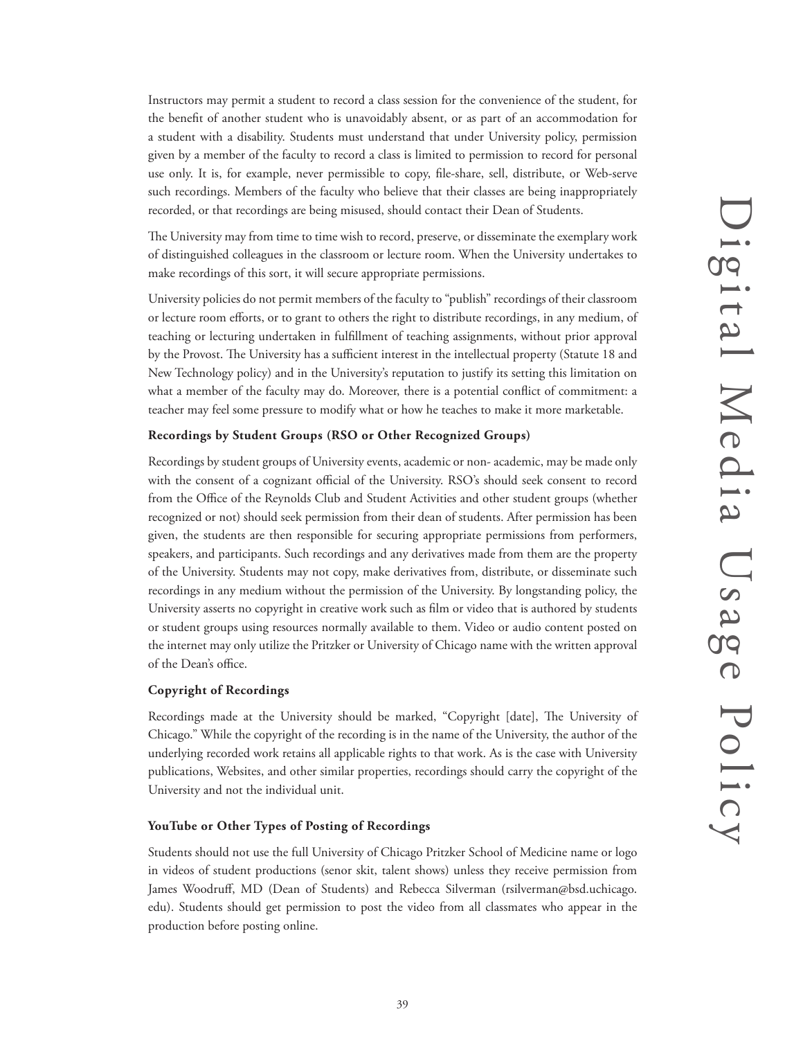Instructors may permit a student to record a class session for the convenience of the student, for the benefit of another student who is unavoidably absent, or as part of an accommodation for a student with a disability. Students must understand that under University policy, permission given by a member of the faculty to record a class is limited to permission to record for personal use only. It is, for example, never permissible to copy, file-share, sell, distribute, or Web-serve such recordings. Members of the faculty who believe that their classes are being inappropriately recorded, or that recordings are being misused, should contact their Dean of Students.

The University may from time to time wish to record, preserve, or disseminate the exemplary work of distinguished colleagues in the classroom or lecture room. When the University undertakes to make recordings of this sort, it will secure appropriate permissions.

University policies do not permit members of the faculty to "publish" recordings of their classroom or lecture room efforts, or to grant to others the right to distribute recordings, in any medium, of teaching or lecturing undertaken in fulfillment of teaching assignments, without prior approval by the Provost. The University has a sufficient interest in the intellectual property (Statute 18 and New Technology policy) and in the University's reputation to justify its setting this limitation on what a member of the faculty may do. Moreover, there is a potential conflict of commitment: a teacher may feel some pressure to modify what or how he teaches to make it more marketable.

**Recordings by Student Groups (RSO or Other Recognized Groups)**

Recordings by student groups of University events, academic or non- academic, may be made only with the consent of a cognizant official of the University. RSO's should seek consent to record from the Office of the Reynolds Club and Student Activities and other student groups (whether recognized or not) should seek permission from their dean of students. After permission has been given, the students are then responsible for securing appropriate permissions from performers, speakers, and participants. Such recordings and any derivatives made from them are the property of the University. Students may not copy, make derivatives from, distribute, or disseminate such recordings in any medium without the permission of the University. By longstanding policy, the University asserts no copyright in creative work such as film or video that is authored by students or student groups using resources normally available to them. Video or audio content posted on the internet may only utilize the Pritzker or University of Chicago name with the written approval of the Dean's office.

**Copyright of Recordings**

Recordings made at the University should be marked, "Copyright [date], The University of Chicago." While the copyright of the recording is in the name of the University, the author of the underlying recorded work retains all applicable rights to that work. As is the case with University publications, Websites, and other similar properties, recordings should carry the copyright of the University and not the individual unit.

**YouTube or Other Types of Posting of Recordings**

Students should not use the full University of Chicago Pritzker School of Medicine name or logo in videos of student productions (senor skit, talent shows) unless they receive permission from James Woodruff, MD (Dean of Students) and Rebecca Silverman (rsilverman@bsd.uchicago.edu). Students should get permission to post the video from all classmates who appear in the production before posting online.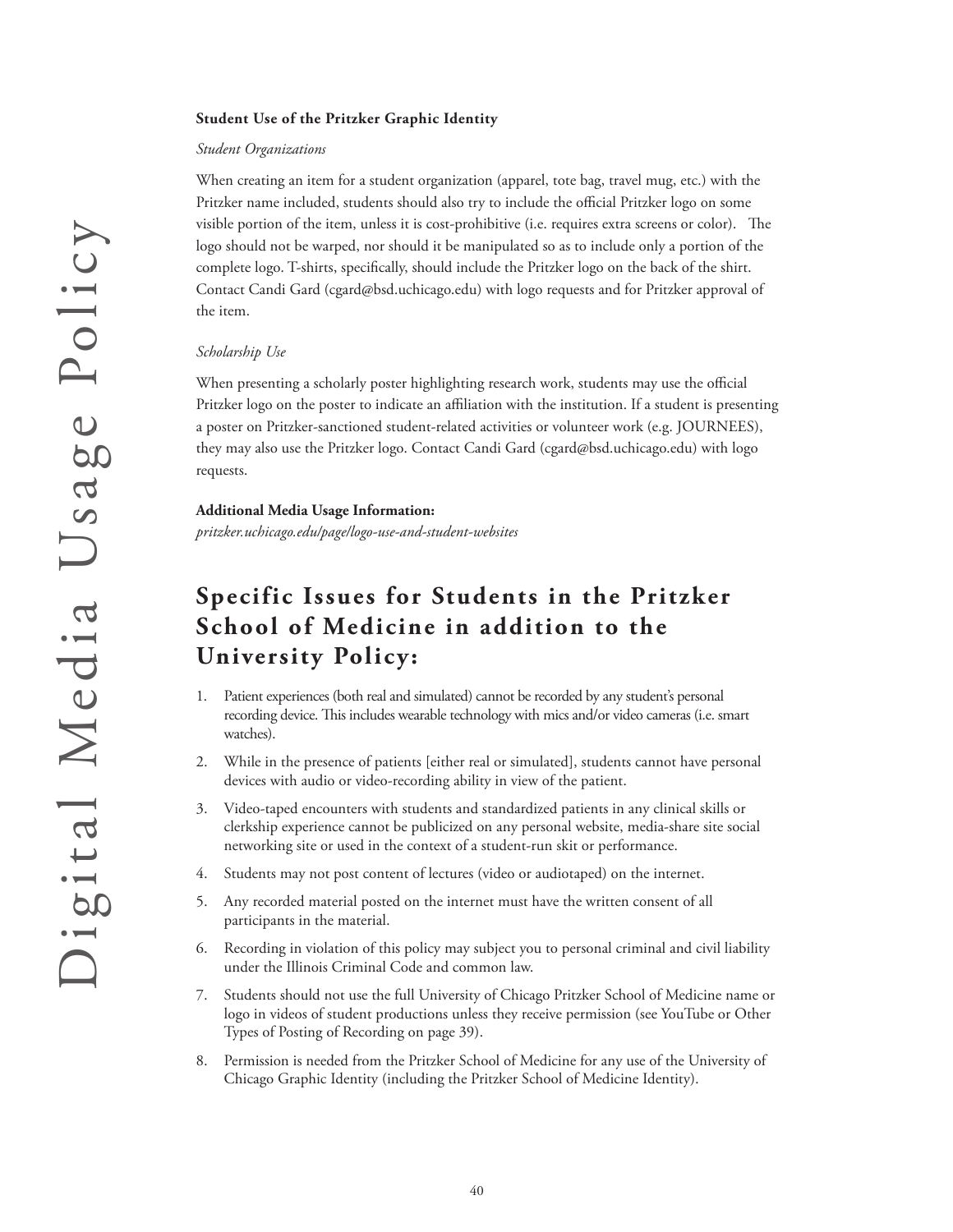**Student Use of the Pritzker Graphic Identity**

*Student Organizations*

When creating an item for a student organization (apparel, tote bag, travel mug, etc.) with the Pritzker name included, students should also try to include the official Pritzker logo on some visible portion of the item, unless it is cost-prohibitive (i.e. requires extra screens or color). The logo should not be warped, nor should it be manipulated so as to include only a portion of the complete logo. T-shirts, specifically, should include the Pritzker logo on the back of the shirt. Contact Candi Gard (cgard@bsd.uchicago.edu) with logo requests and for Pritzker approval of the item.

*Scholarship Use*

When presenting a scholarly poster highlighting research work, students may use the official Pritzker logo on the poster to indicate an affiliation with the institution. If a student is presenting a poster on Pritzker-sanctioned student-related activities or volunteer work (e.g. JOURNEES), they may also use the Pritzker logo. Contact Candi Gard (cgard@bsd.uchicago.edu) with logo requests.

**Additional Media Usage Information:**
*pritzker.uchicago.edu/page/logo-use-and-student-websites*

## Specific Issues for Students in the Pritzker School of Medicine in addition to the University Policy:

1. Patient experiences (both real and simulated) cannot be recorded by any student's personal recording device. This includes wearable technology with mics and/or video cameras (i.e. smart watches).
2. While in the presence of patients [either real or simulated], students cannot have personal devices with audio or video-recording ability in view of the patient.
3. Video-taped encounters with students and standardized patients in any clinical skills or clerkship experience cannot be publicized on any personal website, media-share site social networking site or used in the context of a student-run skit or performance.
4. Students may not post content of lectures (video or audiotaped) on the internet.
5. Any recorded material posted on the internet must have the written consent of all participants in the material.
6. Recording in violation of this policy may subject you to personal criminal and civil liability under the Illinois Criminal Code and common law.
7. Students should not use the full University of Chicago Pritzker School of Medicine name or logo in videos of student productions unless they receive permission (see YouTube or Other Types of Posting of Recording on page 39).
8. Permission is needed from the Pritzker School of Medicine for any use of the University of Chicago Graphic Identity (including the Pritzker School of Medicine Identity).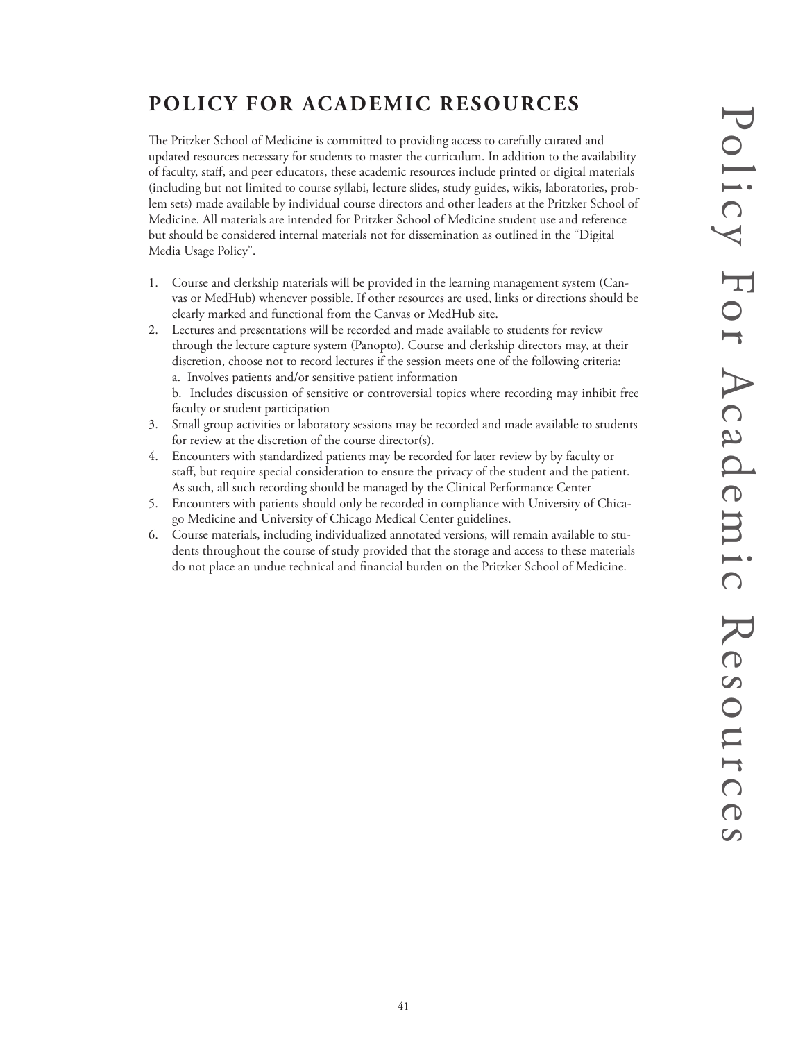# POLICY FOR ACADEMIC RESOURCES

The Pritzker School of Medicine is committed to providing access to carefully curated and updated resources necessary for students to master the curriculum. In addition to the availability of faculty, staff, and peer educators, these academic resources include printed or digital materials (including but not limited to course syllabi, lecture slides, study guides, wikis, laboratories, problem sets) made available by individual course directors and other leaders at the Pritzker School of Medicine. All materials are intended for Pritzker School of Medicine student use and reference but should be considered internal materials not for dissemination as outlined in the "Digital Media Usage Policy".

1. Course and clerkship materials will be provided in the learning management system (Canvas or MedHub) whenever possible. If other resources are used, links or directions should be clearly marked and functional from the Canvas or MedHub site.
2. Lectures and presentations will be recorded and made available to students for review through the lecture capture system (Panopto). Course and clerkship directors may, at their discretion, choose not to record lectures if the session meets one of the following criteria:
   a. Involves patients and/or sensitive patient information
   b. Includes discussion of sensitive or controversial topics where recording may inhibit free faculty or student participation
3. Small group activities or laboratory sessions may be recorded and made available to students for review at the discretion of the course director(s).
4. Encounters with standardized patients may be recorded for later review by by faculty or staff, but require special consideration to ensure the privacy of the student and the patient. As such, all such recording should be managed by the Clinical Performance Center
5. Encounters with patients should only be recorded in compliance with University of Chicago Medicine and University of Chicago Medical Center guidelines.
6. Course materials, including individualized annotated versions, will remain available to students throughout the course of study provided that the storage and access to these materials do not place an undue technical and financial burden on the Pritzker School of Medicine.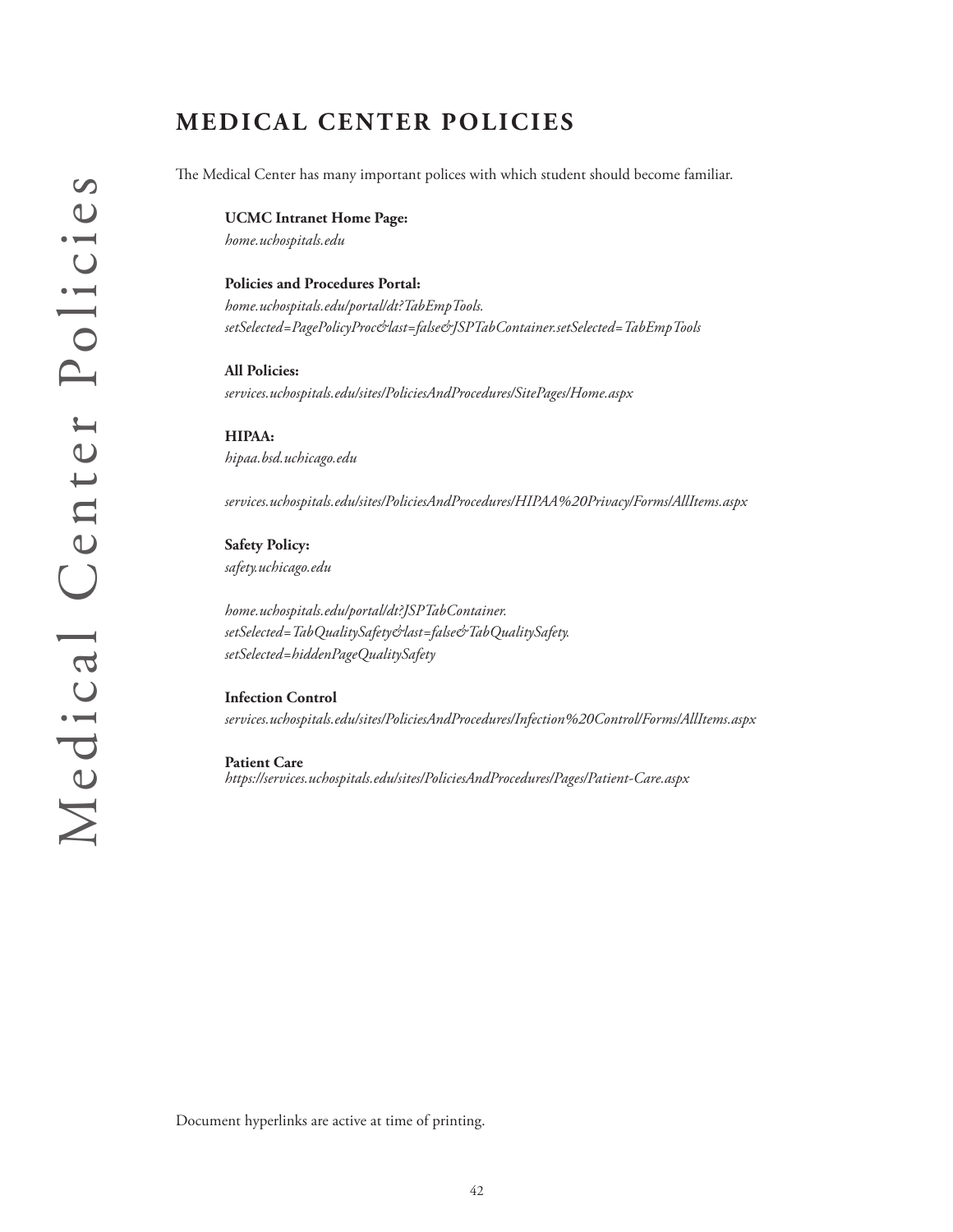# MEDICAL CENTER POLICIES

The Medical Center has many important polices with which student should become familiar.

**UCMC Intranet Home Page:**
*home.uchospitals.edu*

**Policies and Procedures Portal:**
*home.uchospitals.edu/portal/dt?TabEmpTools.setSelected=PagePolicyProc&last=false&JSPTabContainer.setSelected=TabEmpTools*

**All Policies:**
*services.uchospitals.edu/sites/PoliciesAndProcedures/SitePages/Home.aspx*

**HIPAA:**
*hipaa.bsd.uchicago.edu*

*services.uchospitals.edu/sites/PoliciesAndProcedures/HIPAA%20Privacy/Forms/AllItems.aspx*

**Safety Policy:**
*safety.uchicago.edu*

*home.uchospitals.edu/portal/dt?JSPTabContainer.setSelected=TabQualitySafety&last=false&TabQualitySafety.setSelected=hiddenPageQualitySafety*

**Infection Control**
*services.uchospitals.edu/sites/PoliciesAndProcedures/Infection%20Control/Forms/AllItems.aspx*

**Patient Care**
*https://services.uchospitals.edu/sites/PoliciesAndProcedures/Pages/Patient-Care.aspx*

Document hyperlinks are active at time of printing.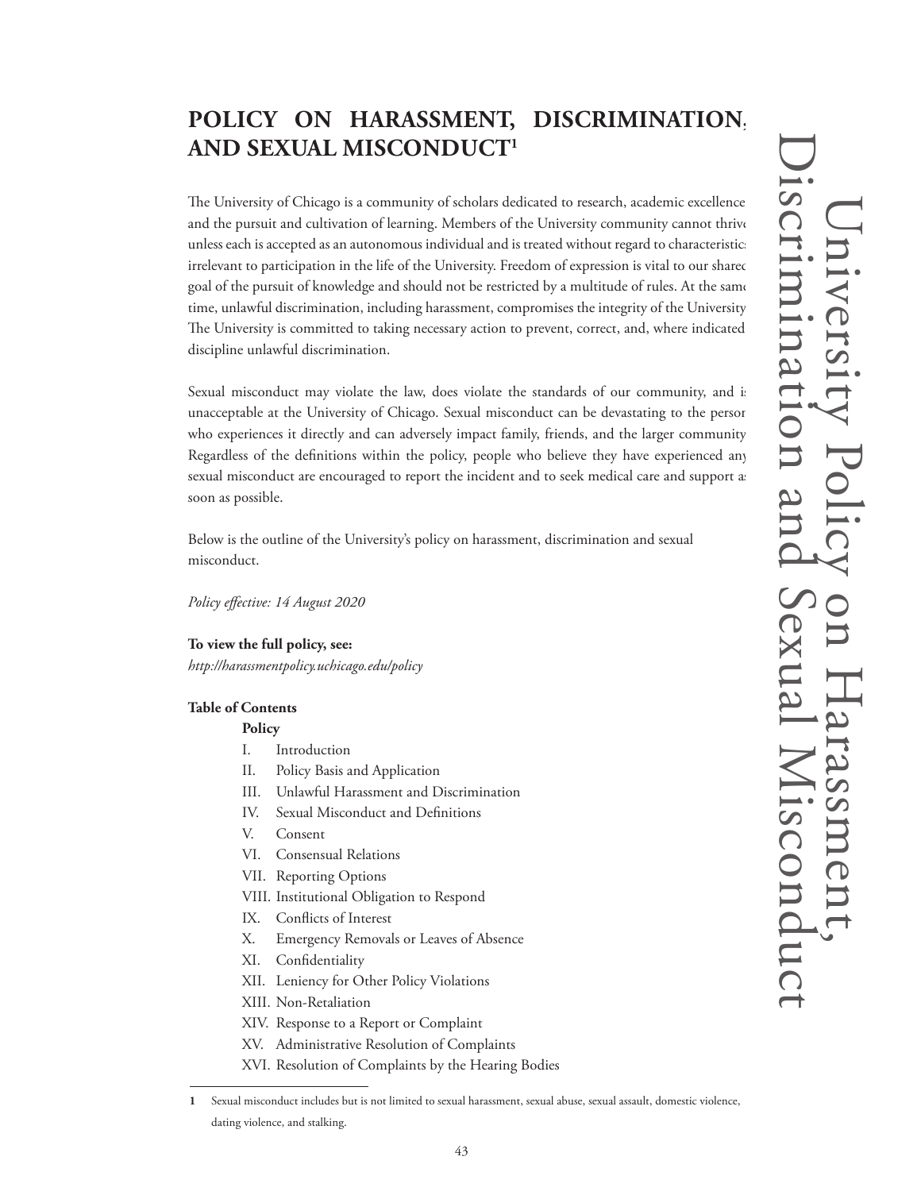# POLICY ON HARASSMENT, DISCRIMINATION, AND SEXUAL MISCONDUCT[1]

The University of Chicago is a community of scholars dedicated to research, academic excellence, and the pursuit and cultivation of learning. Members of the University community cannot thrive unless each is accepted as an autonomous individual and is treated without regard to characteristics irrelevant to participation in the life of the University. Freedom of expression is vital to our shared goal of the pursuit of knowledge and should not be restricted by a multitude of rules. At the same time, unlawful discrimination, including harassment, compromises the integrity of the University. The University is committed to taking necessary action to prevent, correct, and, where indicated, discipline unlawful discrimination.

Sexual misconduct may violate the law, does violate the standards of our community, and is unacceptable at the University of Chicago. Sexual misconduct can be devastating to the person who experiences it directly and can adversely impact family, friends, and the larger community. Regardless of the definitions within the policy, people who believe they have experienced any sexual misconduct are encouraged to report the incident and to seek medical care and support as soon as possible.

Below is the outline of the University's policy on harassment, discrimination and sexual misconduct.

*Policy effective: 14 August 2020*

**To view the full policy, see:**
*http://harassmentpolicy.uchicago.edu/policy*

**Table of Contents**

**Policy**

- I. Introduction
- II. Policy Basis and Application
- III. Unlawful Harassment and Discrimination
- IV. Sexual Misconduct and Definitions
- V. Consent
- VI. Consensual Relations
- VII. Reporting Options
- VIII. Institutional Obligation to Respond
- IX. Conflicts of Interest
- X. Emergency Removals or Leaves of Absence
- XI. Confidentiality
- XII. Leniency for Other Policy Violations
- XIII. Non-Retaliation
- XIV. Response to a Report or Complaint
- XV. Administrative Resolution of Complaints
- XVI. Resolution of Complaints by the Hearing Bodies

[1] Sexual misconduct includes but is not limited to sexual harassment, sexual abuse, sexual assault, domestic violence, dating violence, and stalking.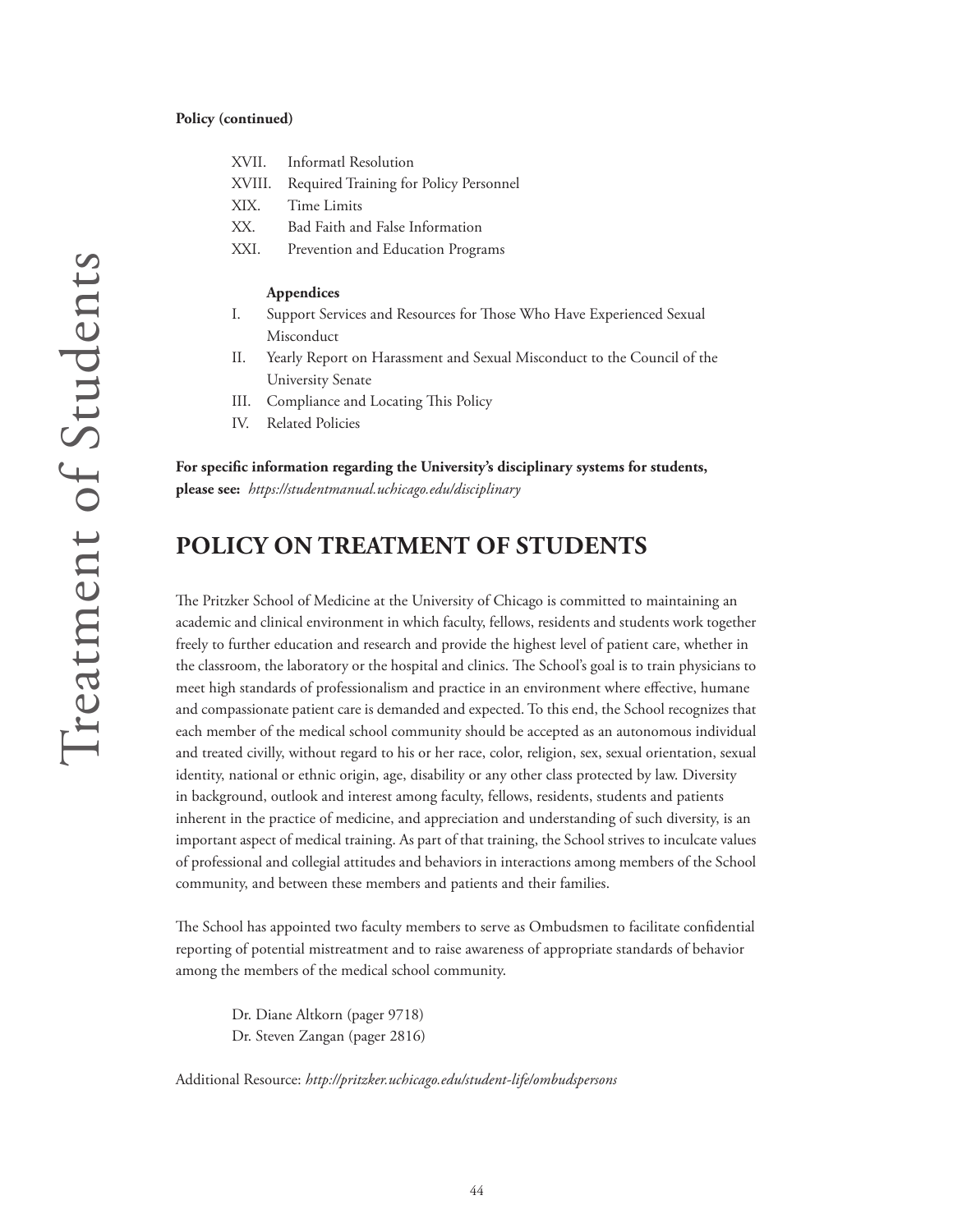**Policy (continued)**

- XVII. Informatl Resolution
- XVIII. Required Training for Policy Personnel
- XIX. Time Limits
- XX. Bad Faith and False Information
- XXI. Prevention and Education Programs

**Appendices**

- I. Support Services and Resources for Those Who Have Experienced Sexual Misconduct
- II. Yearly Report on Harassment and Sexual Misconduct to the Council of the University Senate
- III. Compliance and Locating This Policy
- IV. Related Policies

**For specific information regarding the University's disciplinary systems for students, please see:** *https://studentmanual.uchicago.edu/disciplinary*

## POLICY ON TREATMENT OF STUDENTS

The Pritzker School of Medicine at the University of Chicago is committed to maintaining an academic and clinical environment in which faculty, fellows, residents and students work together freely to further education and research and provide the highest level of patient care, whether in the classroom, the laboratory or the hospital and clinics. The School's goal is to train physicians to meet high standards of professionalism and practice in an environment where effective, humane and compassionate patient care is demanded and expected. To this end, the School recognizes that each member of the medical school community should be accepted as an autonomous individual and treated civilly, without regard to his or her race, color, religion, sex, sexual orientation, sexual identity, national or ethnic origin, age, disability or any other class protected by law. Diversity in background, outlook and interest among faculty, fellows, residents, students and patients inherent in the practice of medicine, and appreciation and understanding of such diversity, is an important aspect of medical training. As part of that training, the School strives to inculcate values of professional and collegial attitudes and behaviors in interactions among members of the School community, and between these members and patients and their families.

The School has appointed two faculty members to serve as Ombudsmen to facilitate confidential reporting of potential mistreatment and to raise awareness of appropriate standards of behavior among the members of the medical school community.

Dr. Diane Altkorn (pager 9718)
Dr. Steven Zangan (pager 2816)

Additional Resource: *http://pritzker.uchicago.edu/student-life/ombudspersons*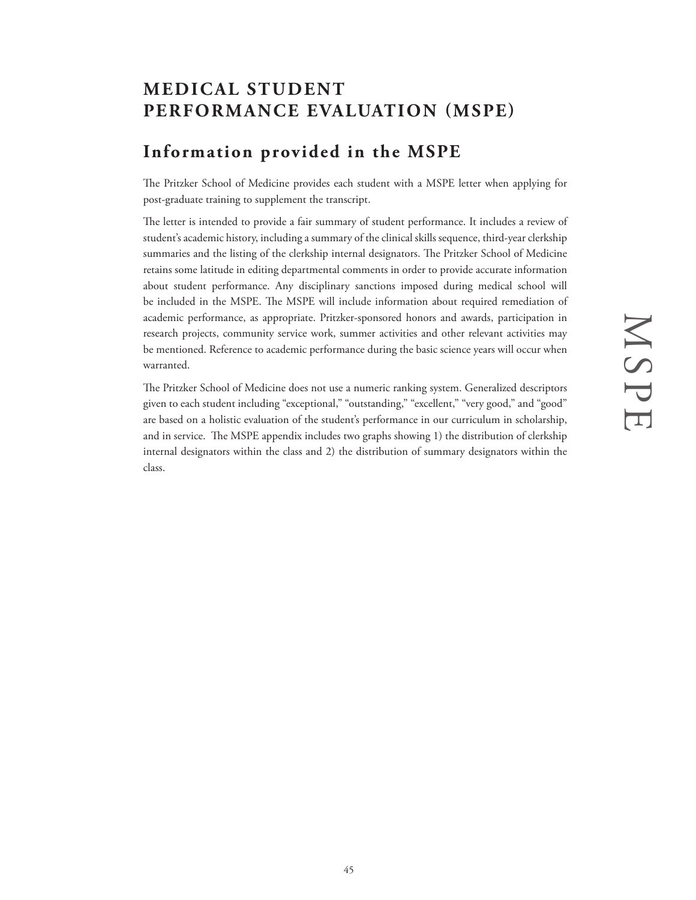# MEDICAL STUDENT PERFORMANCE EVALUATION (MSPE)

## Information provided in the MSPE

The Pritzker School of Medicine provides each student with a MSPE letter when applying for post-graduate training to supplement the transcript.

The letter is intended to provide a fair summary of student performance. It includes a review of student's academic history, including a summary of the clinical skills sequence, third-year clerkship summaries and the listing of the clerkship internal designators. The Pritzker School of Medicine retains some latitude in editing departmental comments in order to provide accurate information about student performance. Any disciplinary sanctions imposed during medical school will be included in the MSPE. The MSPE will include information about required remediation of academic performance, as appropriate. Pritzker-sponsored honors and awards, participation in research projects, community service work, summer activities and other relevant activities may be mentioned. Reference to academic performance during the basic science years will occur when warranted.

The Pritzker School of Medicine does not use a numeric ranking system. Generalized descriptors given to each student including "exceptional," "outstanding," "excellent," "very good," and "good" are based on a holistic evaluation of the student's performance in our curriculum in scholarship, and in service. The MSPE appendix includes two graphs showing 1) the distribution of clerkship internal designators within the class and 2) the distribution of summary designators within the class.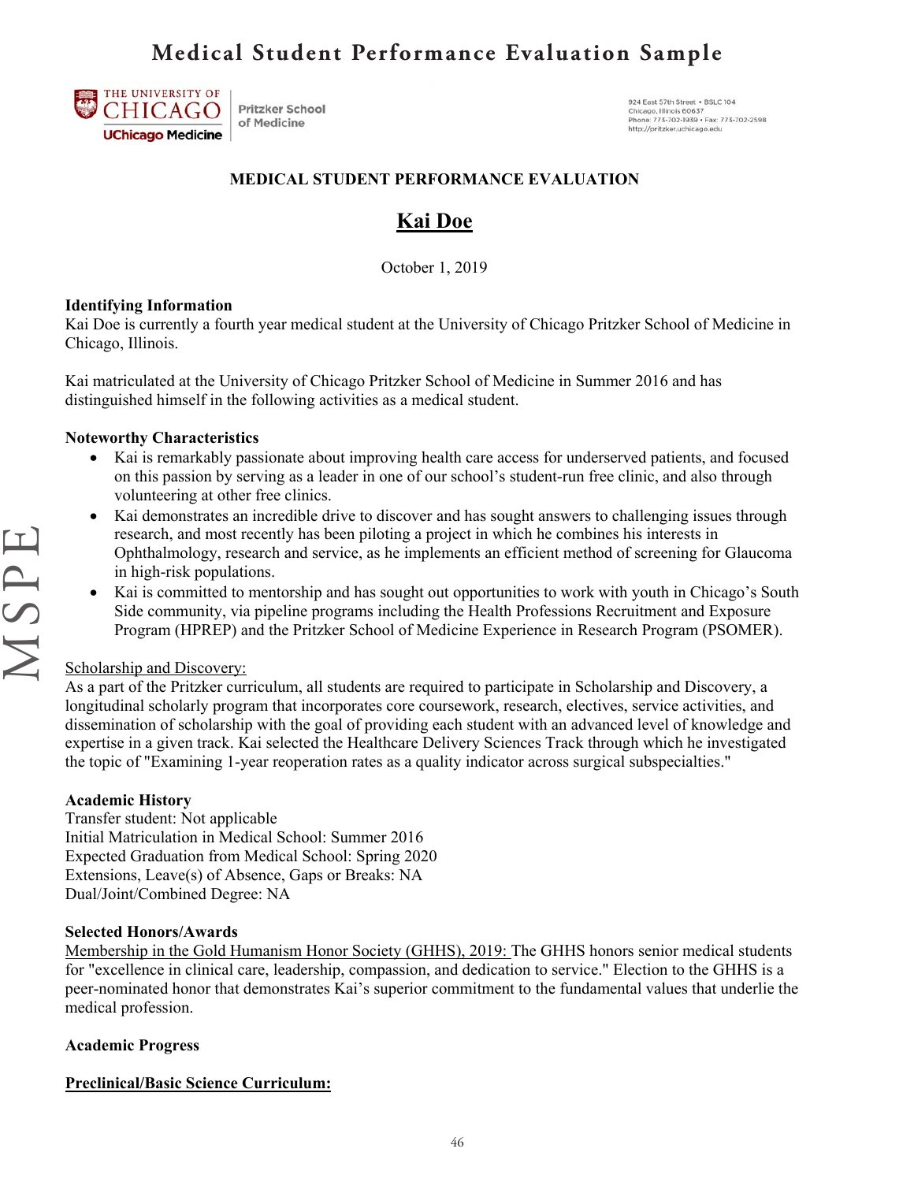# Medical Student Performance Evaluation Sample

THE UNIVERSITY OF CHICAGO
UChicago Medicine
Pritzker School of Medicine

924 East 57th Street • BSLC 104
Chicago, Illinois 60637
Phone: 773-702-1939 • Fax: 773-702-2598
http://pritzker.uchicago.edu

## MEDICAL STUDENT PERFORMANCE EVALUATION

## Kai Doe

October 1, 2019

**Identifying Information**
Kai Doe is currently a fourth year medical student at the University of Chicago Pritzker School of Medicine in Chicago, Illinois.

Kai matriculated at the University of Chicago Pritzker School of Medicine in Summer 2016 and has distinguished himself in the following activities as a medical student.

**Noteworthy Characteristics**

- Kai is remarkably passionate about improving health care access for underserved patients, and focused on this passion by serving as a leader in one of our school's student-run free clinic, and also through volunteering at other free clinics.
- Kai demonstrates an incredible drive to discover and has sought answers to challenging issues through research, and most recently has been piloting a project in which he combines his interests in Ophthalmology, research and service, as he implements an efficient method of screening for Glaucoma in high-risk populations.
- Kai is committed to mentorship and has sought out opportunities to work with youth in Chicago's South Side community, via pipeline programs including the Health Professions Recruitment and Exposure Program (HPREP) and the Pritzker School of Medicine Experience in Research Program (PSOMER).

Scholarship and Discovery:
As a part of the Pritzker curriculum, all students are required to participate in Scholarship and Discovery, a longitudinal scholarly program that incorporates core coursework, research, electives, service activities, and dissemination of scholarship with the goal of providing each student with an advanced level of knowledge and expertise in a given track. Kai selected the Healthcare Delivery Sciences Track through which he investigated the topic of "Examining 1-year reoperation rates as a quality indicator across surgical subspecialties."

**Academic History**
Transfer student: Not applicable
Initial Matriculation in Medical School: Summer 2016
Expected Graduation from Medical School: Spring 2020
Extensions, Leave(s) of Absence, Gaps or Breaks: NA
Dual/Joint/Combined Degree: NA

**Selected Honors/Awards**
Membership in the Gold Humanism Honor Society (GHHS), 2019: The GHHS honors senior medical students for "excellence in clinical care, leadership, compassion, and dedication to service." Election to the GHHS is a peer-nominated honor that demonstrates Kai's superior commitment to the fundamental values that underlie the medical profession.

**Academic Progress**

**Preclinical/Basic Science Curriculum:**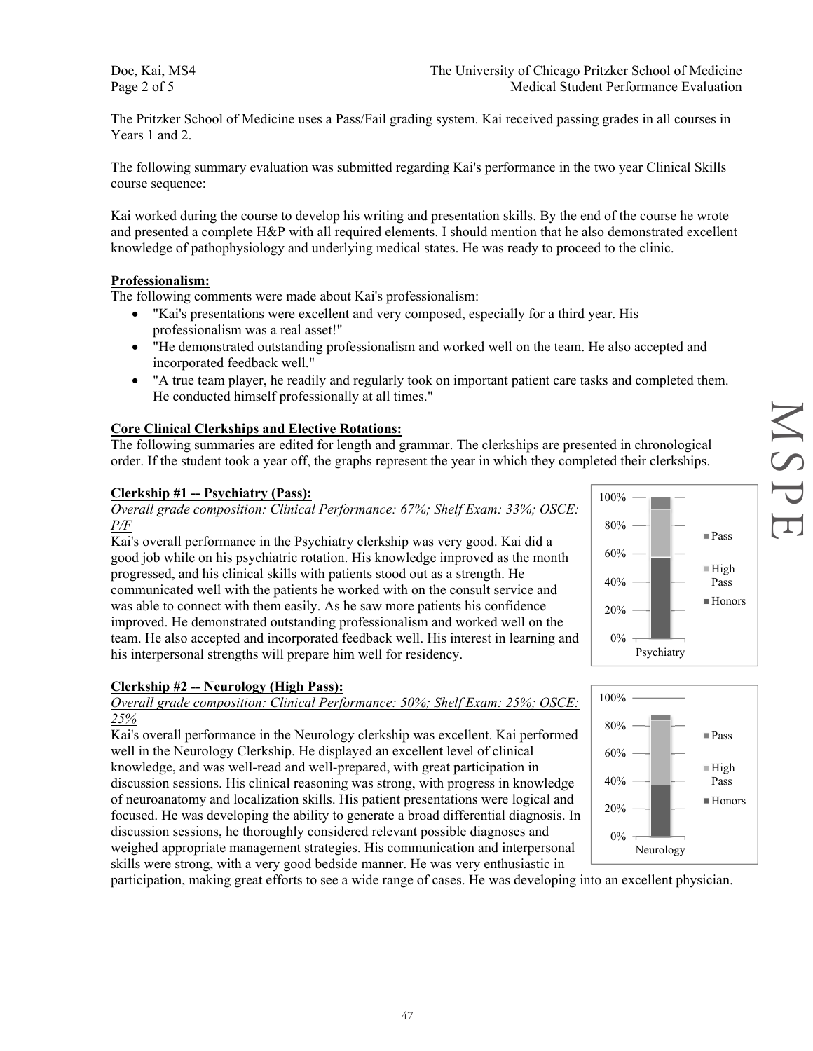The Pritzker School of Medicine uses a Pass/Fail grading system. Kai received passing grades in all courses in Years 1 and 2.

The following summary evaluation was submitted regarding Kai's performance in the two year Clinical Skills course sequence:

Kai worked during the course to develop his writing and presentation skills. By the end of the course he wrote and presented a complete H&P with all required elements. I should mention that he also demonstrated excellent knowledge of pathophysiology and underlying medical states. He was ready to proceed to the clinic.

**Professionalism:**

The following comments were made about Kai's professionalism:

- "Kai's presentations were excellent and very composed, especially for a third year. His professionalism was a real asset!"
- "He demonstrated outstanding professionalism and worked well on the team. He also accepted and incorporated feedback well."
- "A true team player, he readily and regularly took on important patient care tasks and completed them. He conducted himself professionally at all times."

**Core Clinical Clerkships and Elective Rotations:**

The following summaries are edited for length and grammar. The clerkships are presented in chronological order. If the student took a year off, the graphs represent the year in which they completed their clerkships.

**Clerkship #1 -- Psychiatry (Pass):**

*Overall grade composition: Clinical Performance: 67%; Shelf Exam: 33%; OSCE: P/F*

Kai's overall performance in the Psychiatry clerkship was very good. Kai did a good job while on his psychiatric rotation. His knowledge improved as the month progressed, and his clinical skills with patients stood out as a strength. He communicated well with the patients he worked with on the consult service and was able to connect with them easily. As he saw more patients his confidence improved. He demonstrated outstanding professionalism and worked well on the team. He also accepted and incorporated feedback well. His interest in learning and his interpersonal strengths will prepare him well for residency.

**Clerkship #2 -- Neurology (High Pass):**

*Overall grade composition: Clinical Performance: 50%; Shelf Exam: 25%; OSCE: 25%*

Kai's overall performance in the Neurology clerkship was excellent. Kai performed well in the Neurology Clerkship. He displayed an excellent level of clinical knowledge, and was well-read and well-prepared, with great participation in discussion sessions. His clinical reasoning was strong, with progress in knowledge of neuroanatomy and localization skills. His patient presentations were logical and focused. He was developing the ability to generate a broad differential diagnosis. In discussion sessions, he thoroughly considered relevant possible diagnoses and weighed appropriate management strategies. His communication and interpersonal skills were strong, with a very good bedside manner. He was very enthusiastic in participation, making great efforts to see a wide range of cases. He was developing into an excellent physician.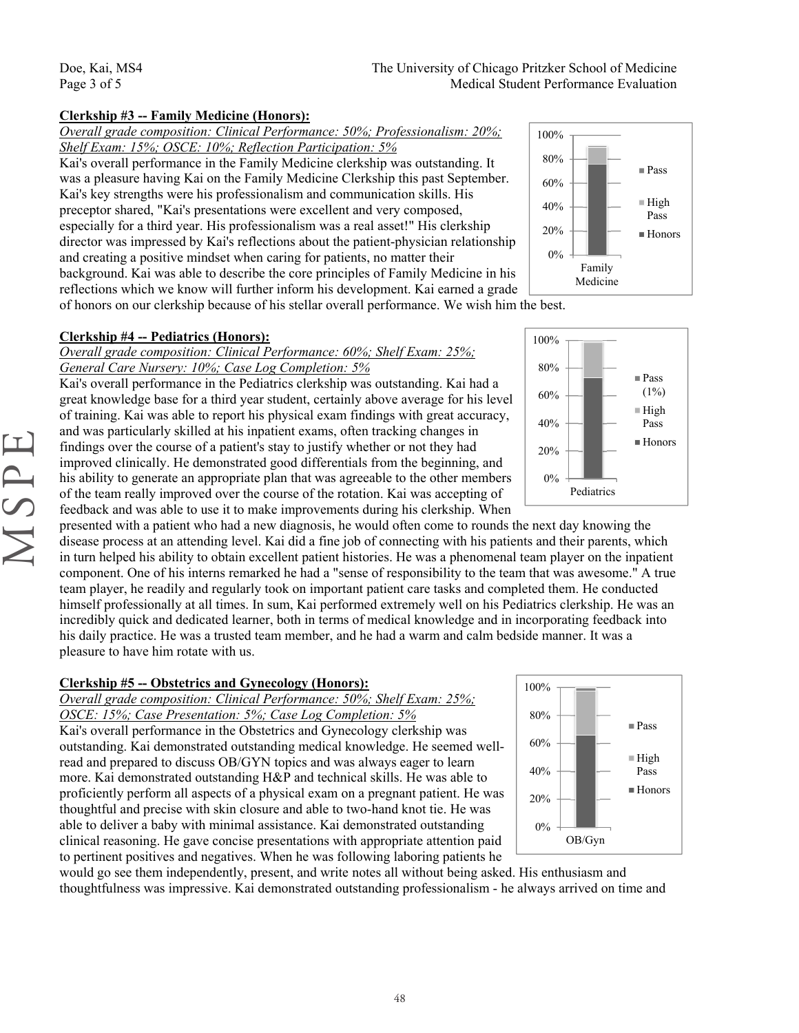**Clerkship #3 -- Family Medicine (Honors):**

*Overall grade composition: Clinical Performance: 50%; Professionalism: 20%; Shelf Exam: 15%; OSCE: 10%; Reflection Participation: 5%*

Kai's overall performance in the Family Medicine clerkship was outstanding. It was a pleasure having Kai on the Family Medicine Clerkship this past September. Kai's key strengths were his professionalism and communication skills. His preceptor shared, "Kai's presentations were excellent and very composed, especially for a third year. His professionalism was a real asset!" His clerkship director was impressed by Kai's reflections about the patient-physician relationship and creating a positive mindset when caring for patients, no matter their background. Kai was able to describe the core principles of Family Medicine in his reflections which we know will further inform his development. Kai earned a grade of honors on our clerkship because of his stellar overall performance. We wish him the best.

**Clerkship #4 -- Pediatrics (Honors):**

*Overall grade composition: Clinical Performance: 60%; Shelf Exam: 25%; General Care Nursery: 10%; Case Log Completion: 5%*

Kai's overall performance in the Pediatrics clerkship was outstanding. Kai had a great knowledge base for a third year student, certainly above average for his level of training. Kai was able to report his physical exam findings with great accuracy, and was particularly skilled at his inpatient exams, often tracking changes in findings over the course of a patient's stay to justify whether or not they had improved clinically. He demonstrated good differentials from the beginning, and his ability to generate an appropriate plan that was agreeable to the other members of the team really improved over the course of the rotation. Kai was accepting of feedback and was able to use it to make improvements during his clerkship. When presented with a patient who had a new diagnosis, he would often come to rounds the next day knowing the disease process at an attending level. Kai did a fine job of connecting with his patients and their parents, which in turn helped his ability to obtain excellent patient histories. He was a phenomenal team player on the inpatient component. One of his interns remarked he had a "sense of responsibility to the team that was awesome." A true team player, he readily and regularly took on important patient care tasks and completed them. He conducted himself professionally at all times. In sum, Kai performed extremely well on his Pediatrics clerkship. He was an incredibly quick and dedicated learner, both in terms of medical knowledge and in incorporating feedback into his daily practice. He was a trusted team member, and he had a warm and calm bedside manner. It was a pleasure to have him rotate with us.

**Clerkship #5 -- Obstetrics and Gynecology (Honors):**

*Overall grade composition: Clinical Performance: 50%; Shelf Exam: 25%; OSCE: 15%; Case Presentation: 5%; Case Log Completion: 5%*

Kai's overall performance in the Obstetrics and Gynecology clerkship was outstanding. Kai demonstrated outstanding medical knowledge. He seemed well-read and prepared to discuss OB/GYN topics and was always eager to learn more. Kai demonstrated outstanding H&P and technical skills. He was able to proficiently perform all aspects of a physical exam on a pregnant patient. He was thoughtful and precise with skin closure and able to two-hand knot tie. He was able to deliver a baby with minimal assistance. Kai demonstrated outstanding clinical reasoning. He gave concise presentations with appropriate attention paid to pertinent positives and negatives. When he was following laboring patients he would go see them independently, present, and write notes all without being asked. His enthusiasm and thoughtfulness was impressive. Kai demonstrated outstanding professionalism - he always arrived on time and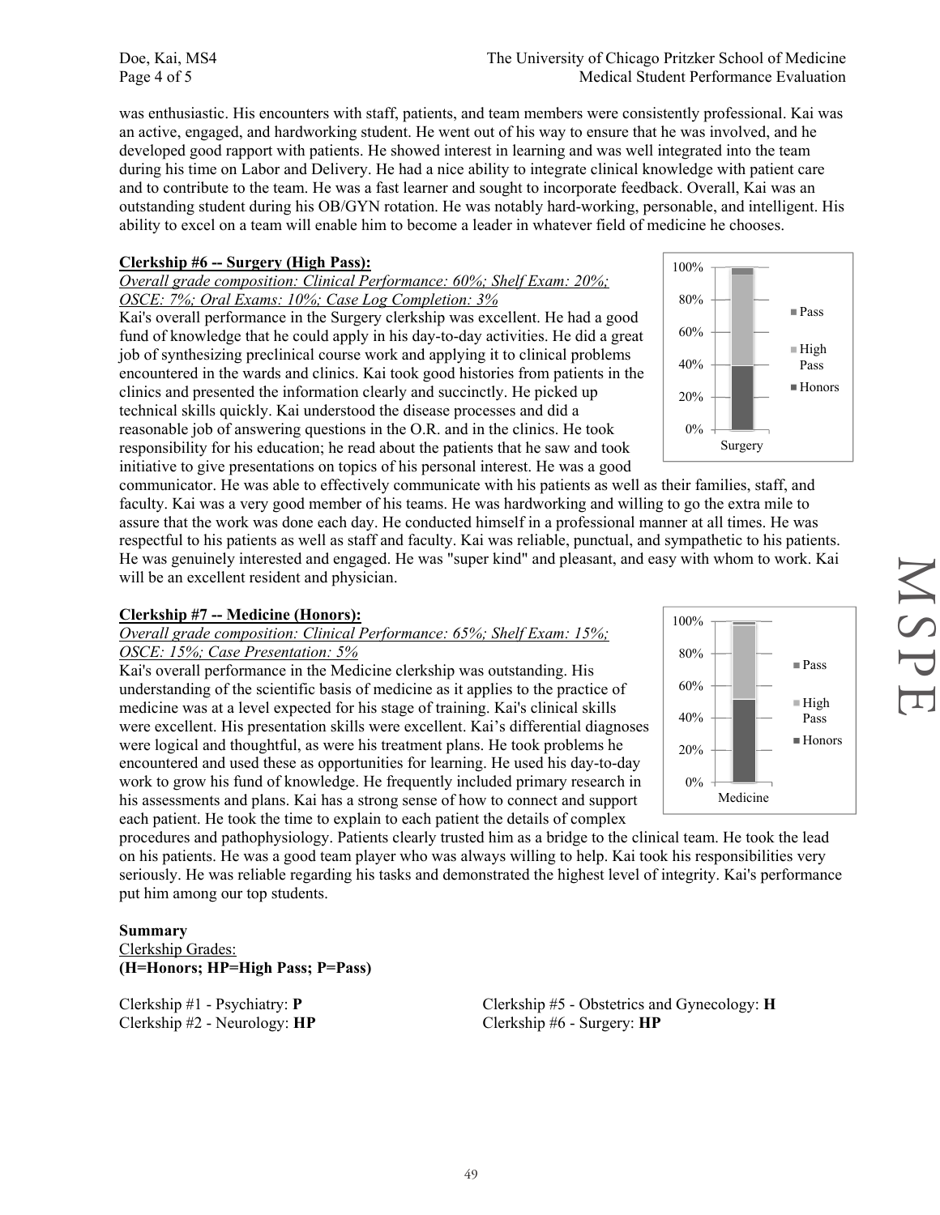was enthusiastic. His encounters with staff, patients, and team members were consistently professional. Kai was an active, engaged, and hardworking student. He went out of his way to ensure that he was involved, and he developed good rapport with patients. He showed interest in learning and was well integrated into the team during his time on Labor and Delivery. He had a nice ability to integrate clinical knowledge with patient care and to contribute to the team. He was a fast learner and sought to incorporate feedback. Overall, Kai was an outstanding student during his OB/GYN rotation. He was notably hard-working, personable, and intelligent. His ability to excel on a team will enable him to become a leader in whatever field of medicine he chooses.

**Clerkship #6 -- Surgery (High Pass):**

*Overall grade composition: Clinical Performance: 60%; Shelf Exam: 20%; OSCE: 7%; Oral Exams: 10%; Case Log Completion: 3%*

Kai's overall performance in the Surgery clerkship was excellent. He had a good fund of knowledge that he could apply in his day-to-day activities. He did a great job of synthesizing preclinical course work and applying it to clinical problems encountered in the wards and clinics. Kai took good histories from patients in the clinics and presented the information clearly and succinctly. He picked up technical skills quickly. Kai understood the disease processes and did a reasonable job of answering questions in the O.R. and in the clinics. He took responsibility for his education; he read about the patients that he saw and took initiative to give presentations on topics of his personal interest. He was a good communicator. He was able to effectively communicate with his patients as well as their families, staff, and faculty. Kai was a very good member of his teams. He was hardworking and willing to go the extra mile to assure that the work was done each day. He conducted himself in a professional manner at all times. He was respectful to his patients as well as staff and faculty. Kai was reliable, punctual, and sympathetic to his patients. He was genuinely interested and engaged. He was "super kind" and pleasant, and easy with whom to work. Kai will be an excellent resident and physician.

**Clerkship #7 -- Medicine (Honors):**

*Overall grade composition: Clinical Performance: 65%; Shelf Exam: 15%; OSCE: 15%; Case Presentation: 5%*

Kai's overall performance in the Medicine clerkship was outstanding. His understanding of the scientific basis of medicine as it applies to the practice of medicine was at a level expected for his stage of training. Kai's clinical skills were excellent. His presentation skills were excellent. Kai's differential diagnoses were logical and thoughtful, as were his treatment plans. He took problems he encountered and used these as opportunities for learning. He used his day-to-day work to grow his fund of knowledge. He frequently included primary research in his assessments and plans. Kai has a strong sense of how to connect and support each patient. He took the time to explain to each patient the details of complex procedures and pathophysiology. Patients clearly trusted him as a bridge to the clinical team. He took the lead on his patients. He was a good team player who was always willing to help. Kai took his responsibilities very seriously. He was reliable regarding his tasks and demonstrated the highest level of integrity. Kai's performance put him among our top students.

**Summary**

Clerkship Grades:

**(H=Honors; HP=High Pass; P=Pass)**

Clerkship #1 - Psychiatry: **P**

Clerkship #2 - Neurology: **HP**

Clerkship #5 - Obstetrics and Gynecology: **H**

Clerkship #6 - Surgery: **HP**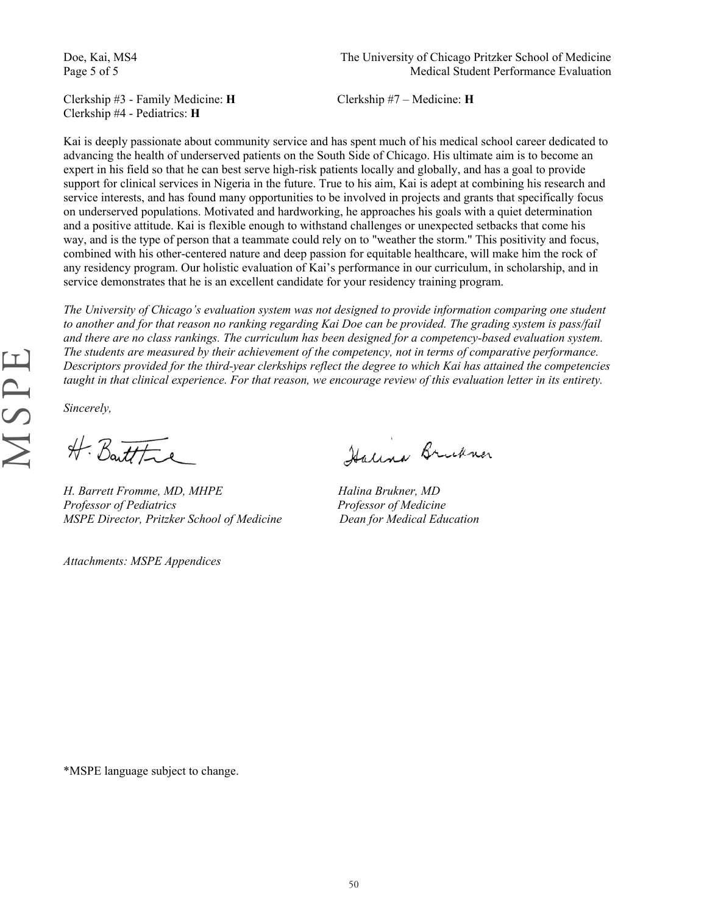Clerkship #3 - Family Medicine: **H**
Clerkship #4 - Pediatrics: **H**
Clerkship #7 – Medicine: **H**

Kai is deeply passionate about community service and has spent much of his medical school career dedicated to advancing the health of underserved patients on the South Side of Chicago. His ultimate aim is to become an expert in his field so that he can best serve high-risk patients locally and globally, and has a goal to provide support for clinical services in Nigeria in the future. True to his aim, Kai is adept at combining his research and service interests, and has found many opportunities to be involved in projects and grants that specifically focus on underserved populations. Motivated and hardworking, he approaches his goals with a quiet determination and a positive attitude. Kai is flexible enough to withstand challenges or unexpected setbacks that come his way, and is the type of person that a teammate could rely on to "weather the storm." This positivity and focus, combined with his other-centered nature and deep passion for equitable healthcare, will make him the rock of any residency program. Our holistic evaluation of Kai's performance in our curriculum, in scholarship, and in service demonstrates that he is an excellent candidate for your residency training program.

*The University of Chicago's evaluation system was not designed to provide information comparing one student to another and for that reason no ranking regarding Kai Doe can be provided. The grading system is pass/fail and there are no class rankings. The curriculum has been designed for a competency-based evaluation system. The students are measured by their achievement of the competency, not in terms of comparative performance. Descriptors provided for the third-year clerkships reflect the degree to which Kai has attained the competencies taught in that clinical experience. For that reason, we encourage review of this evaluation letter in its entirety.*

*Sincerely,*

*H. Barrett Fromme, MD, MHPE*
*Professor of Pediatrics*
*MSPE Director, Pritzker School of Medicine*

*Halina Brukner, MD*
*Professor of Medicine*
*Dean for Medical Education*

*Attachments: MSPE Appendices*

*MSPE language subject to change.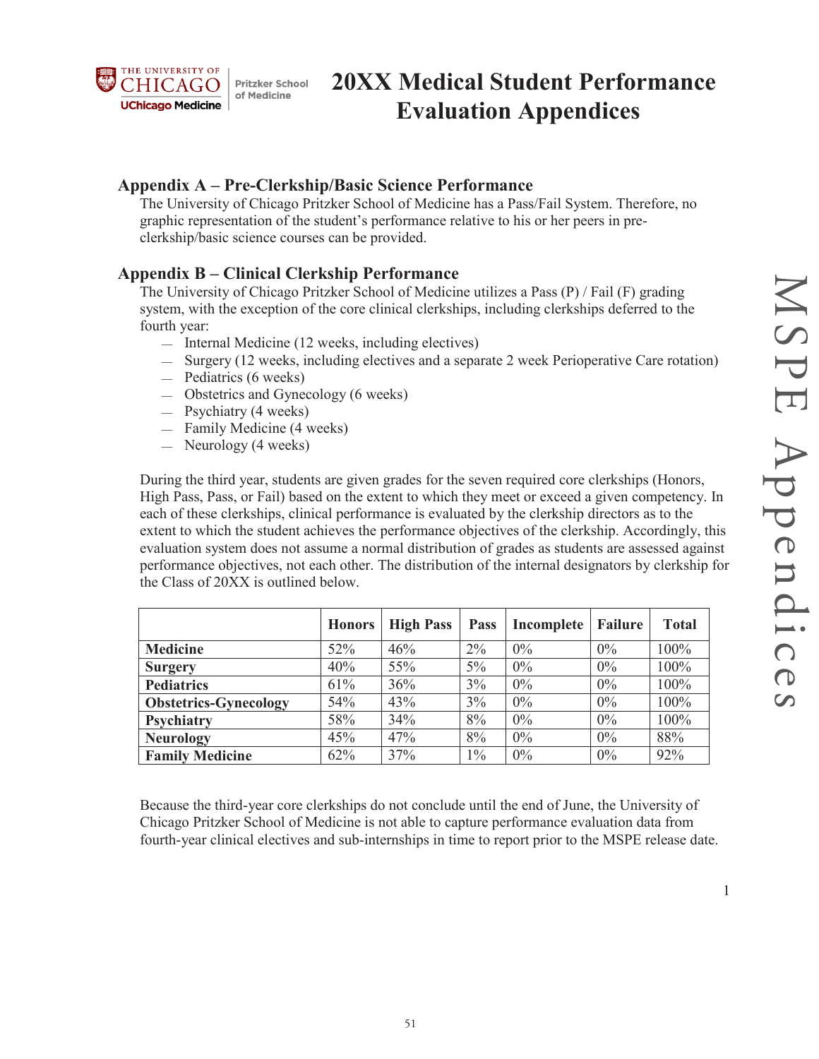# 20XX Medical Student Performance Evaluation Appendices

## Appendix A – Pre-Clerkship/Basic Science Performance

The University of Chicago Pritzker School of Medicine has a Pass/Fail System. Therefore, no graphic representation of the student's performance relative to his or her peers in pre-clerkship/basic science courses can be provided.

## Appendix B – Clinical Clerkship Performance

The University of Chicago Pritzker School of Medicine utilizes a Pass (P) / Fail (F) grading system, with the exception of the core clinical clerkships, including clerkships deferred to the fourth year:

- Internal Medicine (12 weeks, including electives)
- Surgery (12 weeks, including electives and a separate 2 week Perioperative Care rotation)
- Pediatrics (6 weeks)
- Obstetrics and Gynecology (6 weeks)
- Psychiatry (4 weeks)
- Family Medicine (4 weeks)
- Neurology (4 weeks)

During the third year, students are given grades for the seven required core clerkships (Honors, High Pass, Pass, or Fail) based on the extent to which they meet or exceed a given competency. In each of these clerkships, clinical performance is evaluated by the clerkship directors as to the extent to which the student achieves the performance objectives of the clerkship. Accordingly, this evaluation system does not assume a normal distribution of grades as students are assessed against performance objectives, not each other. The distribution of the internal designators by clerkship for the Class of 20XX is outlined below.

| | Honors | High Pass | Pass | Incomplete | Failure | Total |
|---|---|---|---|---|---|---|
| **Medicine** | 52% | 46% | 2% | 0% | 0% | 100% |
| **Surgery** | 40% | 55% | 5% | 0% | 0% | 100% |
| **Pediatrics** | 61% | 36% | 3% | 0% | 0% | 100% |
| **Obstetrics-Gynecology** | 54% | 43% | 3% | 0% | 0% | 100% |
| **Psychiatry** | 58% | 34% | 8% | 0% | 0% | 100% |
| **Neurology** | 45% | 47% | 8% | 0% | 0% | 88% |
| **Family Medicine** | 62% | 37% | 1% | 0% | 0% | 92% |

Because the third-year core clerkships do not conclude until the end of June, the University of Chicago Pritzker School of Medicine is not able to capture performance evaluation data from fourth-year clinical electives and sub-internships in time to report prior to the MSPE release date.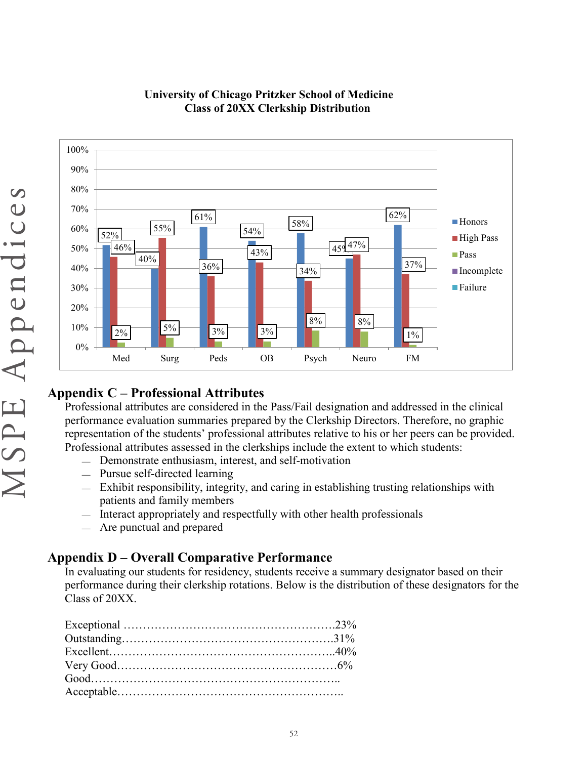**University of Chicago Pritzker School of Medicine**
**Class of 20XX Clerkship Distribution**

| Clerkship | Honors | High Pass | Pass |
|---|---|---|---|
| Med | 52% | 46% | 2% |
| Surg | 40% | 55% | 5% |
| Peds | 61% | 36% | 3% |
| OB | 54% | 43% | 3% |
| Psych | 58% | 34% | 8% |
| Neuro | 45% | 47% | 8% |
| FM | 62% | 37% | 1% |

Legend: Honors, High Pass, Pass, Incomplete, Failure

## Appendix C – Professional Attributes

Professional attributes are considered in the Pass/Fail designation and addressed in the clinical performance evaluation summaries prepared by the Clerkship Directors. Therefore, no graphic representation of the students' professional attributes relative to his or her peers can be provided. Professional attributes assessed in the clerkships include the extent to which students:

- Demonstrate enthusiasm, interest, and self-motivation
- Pursue self-directed learning
- Exhibit responsibility, integrity, and caring in establishing trusting relationships with patients and family members
- Interact appropriately and respectfully with other health professionals
- Are punctual and prepared

## Appendix D – Overall Comparative Performance

In evaluating our students for residency, students receive a summary designator based on their performance during their clerkship rotations. Below is the distribution of these designators for the Class of 20XX.

Exceptional ……………………………………………….23%
Outstanding……………………………………………….31%
Excellent………………………………………………….40%
Very Good…………………………………………………6%
Good……………………………………………………..
Acceptable…………………………………………………..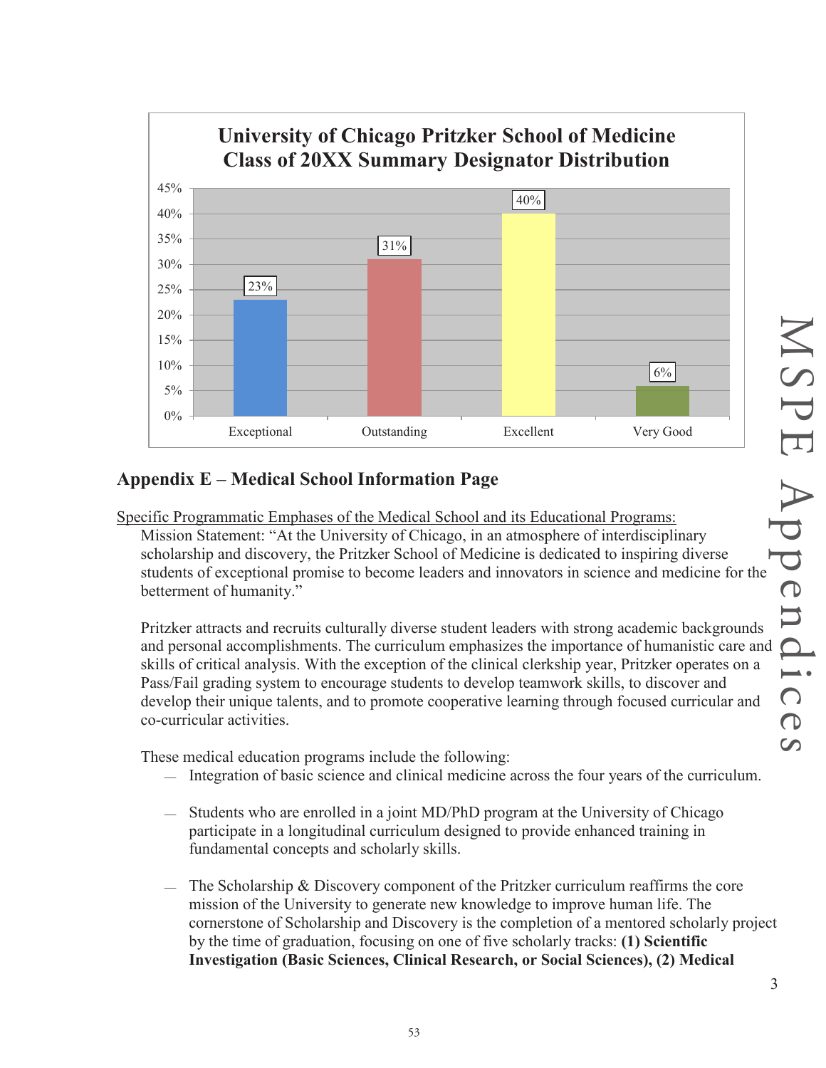**University of Chicago Pritzker School of Medicine Class of 20XX Summary Designator Distribution**

| Designator | Percentage |
| --- | --- |
| Exceptional | 23% |
| Outstanding | 31% |
| Excellent | 40% |
| Very Good | 6% |

## Appendix E – Medical School Information Page

Specific Programmatic Emphases of the Medical School and its Educational Programs:

Mission Statement: "At the University of Chicago, in an atmosphere of interdisciplinary scholarship and discovery, the Pritzker School of Medicine is dedicated to inspiring diverse students of exceptional promise to become leaders and innovators in science and medicine for the betterment of humanity."

Pritzker attracts and recruits culturally diverse student leaders with strong academic backgrounds and personal accomplishments. The curriculum emphasizes the importance of humanistic care and skills of critical analysis. With the exception of the clinical clerkship year, Pritzker operates on a Pass/Fail grading system to encourage students to develop teamwork skills, to discover and develop their unique talents, and to promote cooperative learning through focused curricular and co-curricular activities.

These medical education programs include the following:

- Integration of basic science and clinical medicine across the four years of the curriculum.
- Students who are enrolled in a joint MD/PhD program at the University of Chicago participate in a longitudinal curriculum designed to provide enhanced training in fundamental concepts and scholarly skills.
- The Scholarship & Discovery component of the Pritzker curriculum reaffirms the core mission of the University to generate new knowledge to improve human life. The cornerstone of Scholarship and Discovery is the completion of a mentored scholarly project by the time of graduation, focusing on one of five scholarly tracks: **(1) Scientific Investigation (Basic Sciences, Clinical Research, or Social Sciences), (2) Medical**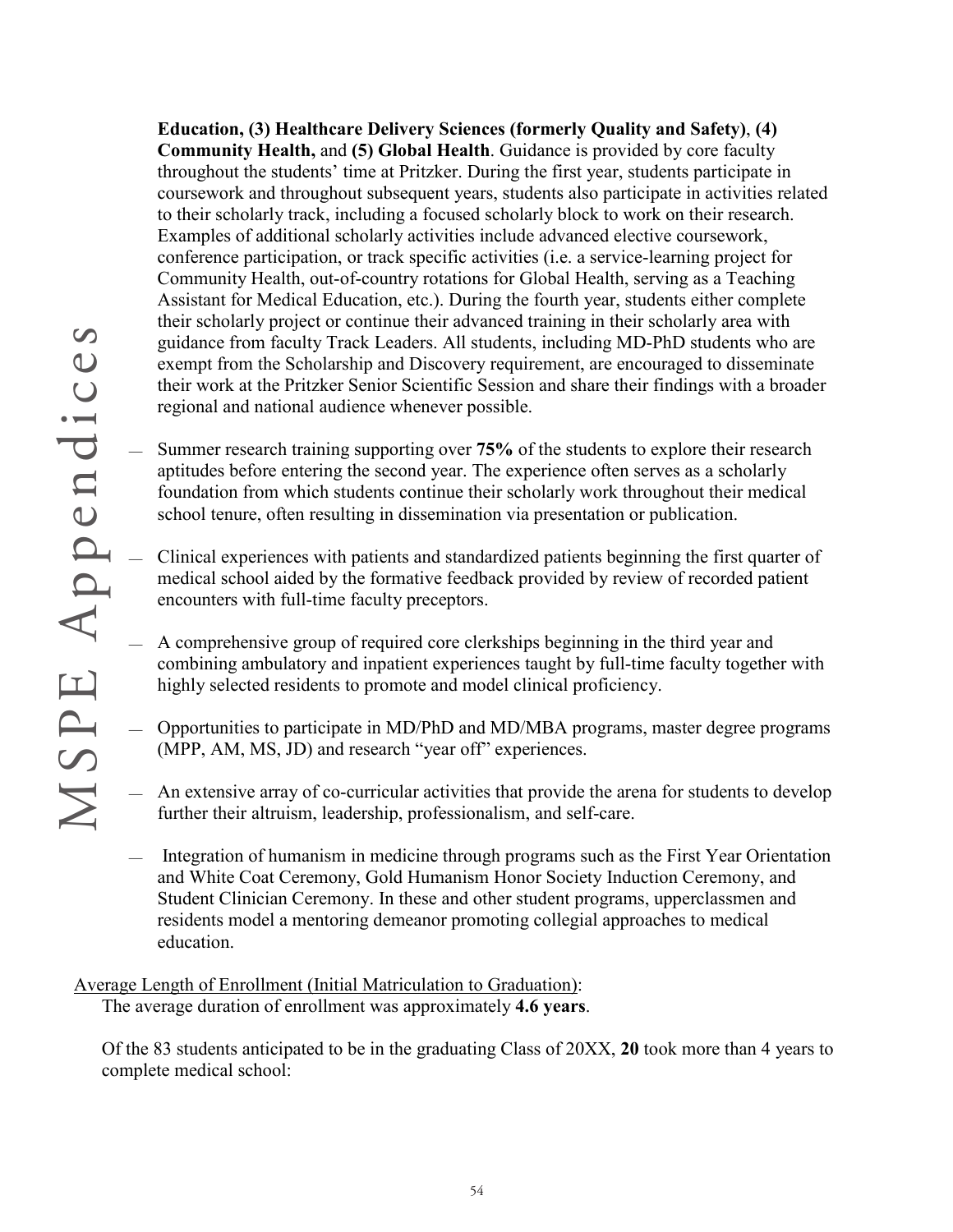**Education, (3) Healthcare Delivery Sciences (formerly Quality and Safety)**, **(4) Community Health,** and **(5) Global Health**. Guidance is provided by core faculty throughout the students' time at Pritzker. During the first year, students participate in coursework and throughout subsequent years, students also participate in activities related to their scholarly track, including a focused scholarly block to work on their research. Examples of additional scholarly activities include advanced elective coursework, conference participation, or track specific activities (i.e. a service-learning project for Community Health, out-of-country rotations for Global Health, serving as a Teaching Assistant for Medical Education, etc.). During the fourth year, students either complete their scholarly project or continue their advanced training in their scholarly area with guidance from faculty Track Leaders. All students, including MD-PhD students who are exempt from the Scholarship and Discovery requirement, are encouraged to disseminate their work at the Pritzker Senior Scientific Session and share their findings with a broader regional and national audience whenever possible.

- Summer research training supporting over **75%** of the students to explore their research aptitudes before entering the second year. The experience often serves as a scholarly foundation from which students continue their scholarly work throughout their medical school tenure, often resulting in dissemination via presentation or publication.
- Clinical experiences with patients and standardized patients beginning the first quarter of medical school aided by the formative feedback provided by review of recorded patient encounters with full-time faculty preceptors.
- A comprehensive group of required core clerkships beginning in the third year and combining ambulatory and inpatient experiences taught by full-time faculty together with highly selected residents to promote and model clinical proficiency.
- Opportunities to participate in MD/PhD and MD/MBA programs, master degree programs (MPP, AM, MS, JD) and research "year off" experiences.
- An extensive array of co-curricular activities that provide the arena for students to develop further their altruism, leadership, professionalism, and self-care.
- Integration of humanism in medicine through programs such as the First Year Orientation and White Coat Ceremony, Gold Humanism Honor Society Induction Ceremony, and Student Clinician Ceremony. In these and other student programs, upperclassmen and residents model a mentoring demeanor promoting collegial approaches to medical education.

<u>Average Length of Enrollment (Initial Matriculation to Graduation)</u>:

The average duration of enrollment was approximately **4.6 years**.

Of the 83 students anticipated to be in the graduating Class of 20XX, **20** took more than 4 years to complete medical school: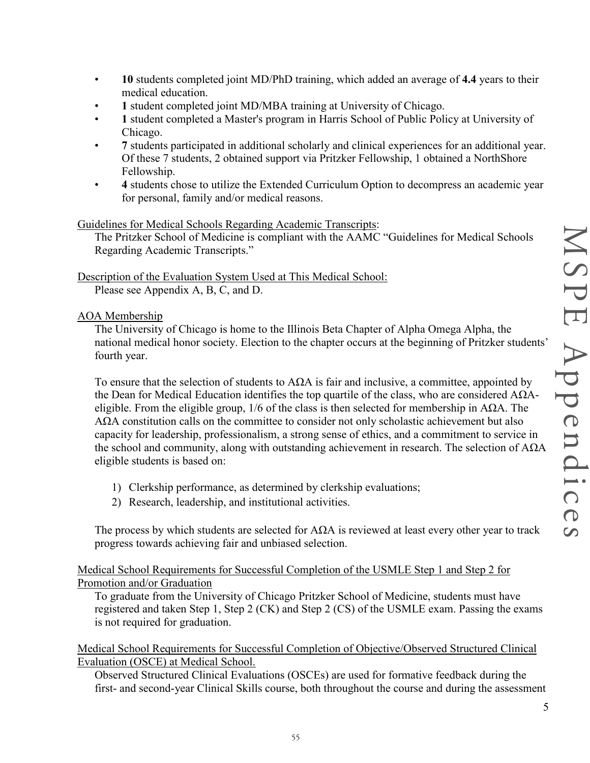- **10** students completed joint MD/PhD training, which added an average of **4.4** years to their medical education.
- **1** student completed joint MD/MBA training at University of Chicago.
- **1** student completed a Master's program in Harris School of Public Policy at University of Chicago.
- **7** students participated in additional scholarly and clinical experiences for an additional year. Of these 7 students, 2 obtained support via Pritzker Fellowship, 1 obtained a NorthShore Fellowship.
- **4** students chose to utilize the Extended Curriculum Option to decompress an academic year for personal, family and/or medical reasons.

Guidelines for Medical Schools Regarding Academic Transcripts:

The Pritzker School of Medicine is compliant with the AAMC "Guidelines for Medical Schools Regarding Academic Transcripts."

Description of the Evaluation System Used at This Medical School:

Please see Appendix A, B, C, and D.

AOA Membership

The University of Chicago is home to the Illinois Beta Chapter of Alpha Omega Alpha, the national medical honor society. Election to the chapter occurs at the beginning of Pritzker students' fourth year.

To ensure that the selection of students to AΩA is fair and inclusive, a committee, appointed by the Dean for Medical Education identifies the top quartile of the class, who are considered AΩA-eligible. From the eligible group, 1/6 of the class is then selected for membership in AΩA. The AΩA constitution calls on the committee to consider not only scholastic achievement but also capacity for leadership, professionalism, a strong sense of ethics, and a commitment to service in the school and community, along with outstanding achievement in research. The selection of AΩA eligible students is based on:

1) Clerkship performance, as determined by clerkship evaluations;
2) Research, leadership, and institutional activities.

The process by which students are selected for AΩA is reviewed at least every other year to track progress towards achieving fair and unbiased selection.

Medical School Requirements for Successful Completion of the USMLE Step 1 and Step 2 for Promotion and/or Graduation

To graduate from the University of Chicago Pritzker School of Medicine, students must have registered and taken Step 1, Step 2 (CK) and Step 2 (CS) of the USMLE exam. Passing the exams is not required for graduation.

Medical School Requirements for Successful Completion of Objective/Observed Structured Clinical Evaluation (OSCE) at Medical School.

Observed Structured Clinical Evaluations (OSCEs) are used for formative feedback during the first- and second-year Clinical Skills course, both throughout the course and during the assessment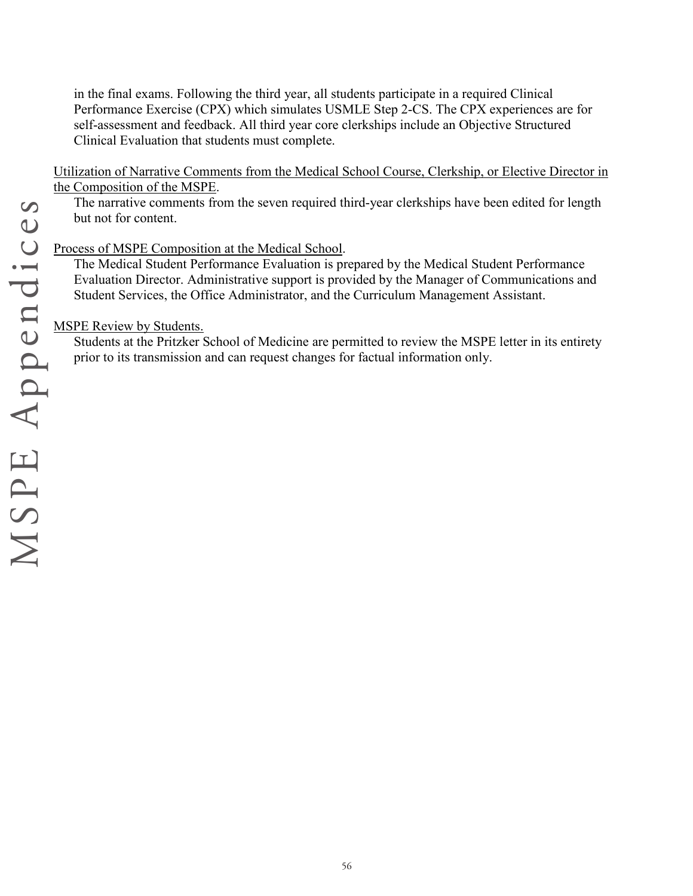in the final exams. Following the third year, all students participate in a required Clinical Performance Exercise (CPX) which simulates USMLE Step 2-CS. The CPX experiences are for self-assessment and feedback. All third year core clerkships include an Objective Structured Clinical Evaluation that students must complete.

<u>Utilization of Narrative Comments from the Medical School Course, Clerkship, or Elective Director in the Composition of the MSPE</u>.

The narrative comments from the seven required third-year clerkships have been edited for length but not for content.

<u>Process of MSPE Composition at the Medical School</u>.

The Medical Student Performance Evaluation is prepared by the Medical Student Performance Evaluation Director. Administrative support is provided by the Manager of Communications and Student Services, the Office Administrator, and the Curriculum Management Assistant.

<u>MSPE Review by Students.</u>

Students at the Pritzker School of Medicine are permitted to review the MSPE letter in its entirety prior to its transmission and can request changes for factual information only.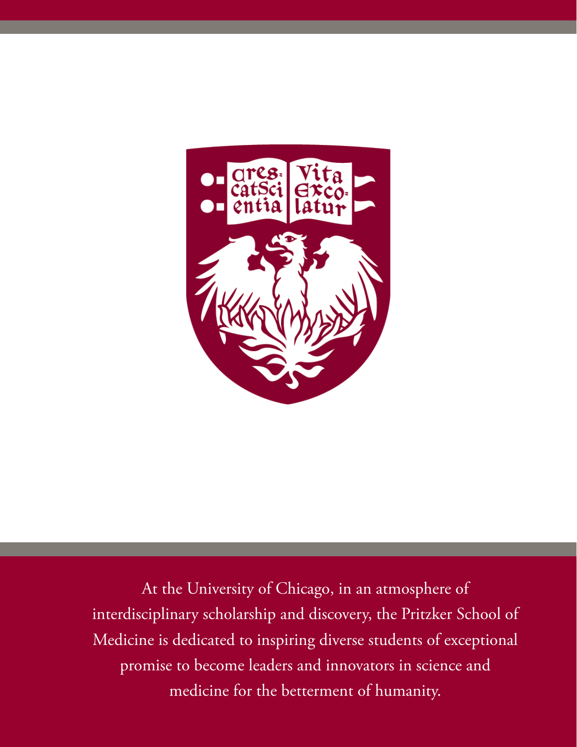At the University of Chicago, in an atmosphere of interdisciplinary scholarship and discovery, the Pritzker School of Medicine is dedicated to inspiring diverse students of exceptional promise to become leaders and innovators in science and medicine for the betterment of humanity.